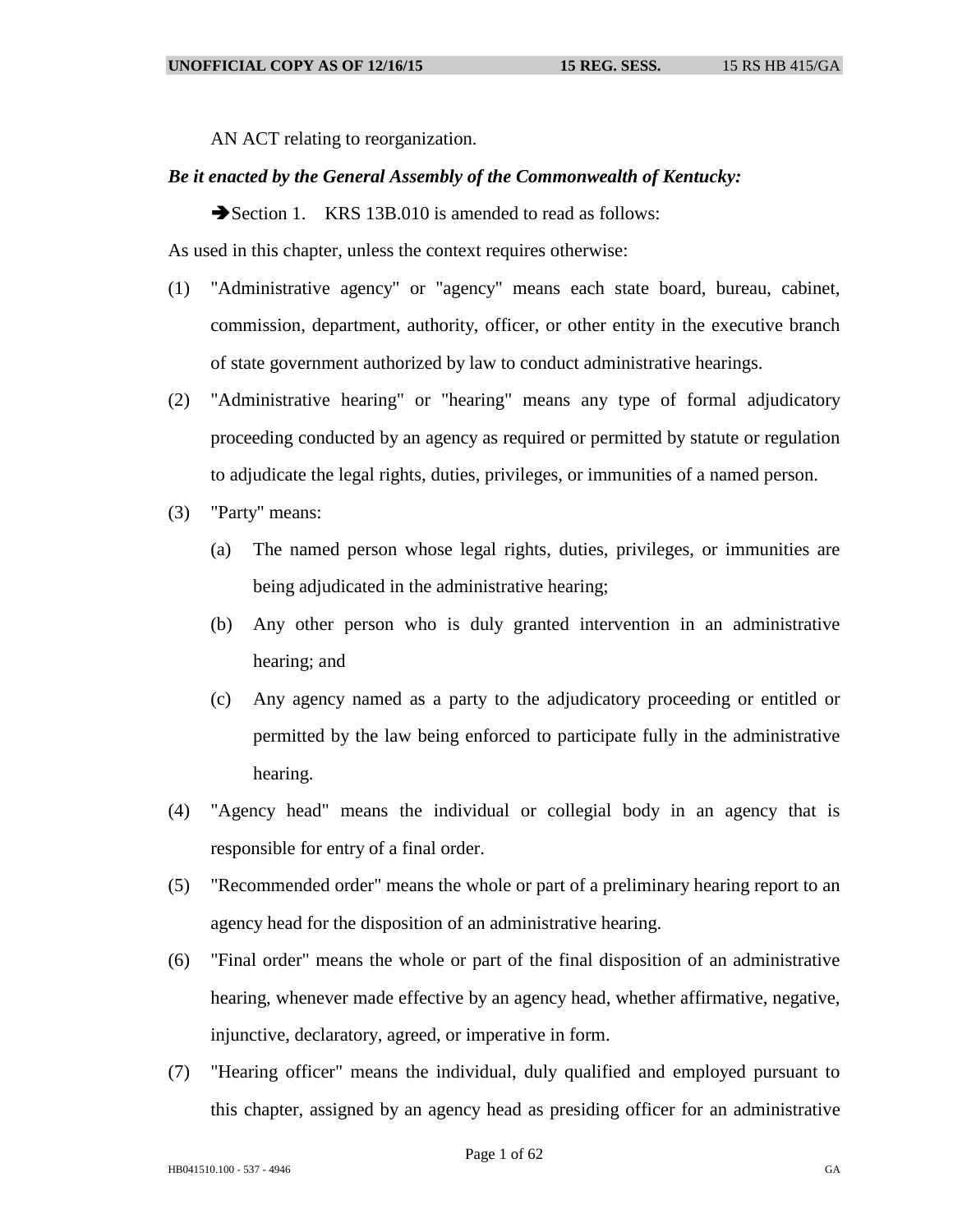AN ACT relating to reorganization.

***Be it enacted by the General Assembly of the Commonwealth of Kentucky:***

➔Section 1. KRS 13B.010 is amended to read as follows:

As used in this chapter, unless the context requires otherwise:

(1) "Administrative agency" or "agency" means each state board, bureau, cabinet, commission, department, authority, officer, or other entity in the executive branch of state government authorized by law to conduct administrative hearings.

(2) "Administrative hearing" or "hearing" means any type of formal adjudicatory proceeding conducted by an agency as required or permitted by statute or regulation to adjudicate the legal rights, duties, privileges, or immunities of a named person.

(3) "Party" means:

(a) The named person whose legal rights, duties, privileges, or immunities are being adjudicated in the administrative hearing;

(b) Any other person who is duly granted intervention in an administrative hearing; and

(c) Any agency named as a party to the adjudicatory proceeding or entitled or permitted by the law being enforced to participate fully in the administrative hearing.

(4) "Agency head" means the individual or collegial body in an agency that is responsible for entry of a final order.

(5) "Recommended order" means the whole or part of a preliminary hearing report to an agency head for the disposition of an administrative hearing.

(6) "Final order" means the whole or part of the final disposition of an administrative hearing, whenever made effective by an agency head, whether affirmative, negative, injunctive, declaratory, agreed, or imperative in form.

(7) "Hearing officer" means the individual, duly qualified and employed pursuant to this chapter, assigned by an agency head as presiding officer for an administrative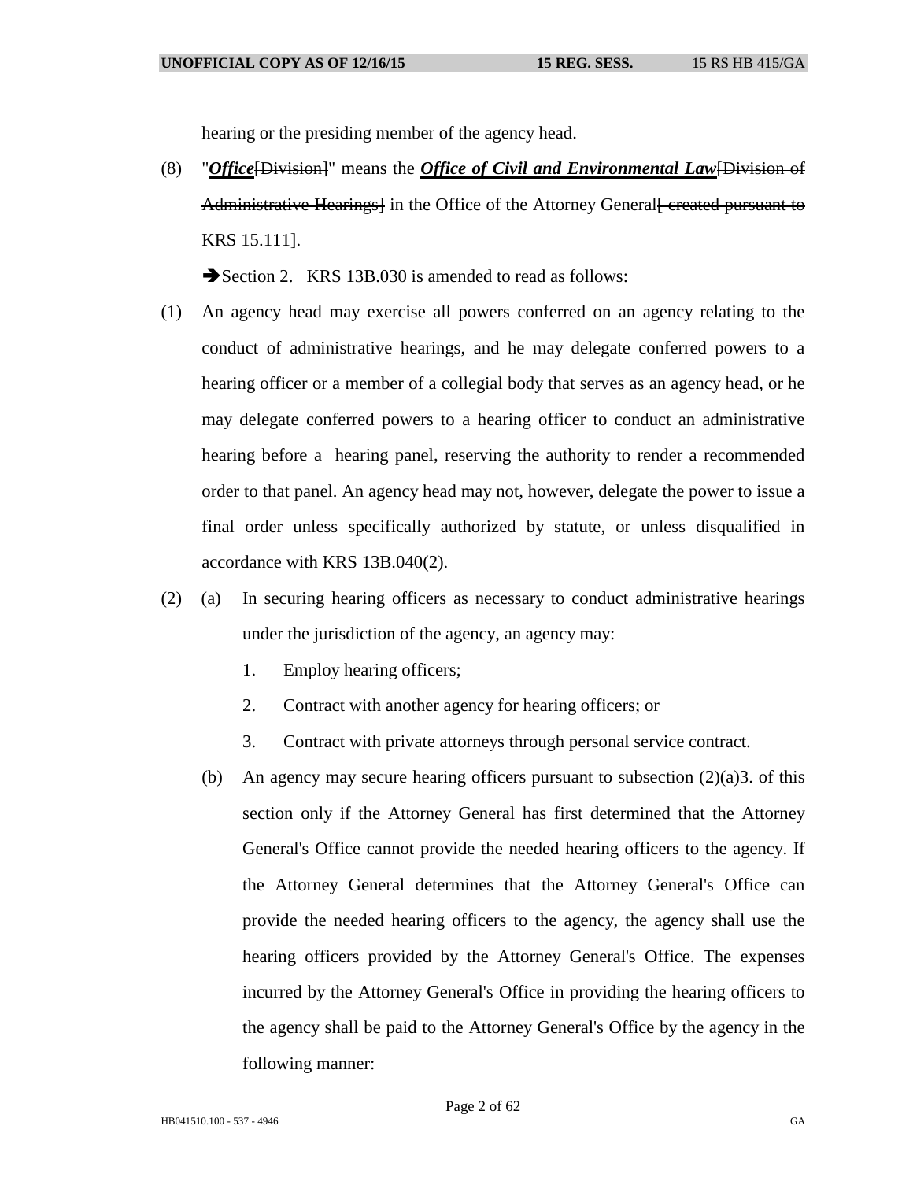hearing or the presiding member of the agency head.

(8) "***Office***~~[Division]~~" means the ***Office of Civil and Environmental Law***~~[Division of Administrative Hearings]~~ in the Office of the Attorney General~~[ created pursuant to KRS 15.111]~~.

➔Section 2. KRS 13B.030 is amended to read as follows:

(1) An agency head may exercise all powers conferred on an agency relating to the conduct of administrative hearings, and he may delegate conferred powers to a hearing officer or a member of a collegial body that serves as an agency head, or he may delegate conferred powers to a hearing officer to conduct an administrative hearing before a hearing panel, reserving the authority to render a recommended order to that panel. An agency head may not, however, delegate the power to issue a final order unless specifically authorized by statute, or unless disqualified in accordance with KRS 13B.040(2).

(2) (a) In securing hearing officers as necessary to conduct administrative hearings under the jurisdiction of the agency, an agency may:

1. Employ hearing officers;
2. Contract with another agency for hearing officers; or
3. Contract with private attorneys through personal service contract.

(b) An agency may secure hearing officers pursuant to subsection (2)(a)3. of this section only if the Attorney General has first determined that the Attorney General's Office cannot provide the needed hearing officers to the agency. If the Attorney General determines that the Attorney General's Office can provide the needed hearing officers to the agency, the agency shall use the hearing officers provided by the Attorney General's Office. The expenses incurred by the Attorney General's Office in providing the hearing officers to the agency shall be paid to the Attorney General's Office by the agency in the following manner: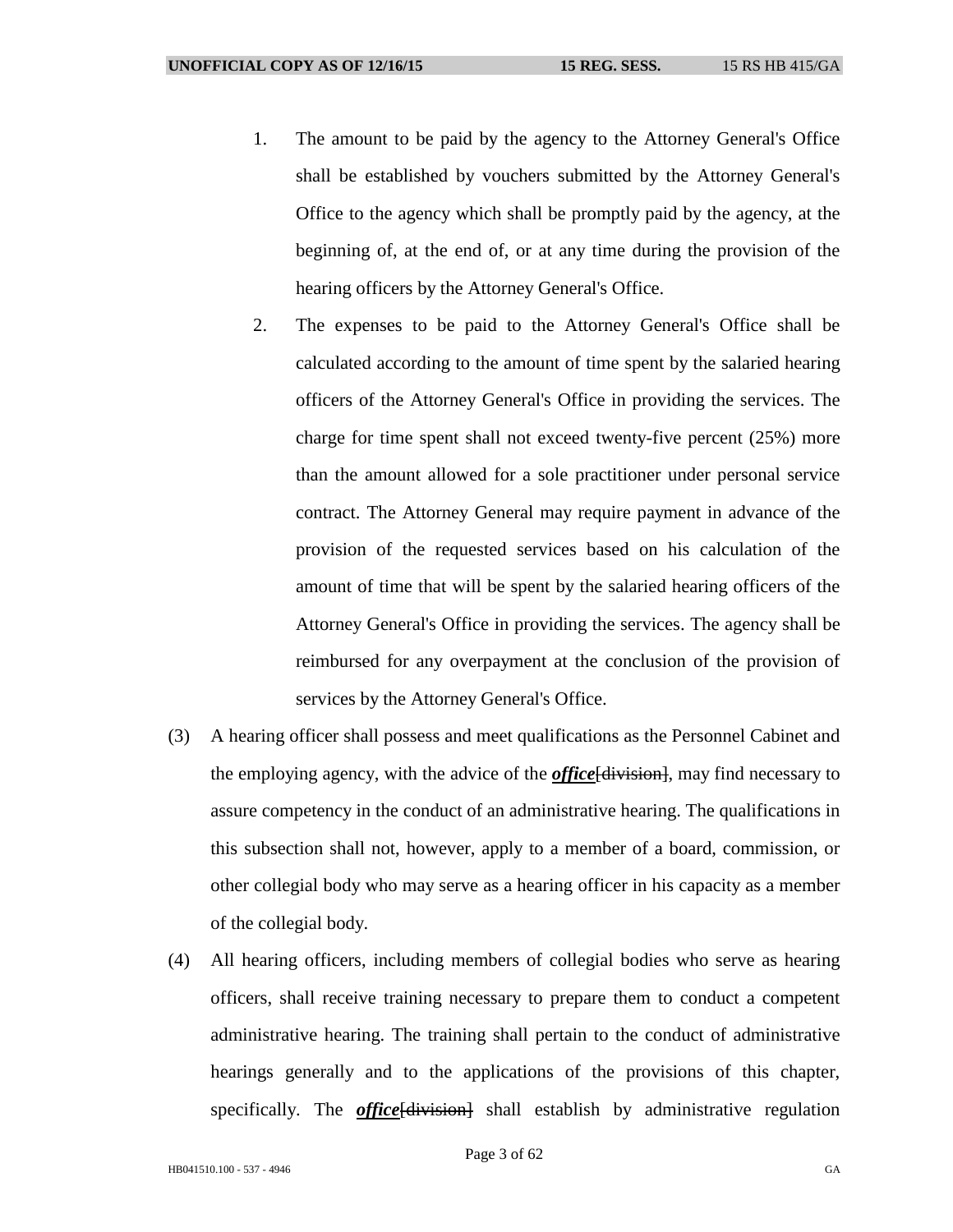1. The amount to be paid by the agency to the Attorney General's Office shall be established by vouchers submitted by the Attorney General's Office to the agency which shall be promptly paid by the agency, at the beginning of, at the end of, or at any time during the provision of the hearing officers by the Attorney General's Office.
2. The expenses to be paid to the Attorney General's Office shall be calculated according to the amount of time spent by the salaried hearing officers of the Attorney General's Office in providing the services. The charge for time spent shall not exceed twenty-five percent (25%) more than the amount allowed for a sole practitioner under personal service contract. The Attorney General may require payment in advance of the provision of the requested services based on his calculation of the amount of time that will be spent by the salaried hearing officers of the Attorney General's Office in providing the services. The agency shall be reimbursed for any overpayment at the conclusion of the provision of services by the Attorney General's Office.

(3) A hearing officer shall possess and meet qualifications as the Personnel Cabinet and the employing agency, with the advice of the ***office***~~[division]~~, may find necessary to assure competency in the conduct of an administrative hearing. The qualifications in this subsection shall not, however, apply to a member of a board, commission, or other collegial body who may serve as a hearing officer in his capacity as a member of the collegial body.

(4) All hearing officers, including members of collegial bodies who serve as hearing officers, shall receive training necessary to prepare them to conduct a competent administrative hearing. The training shall pertain to the conduct of administrative hearings generally and to the applications of the provisions of this chapter, specifically. The ***office***~~[division]~~ shall establish by administrative regulation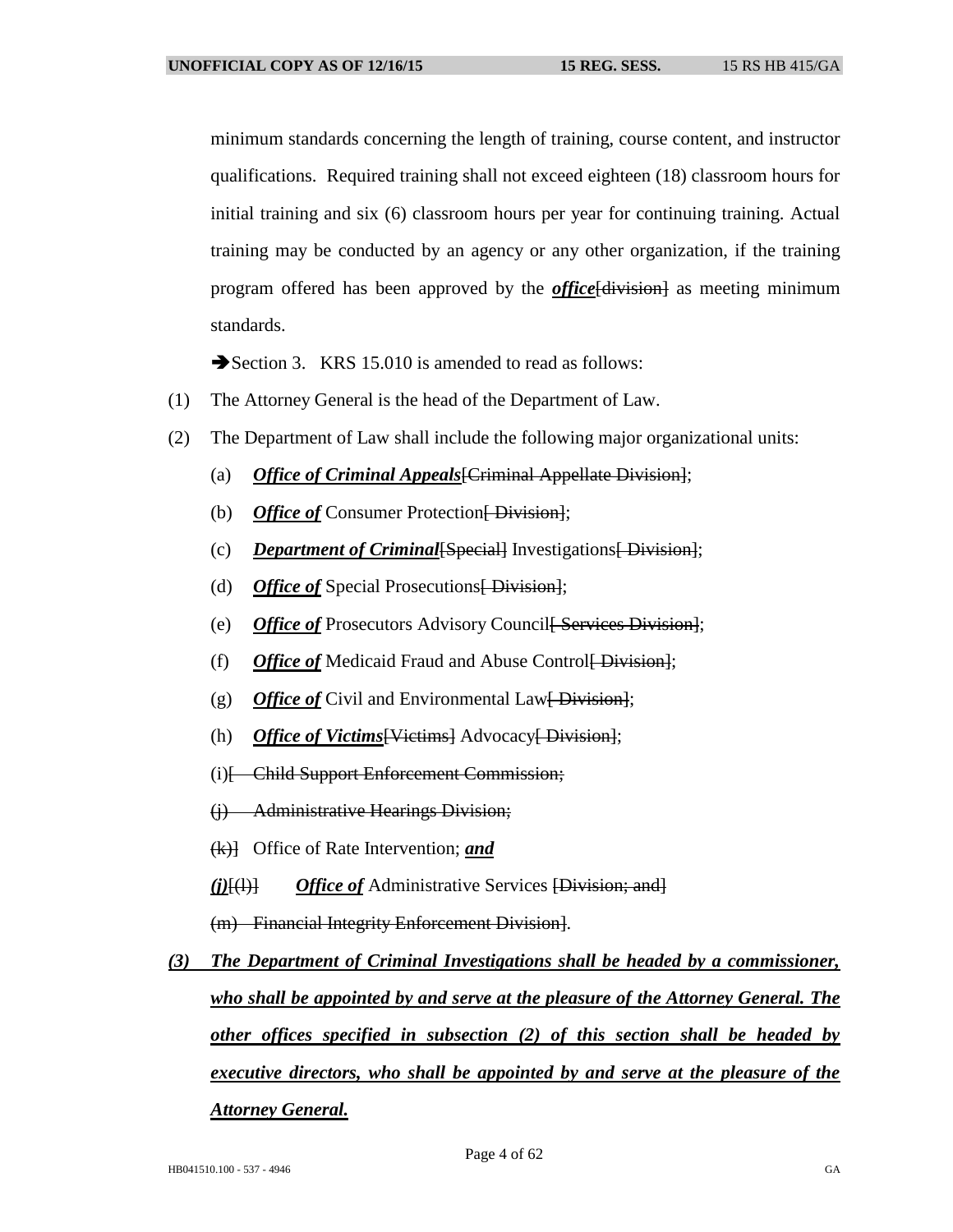minimum standards concerning the length of training, course content, and instructor qualifications. Required training shall not exceed eighteen (18) classroom hours for initial training and six (6) classroom hours per year for continuing training. Actual training may be conducted by an agency or any other organization, if the training program offered has been approved by the ***office***~~[division]~~ as meeting minimum standards.

➔Section 3. KRS 15.010 is amended to read as follows:

(1) The Attorney General is the head of the Department of Law.

(2) The Department of Law shall include the following major organizational units:

(a) ***Office of Criminal Appeals***~~[Criminal Appellate Division]~~;

(b) ***Office of*** Consumer Protection~~[ Division]~~;

(c) ***Department of Criminal***~~[Special]~~ Investigations~~[ Division]~~;

(d) ***Office of*** Special Prosecutions~~[ Division]~~;

(e) ***Office of*** Prosecutors Advisory Council~~[ Services Division]~~;

(f) ***Office of*** Medicaid Fraud and Abuse Control~~[ Division]~~;

(g) ***Office of*** Civil and Environmental Law~~[ Division]~~;

(h) ***Office of Victims***~~[Victims]~~ Advocacy~~[ Division]~~;

(i)~~[ Child Support Enforcement Commission;~~

~~(j) Administrative Hearings Division;~~

~~(k)]~~ Office of Rate Intervention; ***and***

***(j)***~~[(l)]~~ ***Office of*** Administrative Services ~~[Division; and]~~

~~(m) Financial Integrity Enforcement Division]~~.

***(3) The Department of Criminal Investigations shall be headed by a commissioner, who shall be appointed by and serve at the pleasure of the Attorney General. The other offices specified in subsection (2) of this section shall be headed by executive directors, who shall be appointed by and serve at the pleasure of the Attorney General.***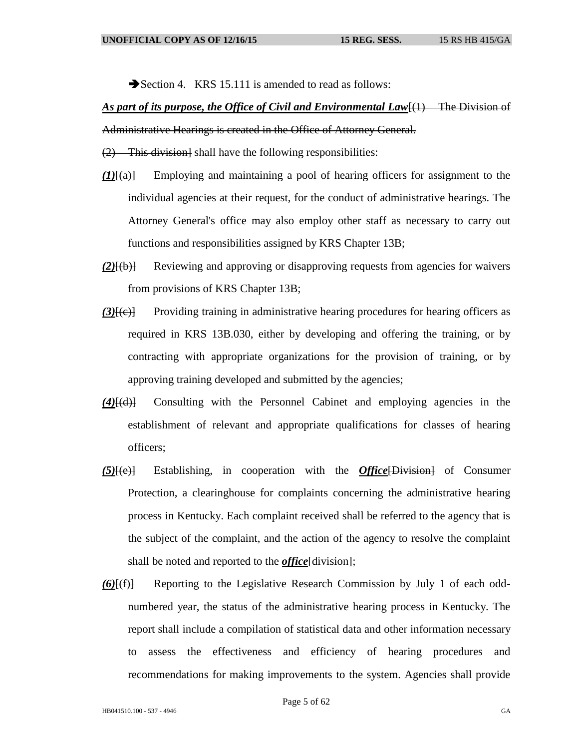➔Section 4. KRS 15.111 is amended to read as follows:

***As part of its purpose, the Office of Civil and Environmental Law***[(1) The Division of Administrative Hearings is created in the Office of Attorney General.

(2) This division] shall have the following responsibilities:

***(1)***[(a)] Employing and maintaining a pool of hearing officers for assignment to the individual agencies at their request, for the conduct of administrative hearings. The Attorney General's office may also employ other staff as necessary to carry out functions and responsibilities assigned by KRS Chapter 13B;

***(2)***[(b)] Reviewing and approving or disapproving requests from agencies for waivers from provisions of KRS Chapter 13B;

***(3)***[(c)] Providing training in administrative hearing procedures for hearing officers as required in KRS 13B.030, either by developing and offering the training, or by contracting with appropriate organizations for the provision of training, or by approving training developed and submitted by the agencies;

***(4)***[(d)] Consulting with the Personnel Cabinet and employing agencies in the establishment of relevant and appropriate qualifications for classes of hearing officers;

***(5)***[(e)] Establishing, in cooperation with the ***Office***[Division] of Consumer Protection, a clearinghouse for complaints concerning the administrative hearing process in Kentucky. Each complaint received shall be referred to the agency that is the subject of the complaint, and the action of the agency to resolve the complaint shall be noted and reported to the ***office***[division];

***(6)***[(f)] Reporting to the Legislative Research Commission by July 1 of each odd-numbered year, the status of the administrative hearing process in Kentucky. The report shall include a compilation of statistical data and other information necessary to assess the effectiveness and efficiency of hearing procedures and recommendations for making improvements to the system. Agencies shall provide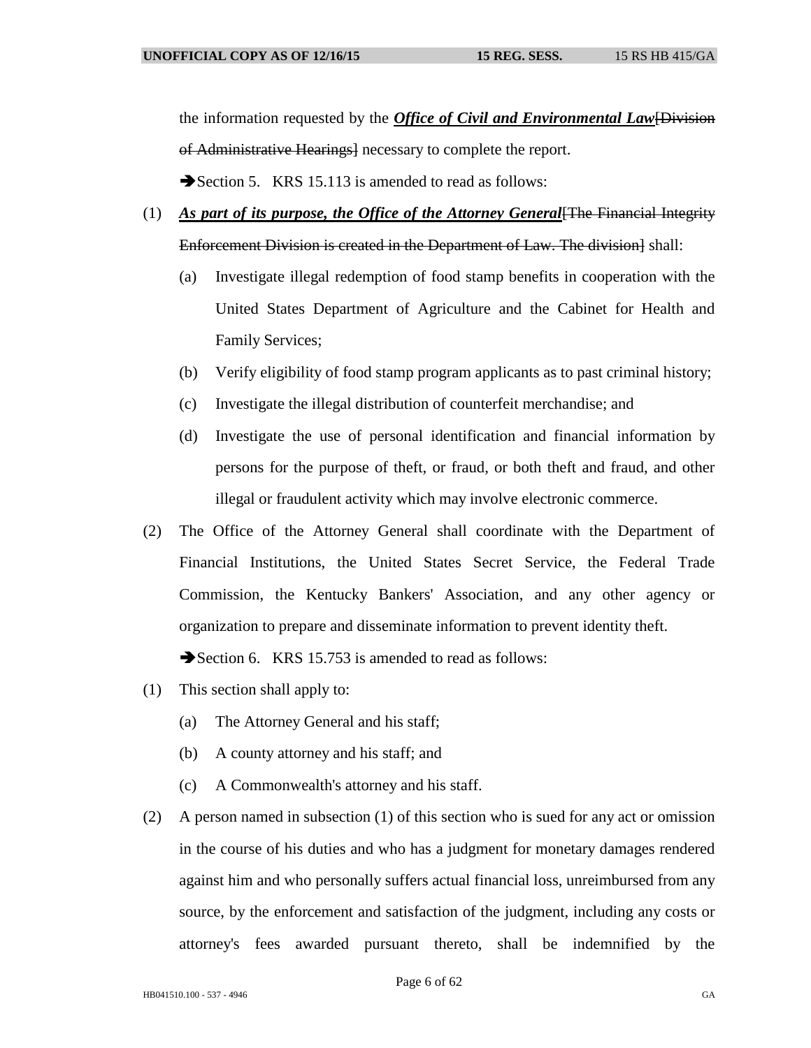the information requested by the ***Office of Civil and Environmental Law***[~~Division of Administrative Hearings~~] necessary to complete the report.

➔Section 5.   KRS 15.113 is amended to read as follows:

(1) ***As part of its purpose, the Office of the Attorney General***[~~The Financial Integrity Enforcement Division is created in the Department of Law. The division~~] shall:

   (a) Investigate illegal redemption of food stamp benefits in cooperation with the United States Department of Agriculture and the Cabinet for Health and Family Services;

   (b) Verify eligibility of food stamp program applicants as to past criminal history;

   (c) Investigate the illegal distribution of counterfeit merchandise; and

   (d) Investigate the use of personal identification and financial information by persons for the purpose of theft, or fraud, or both theft and fraud, and other illegal or fraudulent activity which may involve electronic commerce.

(2) The Office of the Attorney General shall coordinate with the Department of Financial Institutions, the United States Secret Service, the Federal Trade Commission, the Kentucky Bankers' Association, and any other agency or organization to prepare and disseminate information to prevent identity theft.

➔Section 6.   KRS 15.753 is amended to read as follows:

(1) This section shall apply to:

   (a) The Attorney General and his staff;

   (b) A county attorney and his staff; and

   (c) A Commonwealth's attorney and his staff.

(2) A person named in subsection (1) of this section who is sued for any act or omission in the course of his duties and who has a judgment for monetary damages rendered against him and who personally suffers actual financial loss, unreimbursed from any source, by the enforcement and satisfaction of the judgment, including any costs or attorney's fees awarded pursuant thereto, shall be indemnified by the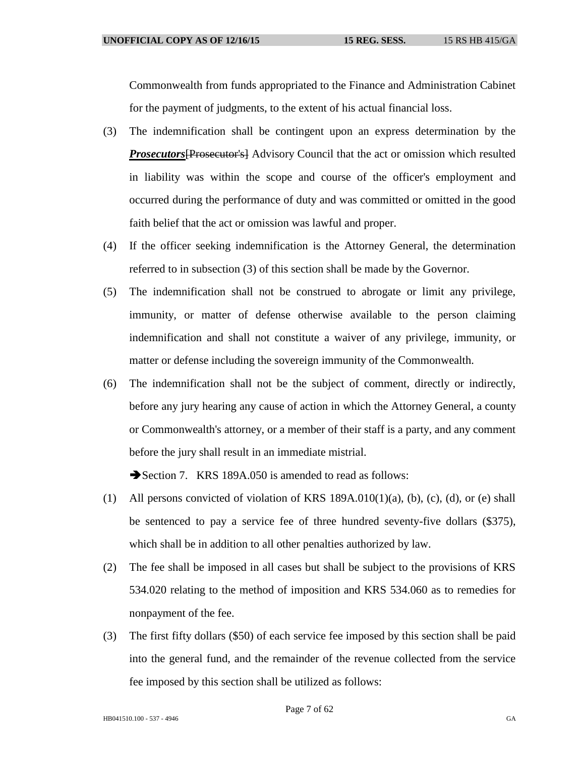Commonwealth from funds appropriated to the Finance and Administration Cabinet for the payment of judgments, to the extent of his actual financial loss.

(3) The indemnification shall be contingent upon an express determination by the ***Prosecutors***~~[Prosecutor's]~~ Advisory Council that the act or omission which resulted in liability was within the scope and course of the officer's employment and occurred during the performance of duty and was committed or omitted in the good faith belief that the act or omission was lawful and proper.

(4) If the officer seeking indemnification is the Attorney General, the determination referred to in subsection (3) of this section shall be made by the Governor.

(5) The indemnification shall not be construed to abrogate or limit any privilege, immunity, or matter of defense otherwise available to the person claiming indemnification and shall not constitute a waiver of any privilege, immunity, or matter or defense including the sovereign immunity of the Commonwealth.

(6) The indemnification shall not be the subject of comment, directly or indirectly, before any jury hearing any cause of action in which the Attorney General, a county or Commonwealth's attorney, or a member of their staff is a party, and any comment before the jury shall result in an immediate mistrial.

➔Section 7. KRS 189A.050 is amended to read as follows:

(1) All persons convicted of violation of KRS 189A.010(1)(a), (b), (c), (d), or (e) shall be sentenced to pay a service fee of three hundred seventy-five dollars ($375), which shall be in addition to all other penalties authorized by law.

(2) The fee shall be imposed in all cases but shall be subject to the provisions of KRS 534.020 relating to the method of imposition and KRS 534.060 as to remedies for nonpayment of the fee.

(3) The first fifty dollars ($50) of each service fee imposed by this section shall be paid into the general fund, and the remainder of the revenue collected from the service fee imposed by this section shall be utilized as follows: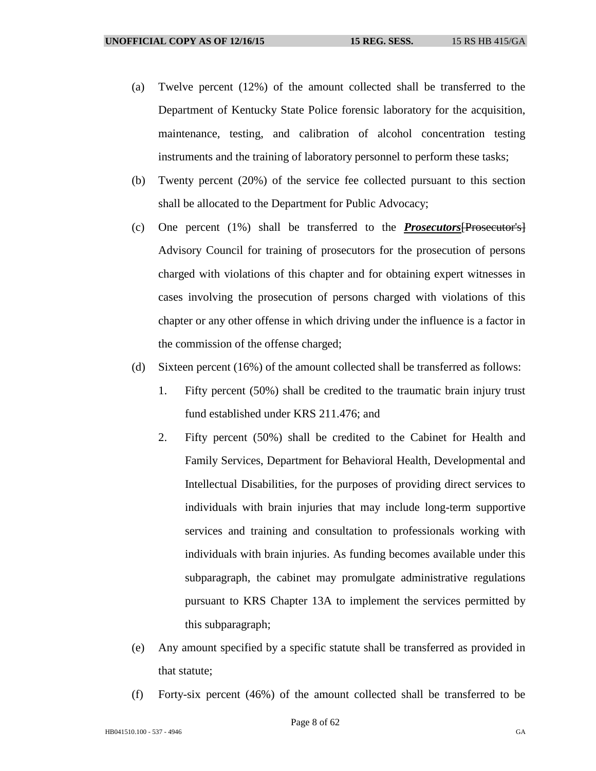(a) Twelve percent (12%) of the amount collected shall be transferred to the Department of Kentucky State Police forensic laboratory for the acquisition, maintenance, testing, and calibration of alcohol concentration testing instruments and the training of laboratory personnel to perform these tasks;

(b) Twenty percent (20%) of the service fee collected pursuant to this section shall be allocated to the Department for Public Advocacy;

(c) One percent (1%) shall be transferred to the ***Prosecutors***~~[Prosecutor's]~~ Advisory Council for training of prosecutors for the prosecution of persons charged with violations of this chapter and for obtaining expert witnesses in cases involving the prosecution of persons charged with violations of this chapter or any other offense in which driving under the influence is a factor in the commission of the offense charged;

(d) Sixteen percent (16%) of the amount collected shall be transferred as follows:

1. Fifty percent (50%) shall be credited to the traumatic brain injury trust fund established under KRS 211.476; and

2. Fifty percent (50%) shall be credited to the Cabinet for Health and Family Services, Department for Behavioral Health, Developmental and Intellectual Disabilities, for the purposes of providing direct services to individuals with brain injuries that may include long-term supportive services and training and consultation to professionals working with individuals with brain injuries. As funding becomes available under this subparagraph, the cabinet may promulgate administrative regulations pursuant to KRS Chapter 13A to implement the services permitted by this subparagraph;

(e) Any amount specified by a specific statute shall be transferred as provided in that statute;

(f) Forty-six percent (46%) of the amount collected shall be transferred to be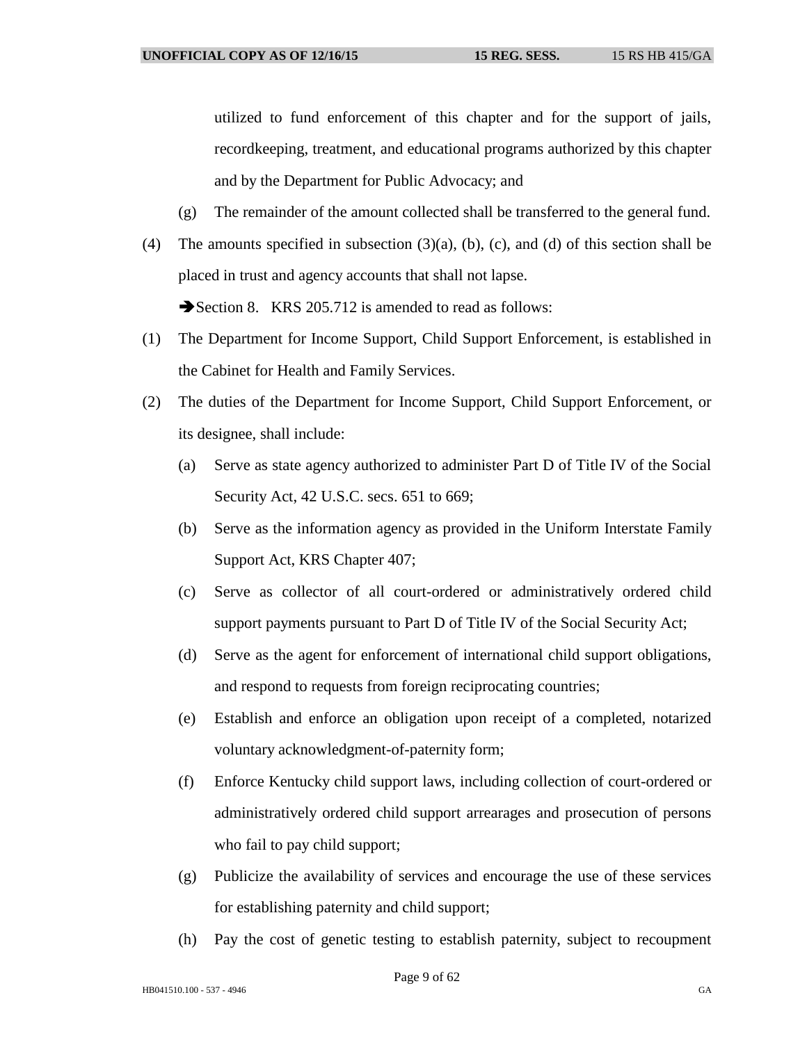utilized to fund enforcement of this chapter and for the support of jails, recordkeeping, treatment, and educational programs authorized by this chapter and by the Department for Public Advocacy; and

(g) The remainder of the amount collected shall be transferred to the general fund.

(4) The amounts specified in subsection (3)(a), (b), (c), and (d) of this section shall be placed in trust and agency accounts that shall not lapse.

➔Section 8. KRS 205.712 is amended to read as follows:

(1) The Department for Income Support, Child Support Enforcement, is established in the Cabinet for Health and Family Services.

(2) The duties of the Department for Income Support, Child Support Enforcement, or its designee, shall include:

(a) Serve as state agency authorized to administer Part D of Title IV of the Social Security Act, 42 U.S.C. secs. 651 to 669;

(b) Serve as the information agency as provided in the Uniform Interstate Family Support Act, KRS Chapter 407;

(c) Serve as collector of all court-ordered or administratively ordered child support payments pursuant to Part D of Title IV of the Social Security Act;

(d) Serve as the agent for enforcement of international child support obligations, and respond to requests from foreign reciprocating countries;

(e) Establish and enforce an obligation upon receipt of a completed, notarized voluntary acknowledgment-of-paternity form;

(f) Enforce Kentucky child support laws, including collection of court-ordered or administratively ordered child support arrearages and prosecution of persons who fail to pay child support;

(g) Publicize the availability of services and encourage the use of these services for establishing paternity and child support;

(h) Pay the cost of genetic testing to establish paternity, subject to recoupment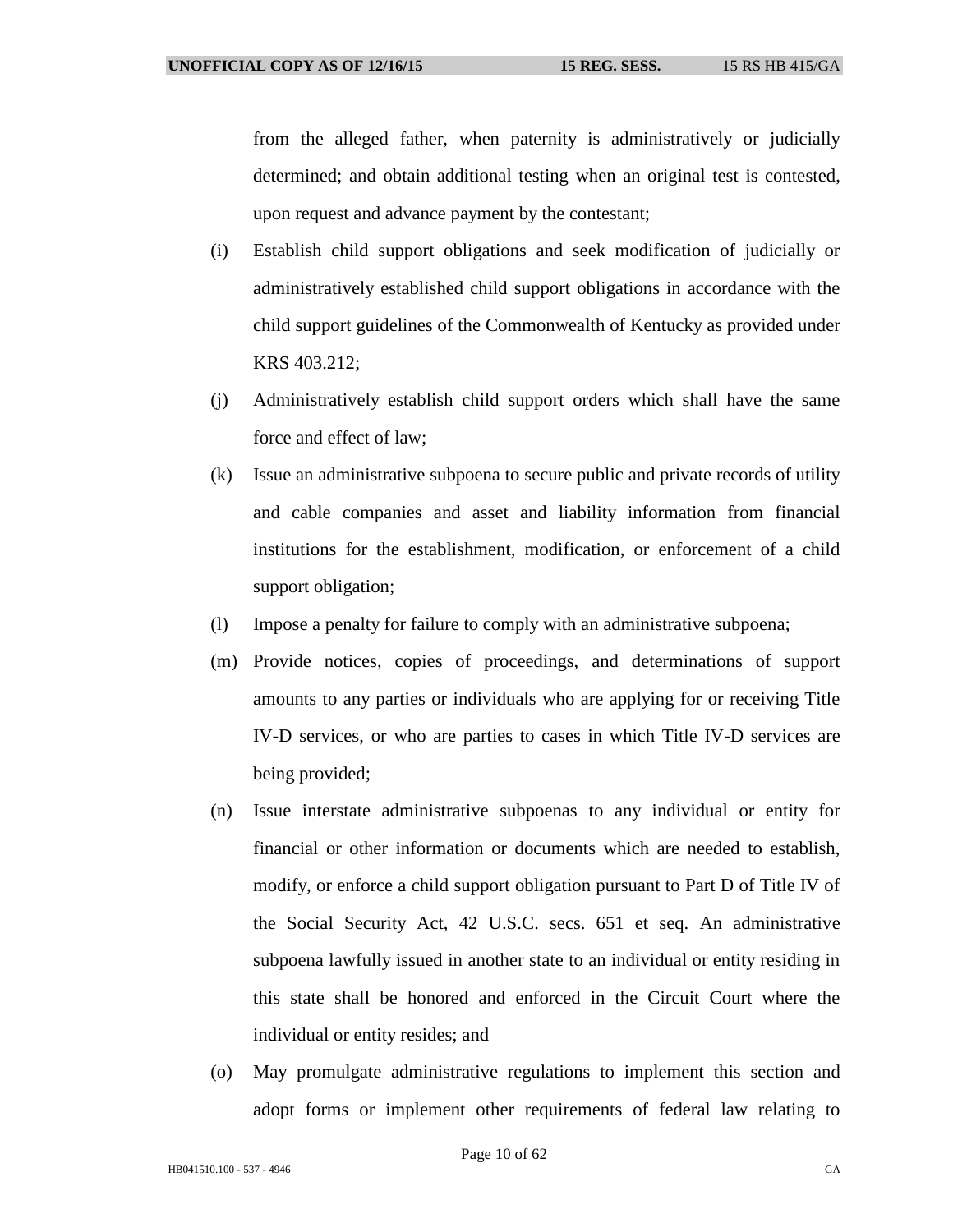from the alleged father, when paternity is administratively or judicially determined; and obtain additional testing when an original test is contested, upon request and advance payment by the contestant;

(i) Establish child support obligations and seek modification of judicially or administratively established child support obligations in accordance with the child support guidelines of the Commonwealth of Kentucky as provided under KRS 403.212;

(j) Administratively establish child support orders which shall have the same force and effect of law;

(k) Issue an administrative subpoena to secure public and private records of utility and cable companies and asset and liability information from financial institutions for the establishment, modification, or enforcement of a child support obligation;

(l) Impose a penalty for failure to comply with an administrative subpoena;

(m) Provide notices, copies of proceedings, and determinations of support amounts to any parties or individuals who are applying for or receiving Title IV-D services, or who are parties to cases in which Title IV-D services are being provided;

(n) Issue interstate administrative subpoenas to any individual or entity for financial or other information or documents which are needed to establish, modify, or enforce a child support obligation pursuant to Part D of Title IV of the Social Security Act, 42 U.S.C. secs. 651 et seq. An administrative subpoena lawfully issued in another state to an individual or entity residing in this state shall be honored and enforced in the Circuit Court where the individual or entity resides; and

(o) May promulgate administrative regulations to implement this section and adopt forms or implement other requirements of federal law relating to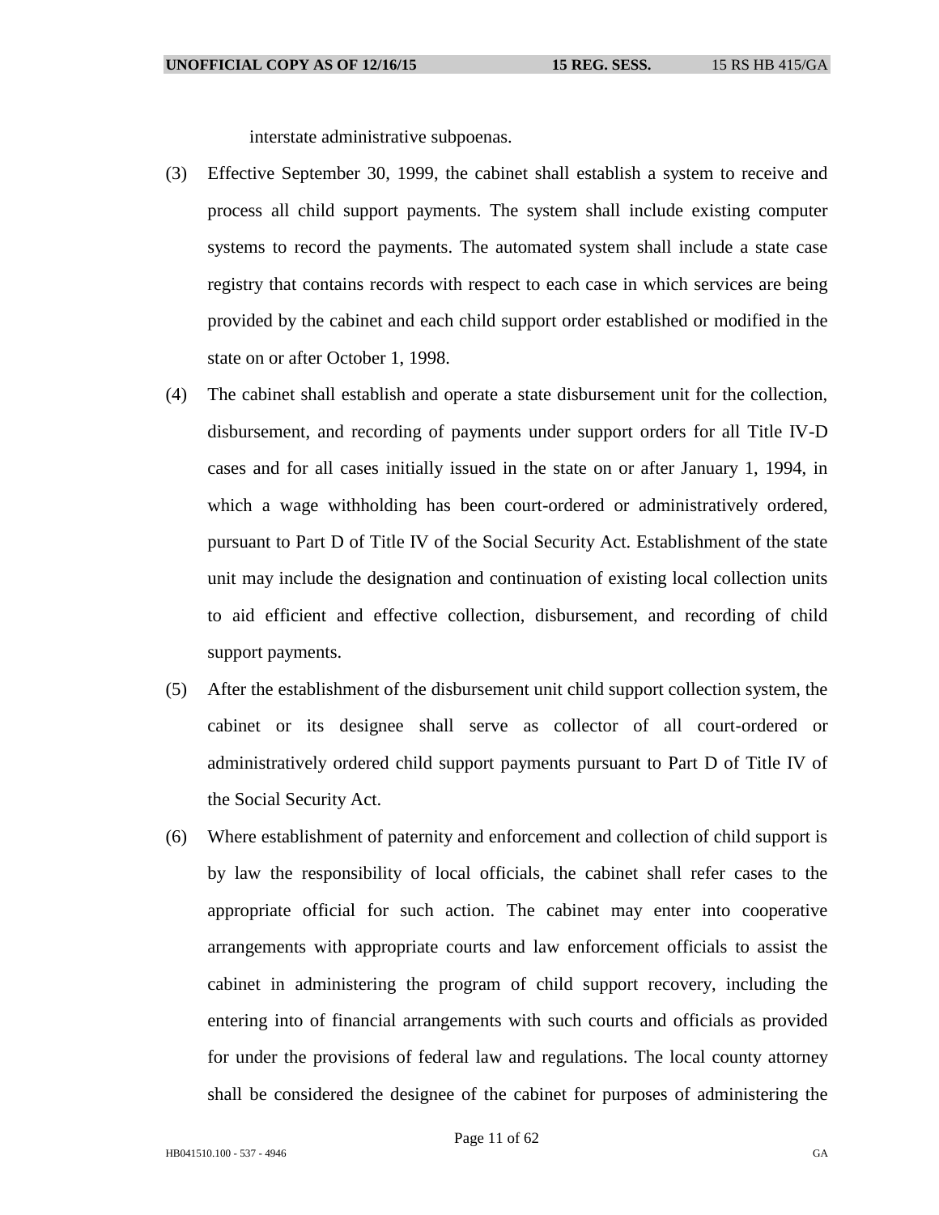interstate administrative subpoenas.

(3) Effective September 30, 1999, the cabinet shall establish a system to receive and process all child support payments. The system shall include existing computer systems to record the payments. The automated system shall include a state case registry that contains records with respect to each case in which services are being provided by the cabinet and each child support order established or modified in the state on or after October 1, 1998.

(4) The cabinet shall establish and operate a state disbursement unit for the collection, disbursement, and recording of payments under support orders for all Title IV-D cases and for all cases initially issued in the state on or after January 1, 1994, in which a wage withholding has been court-ordered or administratively ordered, pursuant to Part D of Title IV of the Social Security Act. Establishment of the state unit may include the designation and continuation of existing local collection units to aid efficient and effective collection, disbursement, and recording of child support payments.

(5) After the establishment of the disbursement unit child support collection system, the cabinet or its designee shall serve as collector of all court-ordered or administratively ordered child support payments pursuant to Part D of Title IV of the Social Security Act.

(6) Where establishment of paternity and enforcement and collection of child support is by law the responsibility of local officials, the cabinet shall refer cases to the appropriate official for such action. The cabinet may enter into cooperative arrangements with appropriate courts and law enforcement officials to assist the cabinet in administering the program of child support recovery, including the entering into of financial arrangements with such courts and officials as provided for under the provisions of federal law and regulations. The local county attorney shall be considered the designee of the cabinet for purposes of administering the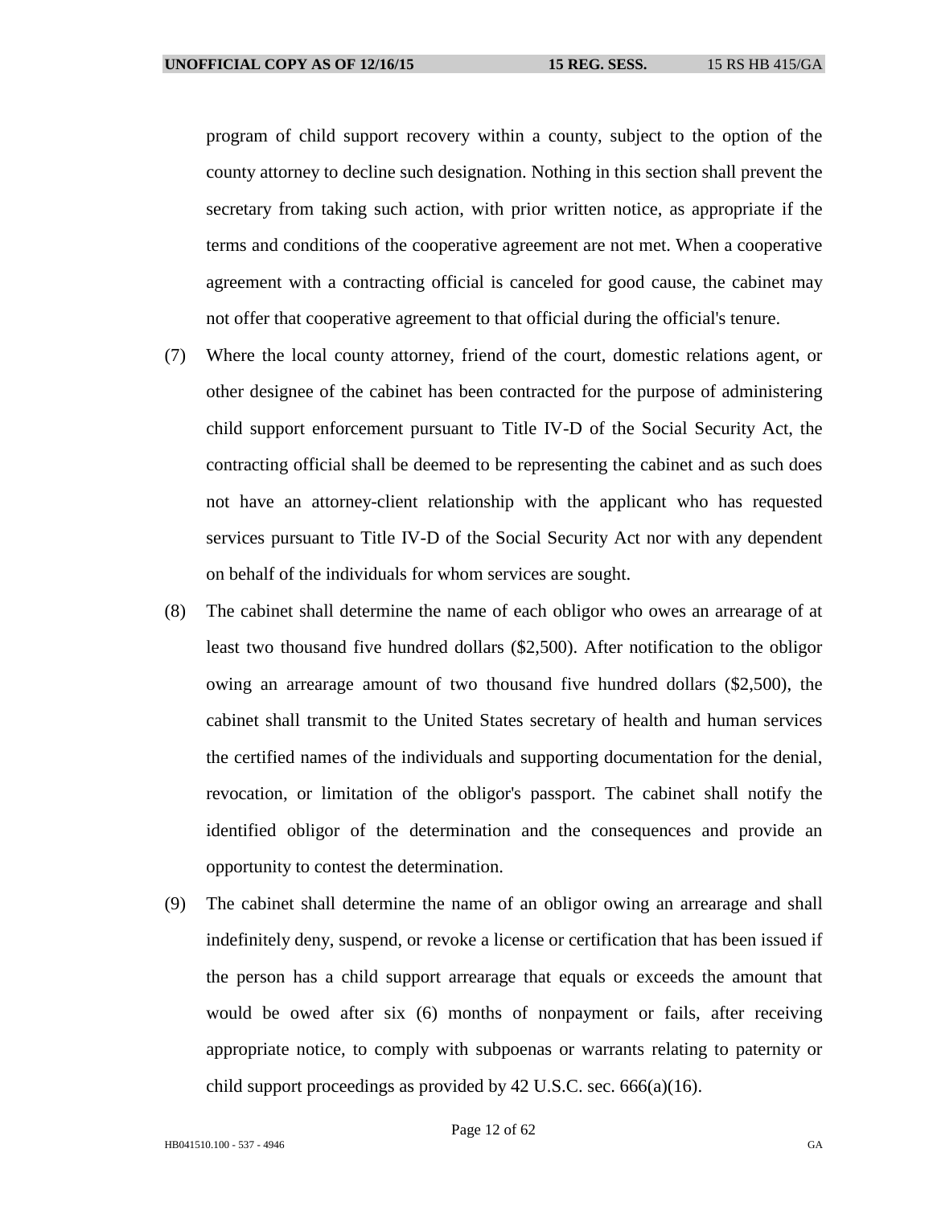program of child support recovery within a county, subject to the option of the county attorney to decline such designation. Nothing in this section shall prevent the secretary from taking such action, with prior written notice, as appropriate if the terms and conditions of the cooperative agreement are not met. When a cooperative agreement with a contracting official is canceled for good cause, the cabinet may not offer that cooperative agreement to that official during the official's tenure.

(7) Where the local county attorney, friend of the court, domestic relations agent, or other designee of the cabinet has been contracted for the purpose of administering child support enforcement pursuant to Title IV-D of the Social Security Act, the contracting official shall be deemed to be representing the cabinet and as such does not have an attorney-client relationship with the applicant who has requested services pursuant to Title IV-D of the Social Security Act nor with any dependent on behalf of the individuals for whom services are sought.

(8) The cabinet shall determine the name of each obligor who owes an arrearage of at least two thousand five hundred dollars ($2,500). After notification to the obligor owing an arrearage amount of two thousand five hundred dollars ($2,500), the cabinet shall transmit to the United States secretary of health and human services the certified names of the individuals and supporting documentation for the denial, revocation, or limitation of the obligor's passport. The cabinet shall notify the identified obligor of the determination and the consequences and provide an opportunity to contest the determination.

(9) The cabinet shall determine the name of an obligor owing an arrearage and shall indefinitely deny, suspend, or revoke a license or certification that has been issued if the person has a child support arrearage that equals or exceeds the amount that would be owed after six (6) months of nonpayment or fails, after receiving appropriate notice, to comply with subpoenas or warrants relating to paternity or child support proceedings as provided by 42 U.S.C. sec. 666(a)(16).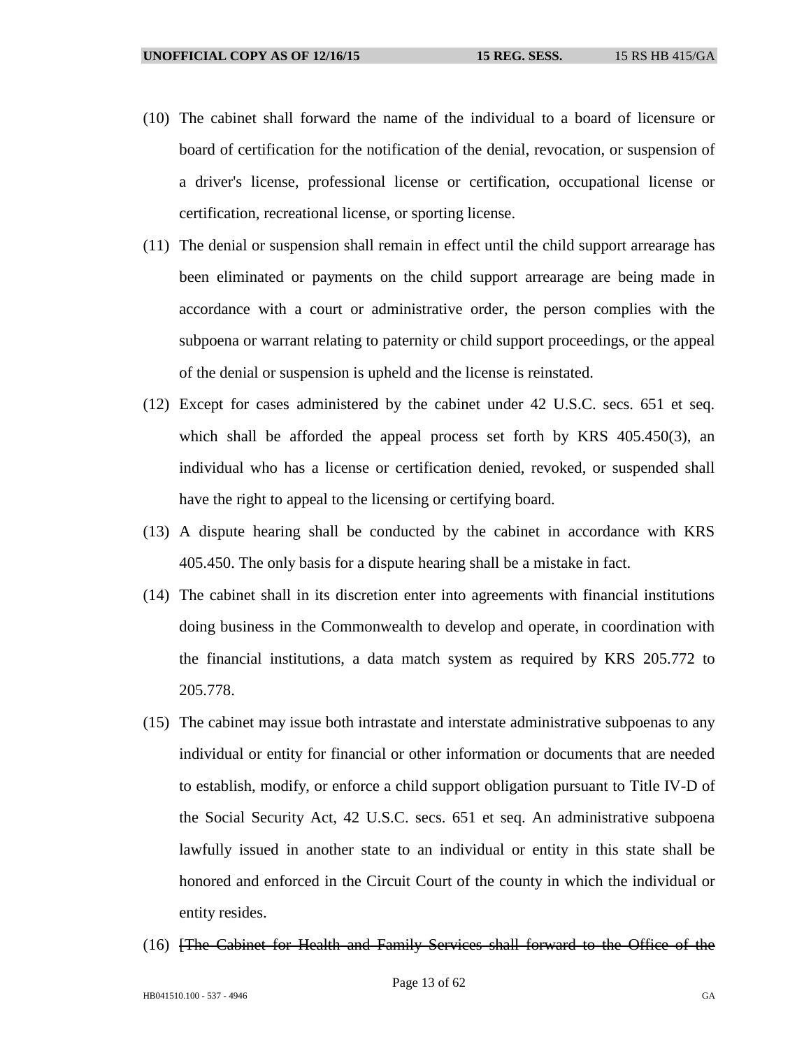(10) The cabinet shall forward the name of the individual to a board of licensure or board of certification for the notification of the denial, revocation, or suspension of a driver's license, professional license or certification, occupational license or certification, recreational license, or sporting license.

(11) The denial or suspension shall remain in effect until the child support arrearage has been eliminated or payments on the child support arrearage are being made in accordance with a court or administrative order, the person complies with the subpoena or warrant relating to paternity or child support proceedings, or the appeal of the denial or suspension is upheld and the license is reinstated.

(12) Except for cases administered by the cabinet under 42 U.S.C. secs. 651 et seq. which shall be afforded the appeal process set forth by KRS 405.450(3), an individual who has a license or certification denied, revoked, or suspended shall have the right to appeal to the licensing or certifying board.

(13) A dispute hearing shall be conducted by the cabinet in accordance with KRS 405.450. The only basis for a dispute hearing shall be a mistake in fact.

(14) The cabinet shall in its discretion enter into agreements with financial institutions doing business in the Commonwealth to develop and operate, in coordination with the financial institutions, a data match system as required by KRS 205.772 to 205.778.

(15) The cabinet may issue both intrastate and interstate administrative subpoenas to any individual or entity for financial or other information or documents that are needed to establish, modify, or enforce a child support obligation pursuant to Title IV-D of the Social Security Act, 42 U.S.C. secs. 651 et seq. An administrative subpoena lawfully issued in another state to an individual or entity in this state shall be honored and enforced in the Circuit Court of the county in which the individual or entity resides.

(16) ~~[The Cabinet for Health and Family Services shall forward to the Office of the~~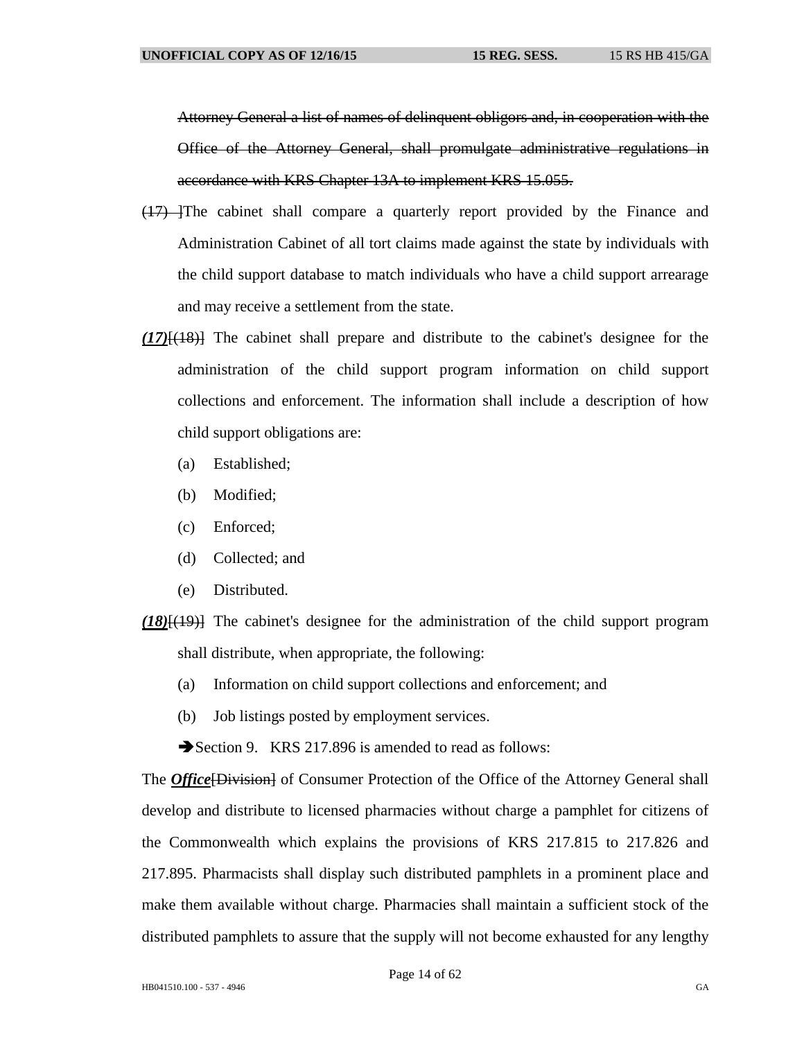~~Attorney General a list of names of delinquent obligors and, in cooperation with the Office of the Attorney General, shall promulgate administrative regulations in accordance with KRS Chapter 13A to implement KRS 15.055.~~

~~(17)~~ ]The cabinet shall compare a quarterly report provided by the Finance and Administration Cabinet of all tort claims made against the state by individuals with the child support database to match individuals who have a child support arrearage and may receive a settlement from the state.

***(17)***[~~(18)~~] The cabinet shall prepare and distribute to the cabinet's designee for the administration of the child support program information on child support collections and enforcement. The information shall include a description of how child support obligations are:

(a) Established;

(b) Modified;

(c) Enforced;

(d) Collected; and

(e) Distributed.

***(18)***[~~(19)~~] The cabinet's designee for the administration of the child support program shall distribute, when appropriate, the following:

(a) Information on child support collections and enforcement; and

(b) Job listings posted by employment services.

➔Section 9. KRS 217.896 is amended to read as follows:

The ***Office***[~~Division~~] of Consumer Protection of the Office of the Attorney General shall develop and distribute to licensed pharmacies without charge a pamphlet for citizens of the Commonwealth which explains the provisions of KRS 217.815 to 217.826 and 217.895. Pharmacists shall display such distributed pamphlets in a prominent place and make them available without charge. Pharmacies shall maintain a sufficient stock of the distributed pamphlets to assure that the supply will not become exhausted for any lengthy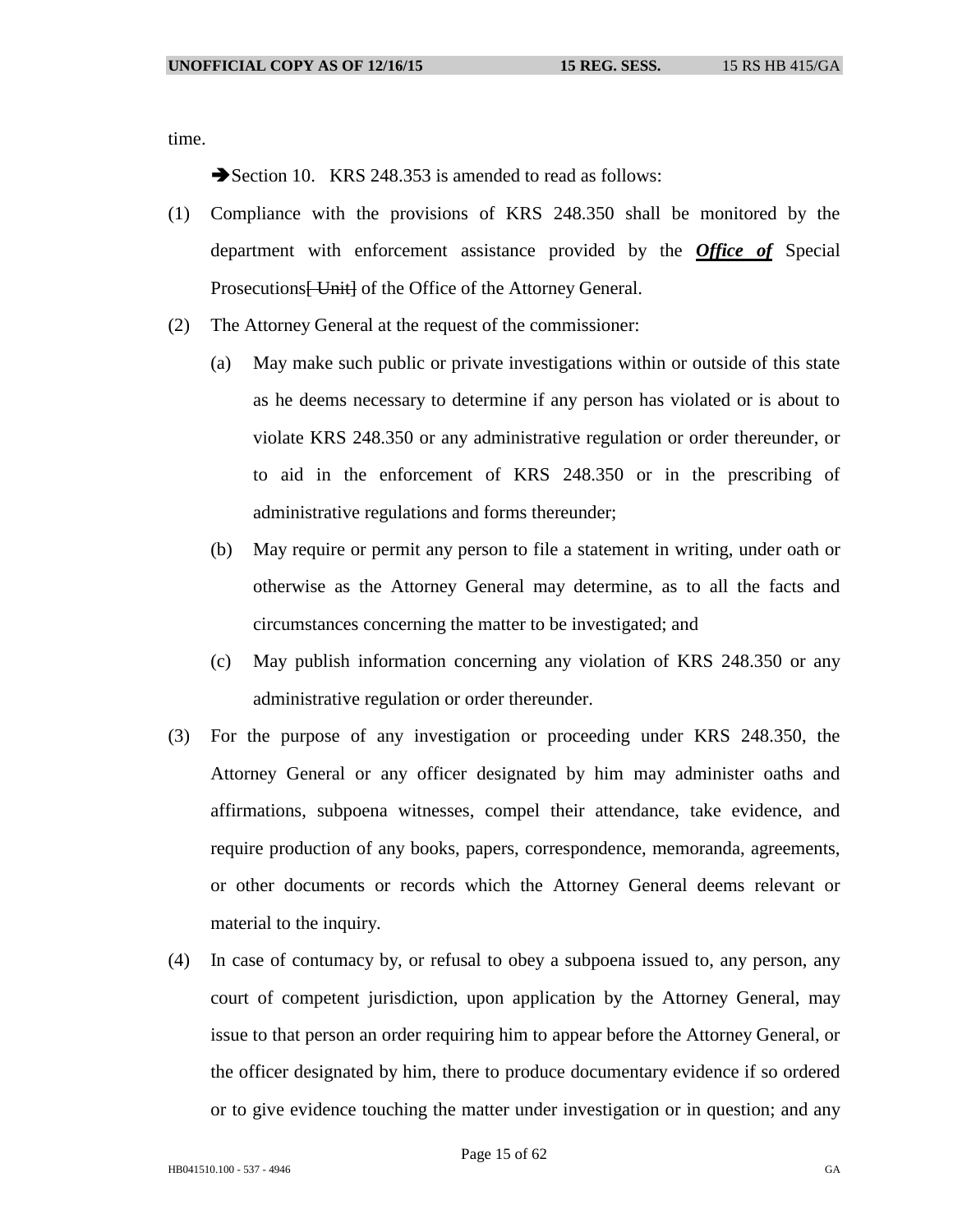time.

➔Section 10. KRS 248.353 is amended to read as follows:

(1) Compliance with the provisions of KRS 248.350 shall be monitored by the department with enforcement assistance provided by the ***Office of*** Special Prosecutions~~[ Unit]~~ of the Office of the Attorney General.

(2) The Attorney General at the request of the commissioner:

   (a) May make such public or private investigations within or outside of this state as he deems necessary to determine if any person has violated or is about to violate KRS 248.350 or any administrative regulation or order thereunder, or to aid in the enforcement of KRS 248.350 or in the prescribing of administrative regulations and forms thereunder;

   (b) May require or permit any person to file a statement in writing, under oath or otherwise as the Attorney General may determine, as to all the facts and circumstances concerning the matter to be investigated; and

   (c) May publish information concerning any violation of KRS 248.350 or any administrative regulation or order thereunder.

(3) For the purpose of any investigation or proceeding under KRS 248.350, the Attorney General or any officer designated by him may administer oaths and affirmations, subpoena witnesses, compel their attendance, take evidence, and require production of any books, papers, correspondence, memoranda, agreements, or other documents or records which the Attorney General deems relevant or material to the inquiry.

(4) In case of contumacy by, or refusal to obey a subpoena issued to, any person, any court of competent jurisdiction, upon application by the Attorney General, may issue to that person an order requiring him to appear before the Attorney General, or the officer designated by him, there to produce documentary evidence if so ordered or to give evidence touching the matter under investigation or in question; and any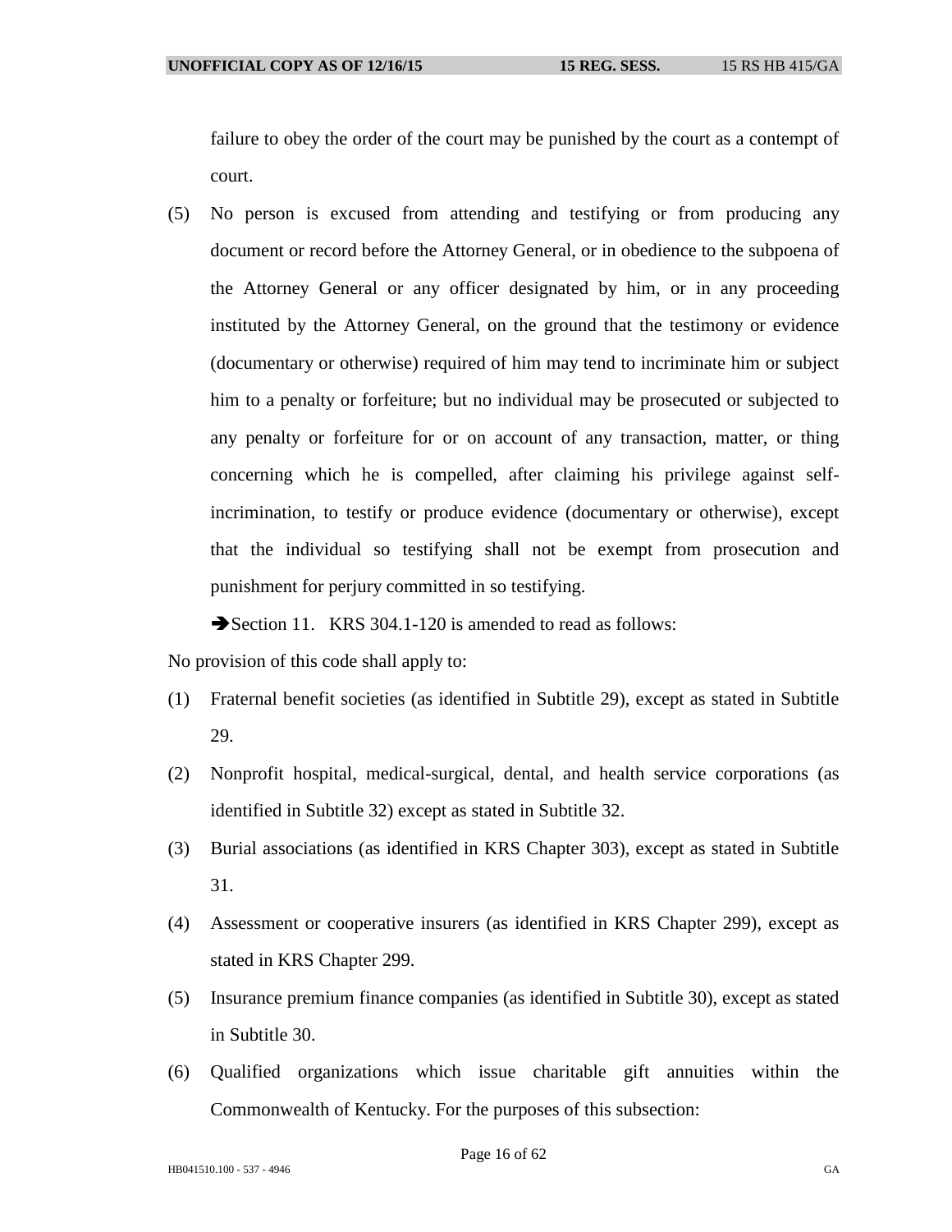failure to obey the order of the court may be punished by the court as a contempt of court.

(5) No person is excused from attending and testifying or from producing any document or record before the Attorney General, or in obedience to the subpoena of the Attorney General or any officer designated by him, or in any proceeding instituted by the Attorney General, on the ground that the testimony or evidence (documentary or otherwise) required of him may tend to incriminate him or subject him to a penalty or forfeiture; but no individual may be prosecuted or subjected to any penalty or forfeiture for or on account of any transaction, matter, or thing concerning which he is compelled, after claiming his privilege against self-incrimination, to testify or produce evidence (documentary or otherwise), except that the individual so testifying shall not be exempt from prosecution and punishment for perjury committed in so testifying.

➔Section 11. KRS 304.1-120 is amended to read as follows:

No provision of this code shall apply to:

(1) Fraternal benefit societies (as identified in Subtitle 29), except as stated in Subtitle 29.

(2) Nonprofit hospital, medical-surgical, dental, and health service corporations (as identified in Subtitle 32) except as stated in Subtitle 32.

(3) Burial associations (as identified in KRS Chapter 303), except as stated in Subtitle 31.

(4) Assessment or cooperative insurers (as identified in KRS Chapter 299), except as stated in KRS Chapter 299.

(5) Insurance premium finance companies (as identified in Subtitle 30), except as stated in Subtitle 30.

(6) Qualified organizations which issue charitable gift annuities within the Commonwealth of Kentucky. For the purposes of this subsection: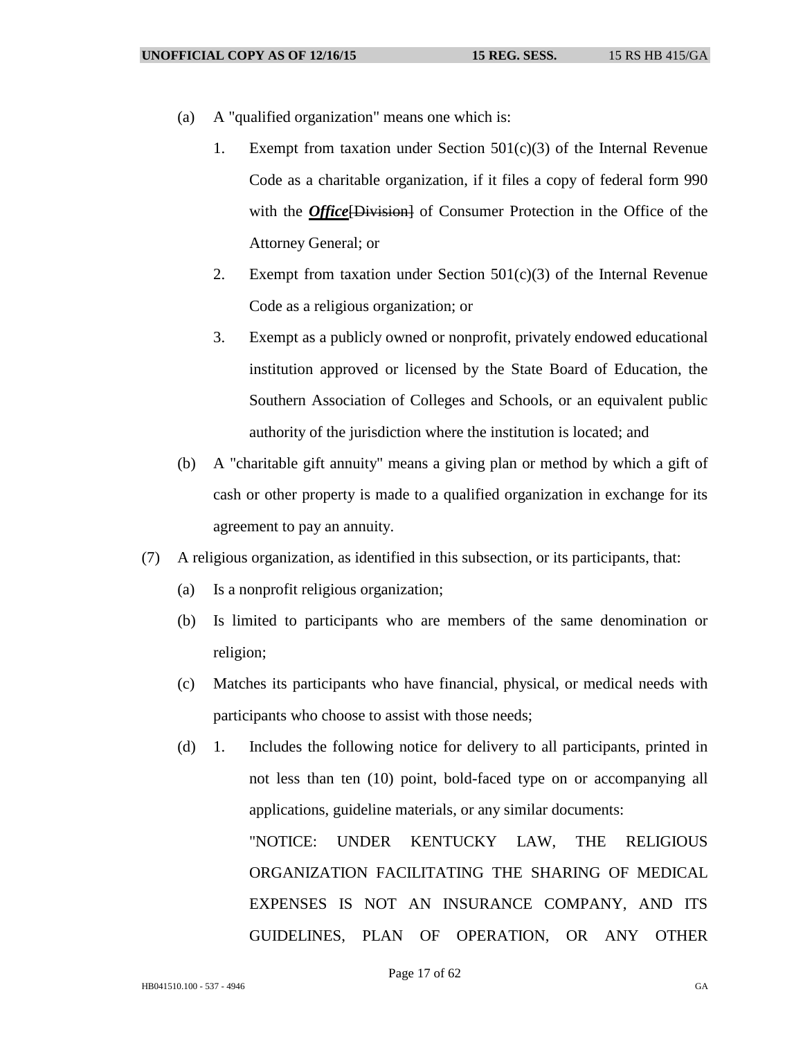(a) A "qualified organization" means one which is:

1. Exempt from taxation under Section 501(c)(3) of the Internal Revenue Code as a charitable organization, if it files a copy of federal form 990 with the ***Office***[~~Division~~] of Consumer Protection in the Office of the Attorney General; or

2. Exempt from taxation under Section 501(c)(3) of the Internal Revenue Code as a religious organization; or

3. Exempt as a publicly owned or nonprofit, privately endowed educational institution approved or licensed by the State Board of Education, the Southern Association of Colleges and Schools, or an equivalent public authority of the jurisdiction where the institution is located; and

(b) A "charitable gift annuity" means a giving plan or method by which a gift of cash or other property is made to a qualified organization in exchange for its agreement to pay an annuity.

(7) A religious organization, as identified in this subsection, or its participants, that:

(a) Is a nonprofit religious organization;

(b) Is limited to participants who are members of the same denomination or religion;

(c) Matches its participants who have financial, physical, or medical needs with participants who choose to assist with those needs;

(d) 1. Includes the following notice for delivery to all participants, printed in not less than ten (10) point, bold-faced type on or accompanying all applications, guideline materials, or any similar documents:

"NOTICE: UNDER KENTUCKY LAW, THE RELIGIOUS ORGANIZATION FACILITATING THE SHARING OF MEDICAL EXPENSES IS NOT AN INSURANCE COMPANY, AND ITS GUIDELINES, PLAN OF OPERATION, OR ANY OTHER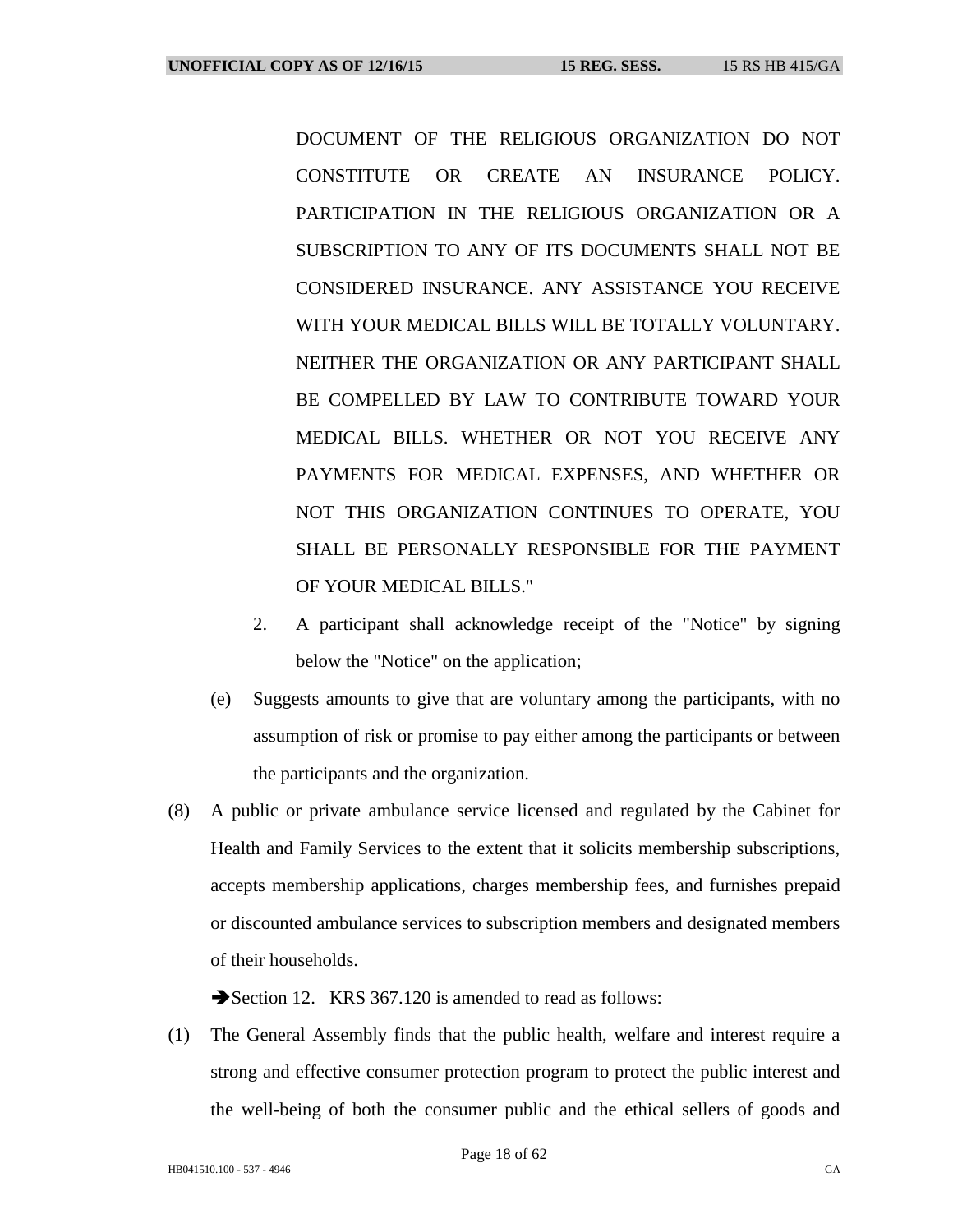DOCUMENT OF THE RELIGIOUS ORGANIZATION DO NOT CONSTITUTE OR CREATE AN INSURANCE POLICY. PARTICIPATION IN THE RELIGIOUS ORGANIZATION OR A SUBSCRIPTION TO ANY OF ITS DOCUMENTS SHALL NOT BE CONSIDERED INSURANCE. ANY ASSISTANCE YOU RECEIVE WITH YOUR MEDICAL BILLS WILL BE TOTALLY VOLUNTARY. NEITHER THE ORGANIZATION OR ANY PARTICIPANT SHALL BE COMPELLED BY LAW TO CONTRIBUTE TOWARD YOUR MEDICAL BILLS. WHETHER OR NOT YOU RECEIVE ANY PAYMENTS FOR MEDICAL EXPENSES, AND WHETHER OR NOT THIS ORGANIZATION CONTINUES TO OPERATE, YOU SHALL BE PERSONALLY RESPONSIBLE FOR THE PAYMENT OF YOUR MEDICAL BILLS."

2. A participant shall acknowledge receipt of the "Notice" by signing below the "Notice" on the application;

(e) Suggests amounts to give that are voluntary among the participants, with no assumption of risk or promise to pay either among the participants or between the participants and the organization.

(8) A public or private ambulance service licensed and regulated by the Cabinet for Health and Family Services to the extent that it solicits membership subscriptions, accepts membership applications, charges membership fees, and furnishes prepaid or discounted ambulance services to subscription members and designated members of their households.

➔Section 12. KRS 367.120 is amended to read as follows:

(1) The General Assembly finds that the public health, welfare and interest require a strong and effective consumer protection program to protect the public interest and the well-being of both the consumer public and the ethical sellers of goods and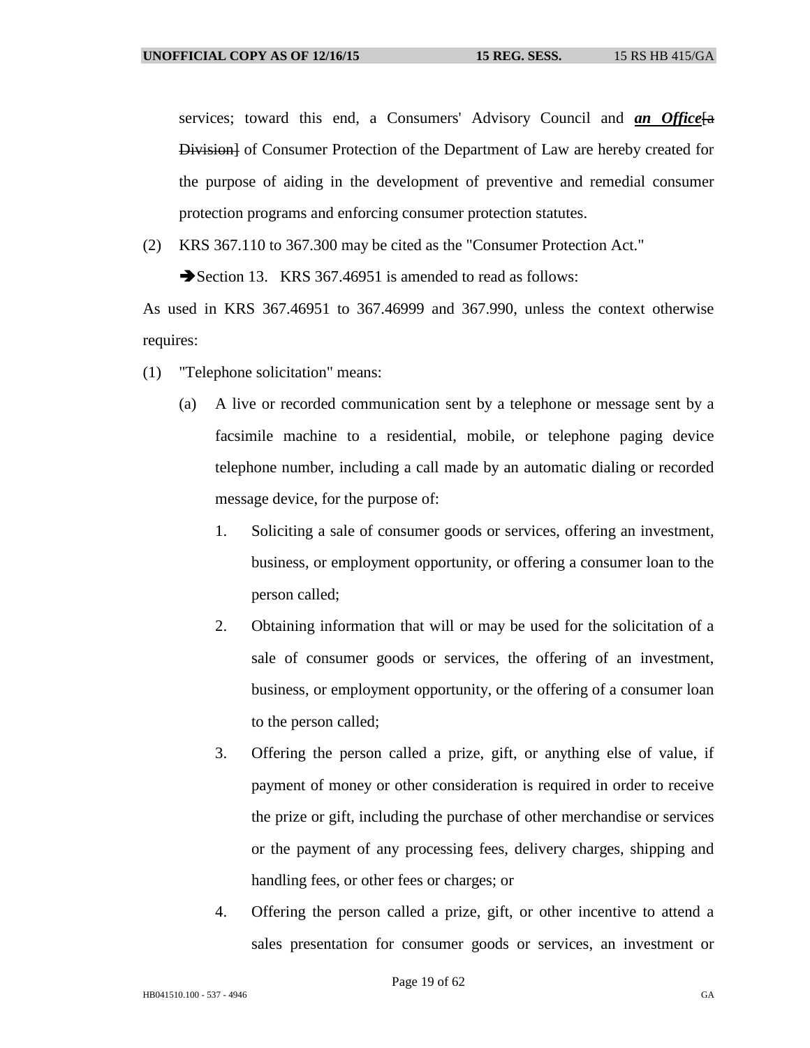services; toward this end, a Consumers' Advisory Council and ***an Office***~~[a Division]~~ of Consumer Protection of the Department of Law are hereby created for the purpose of aiding in the development of preventive and remedial consumer protection programs and enforcing consumer protection statutes.

(2) KRS 367.110 to 367.300 may be cited as the "Consumer Protection Act."

➔Section 13. KRS 367.46951 is amended to read as follows:

As used in KRS 367.46951 to 367.46999 and 367.990, unless the context otherwise requires:

(1) "Telephone solicitation" means:

(a) A live or recorded communication sent by a telephone or message sent by a facsimile machine to a residential, mobile, or telephone paging device telephone number, including a call made by an automatic dialing or recorded message device, for the purpose of:

1. Soliciting a sale of consumer goods or services, offering an investment, business, or employment opportunity, or offering a consumer loan to the person called;

2. Obtaining information that will or may be used for the solicitation of a sale of consumer goods or services, the offering of an investment, business, or employment opportunity, or the offering of a consumer loan to the person called;

3. Offering the person called a prize, gift, or anything else of value, if payment of money or other consideration is required in order to receive the prize or gift, including the purchase of other merchandise or services or the payment of any processing fees, delivery charges, shipping and handling fees, or other fees or charges; or

4. Offering the person called a prize, gift, or other incentive to attend a sales presentation for consumer goods or services, an investment or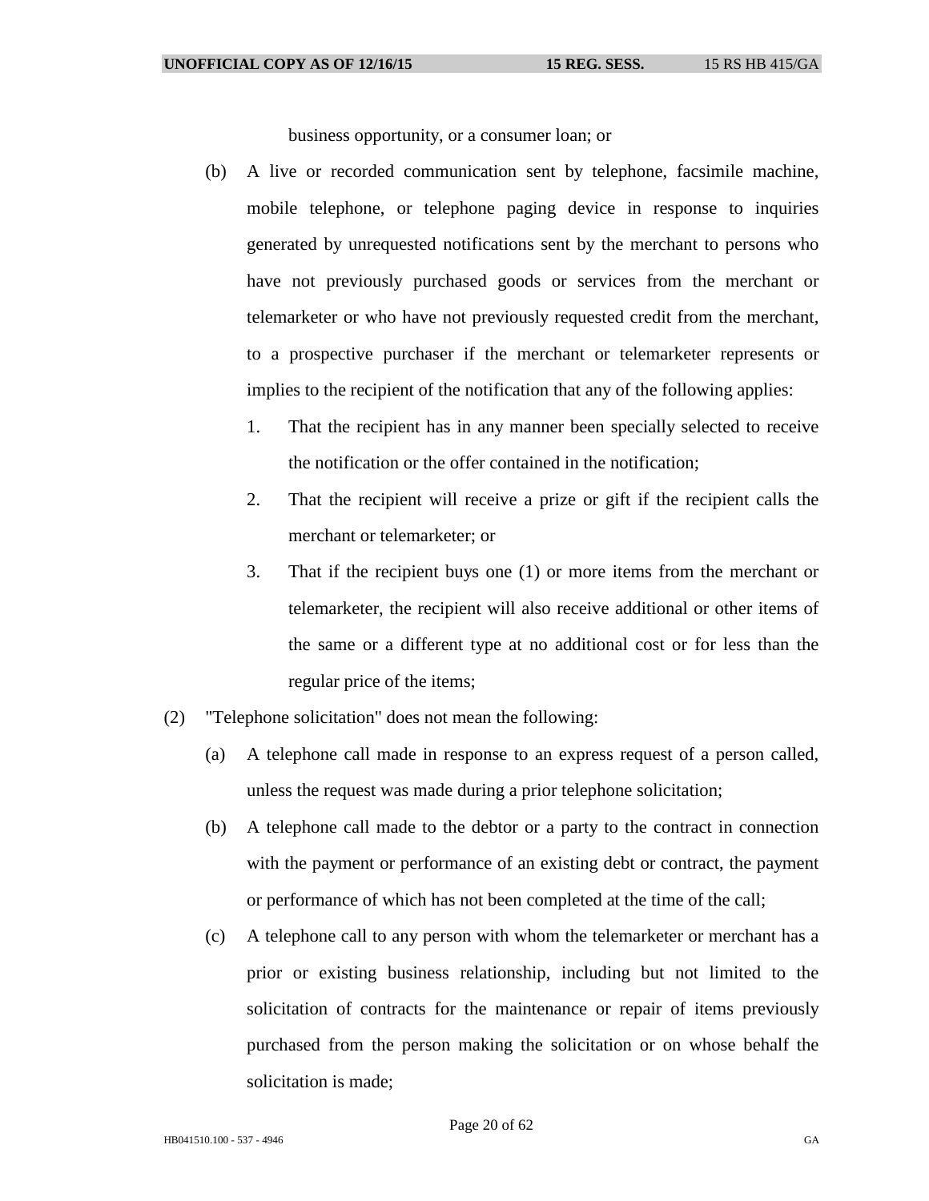business opportunity, or a consumer loan; or

(b) A live or recorded communication sent by telephone, facsimile machine, mobile telephone, or telephone paging device in response to inquiries generated by unrequested notifications sent by the merchant to persons who have not previously purchased goods or services from the merchant or telemarketer or who have not previously requested credit from the merchant, to a prospective purchaser if the merchant or telemarketer represents or implies to the recipient of the notification that any of the following applies:

1. That the recipient has in any manner been specially selected to receive the notification or the offer contained in the notification;

2. That the recipient will receive a prize or gift if the recipient calls the merchant or telemarketer; or

3. That if the recipient buys one (1) or more items from the merchant or telemarketer, the recipient will also receive additional or other items of the same or a different type at no additional cost or for less than the regular price of the items;

(2) "Telephone solicitation" does not mean the following:

(a) A telephone call made in response to an express request of a person called, unless the request was made during a prior telephone solicitation;

(b) A telephone call made to the debtor or a party to the contract in connection with the payment or performance of an existing debt or contract, the payment or performance of which has not been completed at the time of the call;

(c) A telephone call to any person with whom the telemarketer or merchant has a prior or existing business relationship, including but not limited to the solicitation of contracts for the maintenance or repair of items previously purchased from the person making the solicitation or on whose behalf the solicitation is made;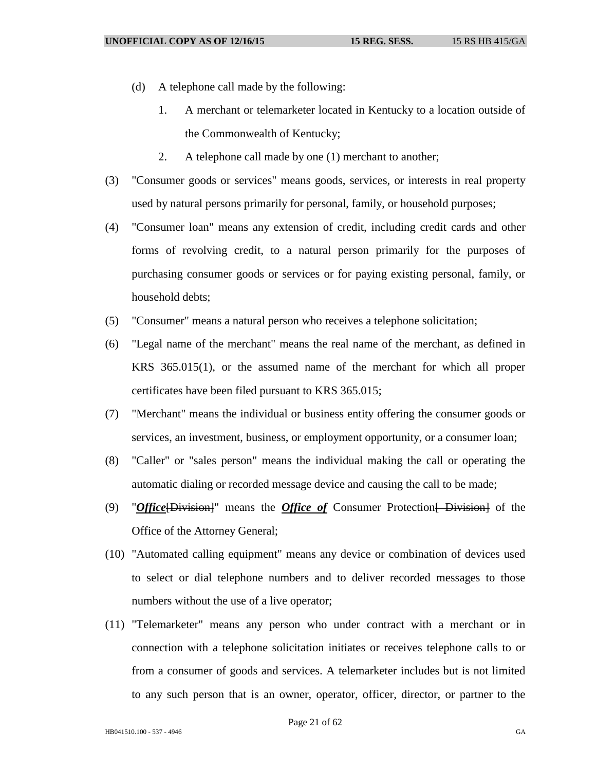(d) A telephone call made by the following:

1. A merchant or telemarketer located in Kentucky to a location outside of the Commonwealth of Kentucky;

2. A telephone call made by one (1) merchant to another;

(3) "Consumer goods or services" means goods, services, or interests in real property used by natural persons primarily for personal, family, or household purposes;

(4) "Consumer loan" means any extension of credit, including credit cards and other forms of revolving credit, to a natural person primarily for the purposes of purchasing consumer goods or services or for paying existing personal, family, or household debts;

(5) "Consumer" means a natural person who receives a telephone solicitation;

(6) "Legal name of the merchant" means the real name of the merchant, as defined in KRS 365.015(1), or the assumed name of the merchant for which all proper certificates have been filed pursuant to KRS 365.015;

(7) "Merchant" means the individual or business entity offering the consumer goods or services, an investment, business, or employment opportunity, or a consumer loan;

(8) "Caller" or "sales person" means the individual making the call or operating the automatic dialing or recorded message device and causing the call to be made;

(9) "***Office***[~~Division~~]" means the ***Office of*** Consumer Protection[~~ Division~~] of the Office of the Attorney General;

(10) "Automated calling equipment" means any device or combination of devices used to select or dial telephone numbers and to deliver recorded messages to those numbers without the use of a live operator;

(11) "Telemarketer" means any person who under contract with a merchant or in connection with a telephone solicitation initiates or receives telephone calls to or from a consumer of goods and services. A telemarketer includes but is not limited to any such person that is an owner, operator, officer, director, or partner to the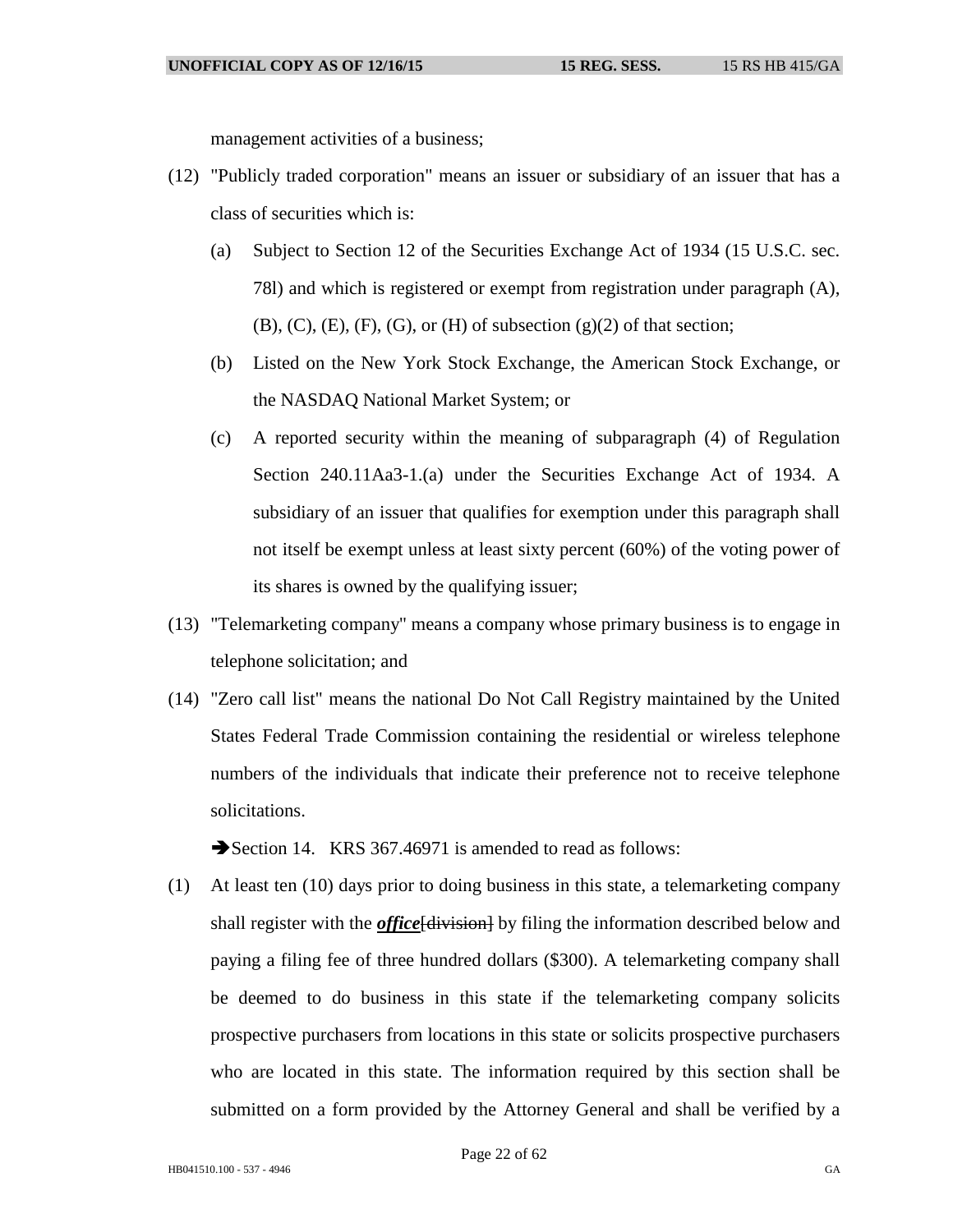management activities of a business;

(12) "Publicly traded corporation" means an issuer or subsidiary of an issuer that has a class of securities which is:

(a) Subject to Section 12 of the Securities Exchange Act of 1934 (15 U.S.C. sec. 78l) and which is registered or exempt from registration under paragraph (A), (B), (C), (E), (F), (G), or (H) of subsection (g)(2) of that section;

(b) Listed on the New York Stock Exchange, the American Stock Exchange, or the NASDAQ National Market System; or

(c) A reported security within the meaning of subparagraph (4) of Regulation Section 240.11Aa3-1.(a) under the Securities Exchange Act of 1934. A subsidiary of an issuer that qualifies for exemption under this paragraph shall not itself be exempt unless at least sixty percent (60%) of the voting power of its shares is owned by the qualifying issuer;

(13) "Telemarketing company" means a company whose primary business is to engage in telephone solicitation; and

(14) "Zero call list" means the national Do Not Call Registry maintained by the United States Federal Trade Commission containing the residential or wireless telephone numbers of the individuals that indicate their preference not to receive telephone solicitations.

➔Section 14. KRS 367.46971 is amended to read as follows:

(1) At least ten (10) days prior to doing business in this state, a telemarketing company shall register with the ***office***~~[division]~~ by filing the information described below and paying a filing fee of three hundred dollars ($300). A telemarketing company shall be deemed to do business in this state if the telemarketing company solicits prospective purchasers from locations in this state or solicits prospective purchasers who are located in this state. The information required by this section shall be submitted on a form provided by the Attorney General and shall be verified by a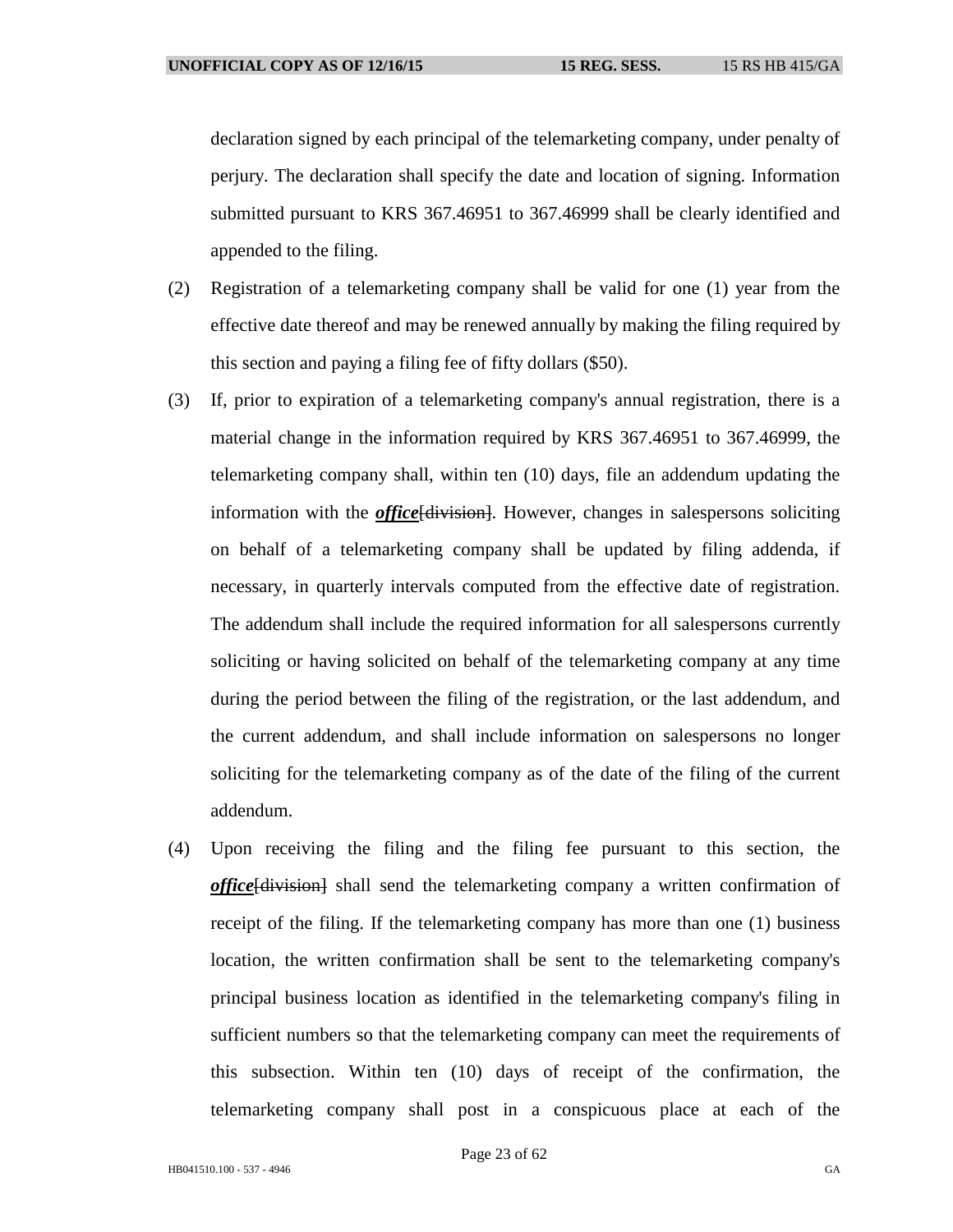declaration signed by each principal of the telemarketing company, under penalty of perjury. The declaration shall specify the date and location of signing. Information submitted pursuant to KRS 367.46951 to 367.46999 shall be clearly identified and appended to the filing.

(2) Registration of a telemarketing company shall be valid for one (1) year from the effective date thereof and may be renewed annually by making the filing required by this section and paying a filing fee of fifty dollars ($50).

(3) If, prior to expiration of a telemarketing company's annual registration, there is a material change in the information required by KRS 367.46951 to 367.46999, the telemarketing company shall, within ten (10) days, file an addendum updating the information with the ***office***[~~division~~]. However, changes in salespersons soliciting on behalf of a telemarketing company shall be updated by filing addenda, if necessary, in quarterly intervals computed from the effective date of registration. The addendum shall include the required information for all salespersons currently soliciting or having solicited on behalf of the telemarketing company at any time during the period between the filing of the registration, or the last addendum, and the current addendum, and shall include information on salespersons no longer soliciting for the telemarketing company as of the date of the filing of the current addendum.

(4) Upon receiving the filing and the filing fee pursuant to this section, the ***office***[~~division~~] shall send the telemarketing company a written confirmation of receipt of the filing. If the telemarketing company has more than one (1) business location, the written confirmation shall be sent to the telemarketing company's principal business location as identified in the telemarketing company's filing in sufficient numbers so that the telemarketing company can meet the requirements of this subsection. Within ten (10) days of receipt of the confirmation, the telemarketing company shall post in a conspicuous place at each of the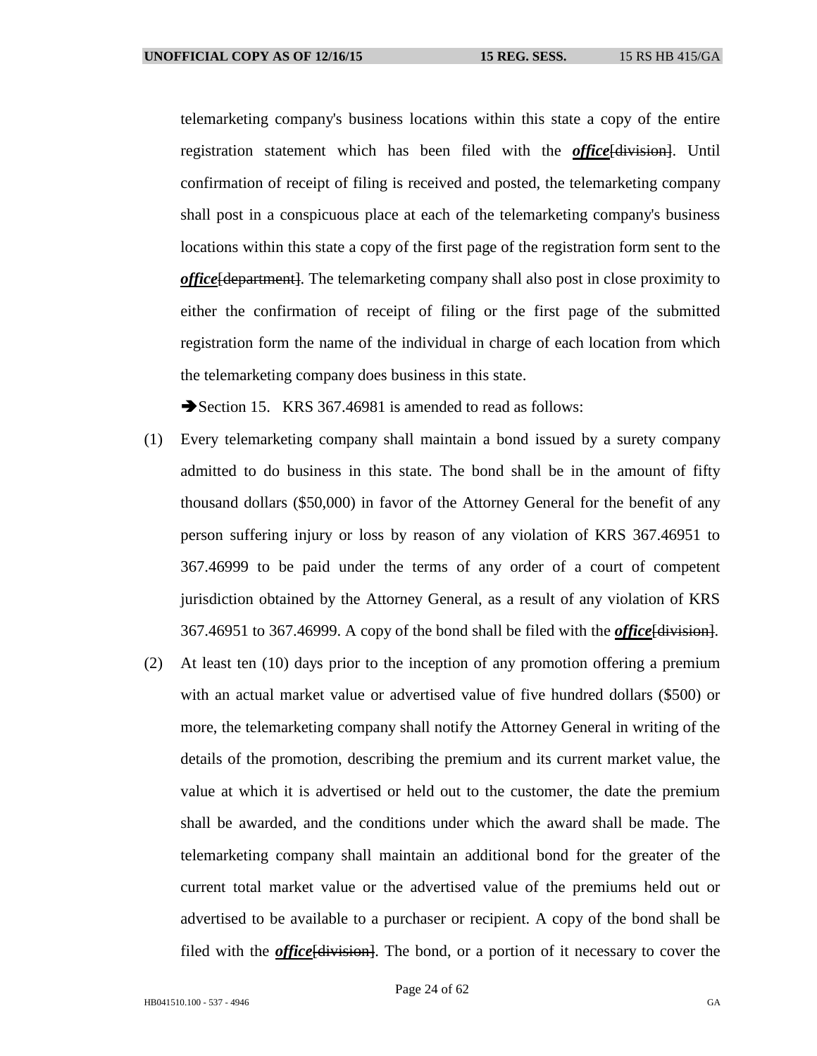telemarketing company's business locations within this state a copy of the entire registration statement which has been filed with the ***office***~~[division]~~. Until confirmation of receipt of filing is received and posted, the telemarketing company shall post in a conspicuous place at each of the telemarketing company's business locations within this state a copy of the first page of the registration form sent to the ***office***~~[department]~~. The telemarketing company shall also post in close proximity to either the confirmation of receipt of filing or the first page of the submitted registration form the name of the individual in charge of each location from which the telemarketing company does business in this state.

➔Section 15. KRS 367.46981 is amended to read as follows:

(1) Every telemarketing company shall maintain a bond issued by a surety company admitted to do business in this state. The bond shall be in the amount of fifty thousand dollars ($50,000) in favor of the Attorney General for the benefit of any person suffering injury or loss by reason of any violation of KRS 367.46951 to 367.46999 to be paid under the terms of any order of a court of competent jurisdiction obtained by the Attorney General, as a result of any violation of KRS 367.46951 to 367.46999. A copy of the bond shall be filed with the ***office***~~[division]~~.

(2) At least ten (10) days prior to the inception of any promotion offering a premium with an actual market value or advertised value of five hundred dollars ($500) or more, the telemarketing company shall notify the Attorney General in writing of the details of the promotion, describing the premium and its current market value, the value at which it is advertised or held out to the customer, the date the premium shall be awarded, and the conditions under which the award shall be made. The telemarketing company shall maintain an additional bond for the greater of the current total market value or the advertised value of the premiums held out or advertised to be available to a purchaser or recipient. A copy of the bond shall be filed with the ***office***~~[division]~~. The bond, or a portion of it necessary to cover the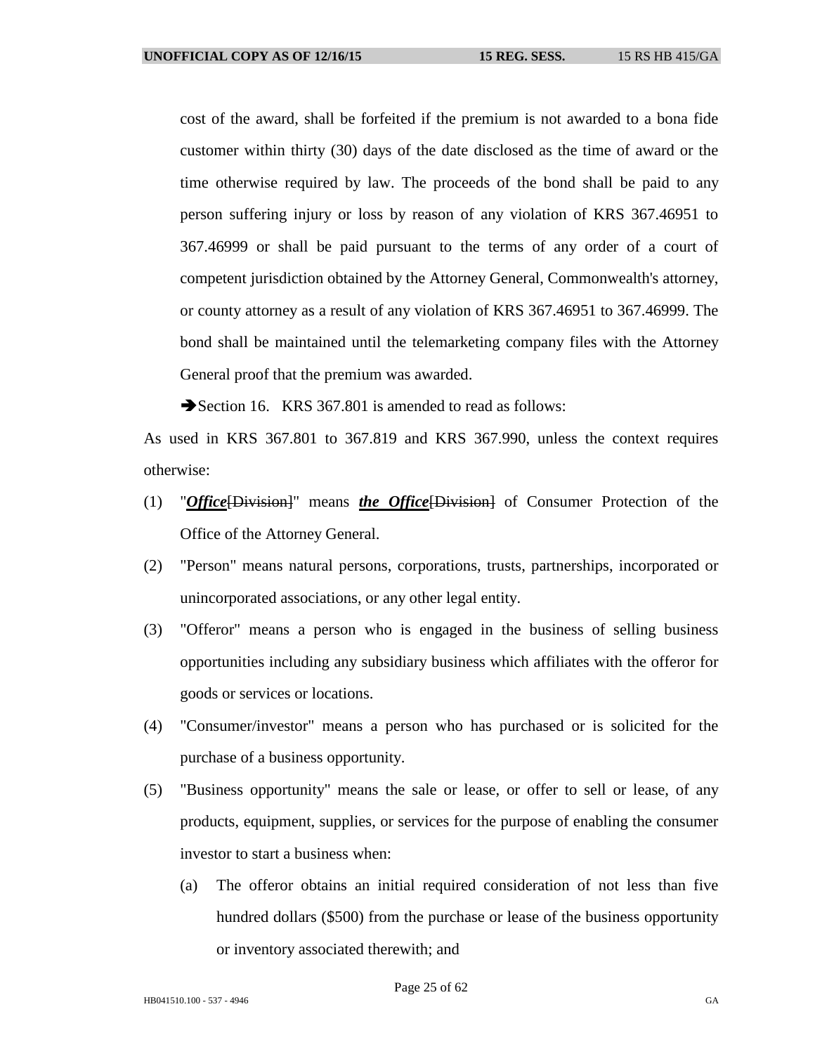cost of the award, shall be forfeited if the premium is not awarded to a bona fide customer within thirty (30) days of the date disclosed as the time of award or the time otherwise required by law. The proceeds of the bond shall be paid to any person suffering injury or loss by reason of any violation of KRS 367.46951 to 367.46999 or shall be paid pursuant to the terms of any order of a court of competent jurisdiction obtained by the Attorney General, Commonwealth's attorney, or county attorney as a result of any violation of KRS 367.46951 to 367.46999. The bond shall be maintained until the telemarketing company files with the Attorney General proof that the premium was awarded.

➔Section 16. KRS 367.801 is amended to read as follows:

As used in KRS 367.801 to 367.819 and KRS 367.990, unless the context requires otherwise:

(1) "***Office***~~[Division]~~" means ***the Office***~~[Division]~~ of Consumer Protection of the Office of the Attorney General.

(2) "Person" means natural persons, corporations, trusts, partnerships, incorporated or unincorporated associations, or any other legal entity.

(3) "Offeror" means a person who is engaged in the business of selling business opportunities including any subsidiary business which affiliates with the offeror for goods or services or locations.

(4) "Consumer/investor" means a person who has purchased or is solicited for the purchase of a business opportunity.

(5) "Business opportunity" means the sale or lease, or offer to sell or lease, of any products, equipment, supplies, or services for the purpose of enabling the consumer investor to start a business when:

(a) The offeror obtains an initial required consideration of not less than five hundred dollars ($500) from the purchase or lease of the business opportunity or inventory associated therewith; and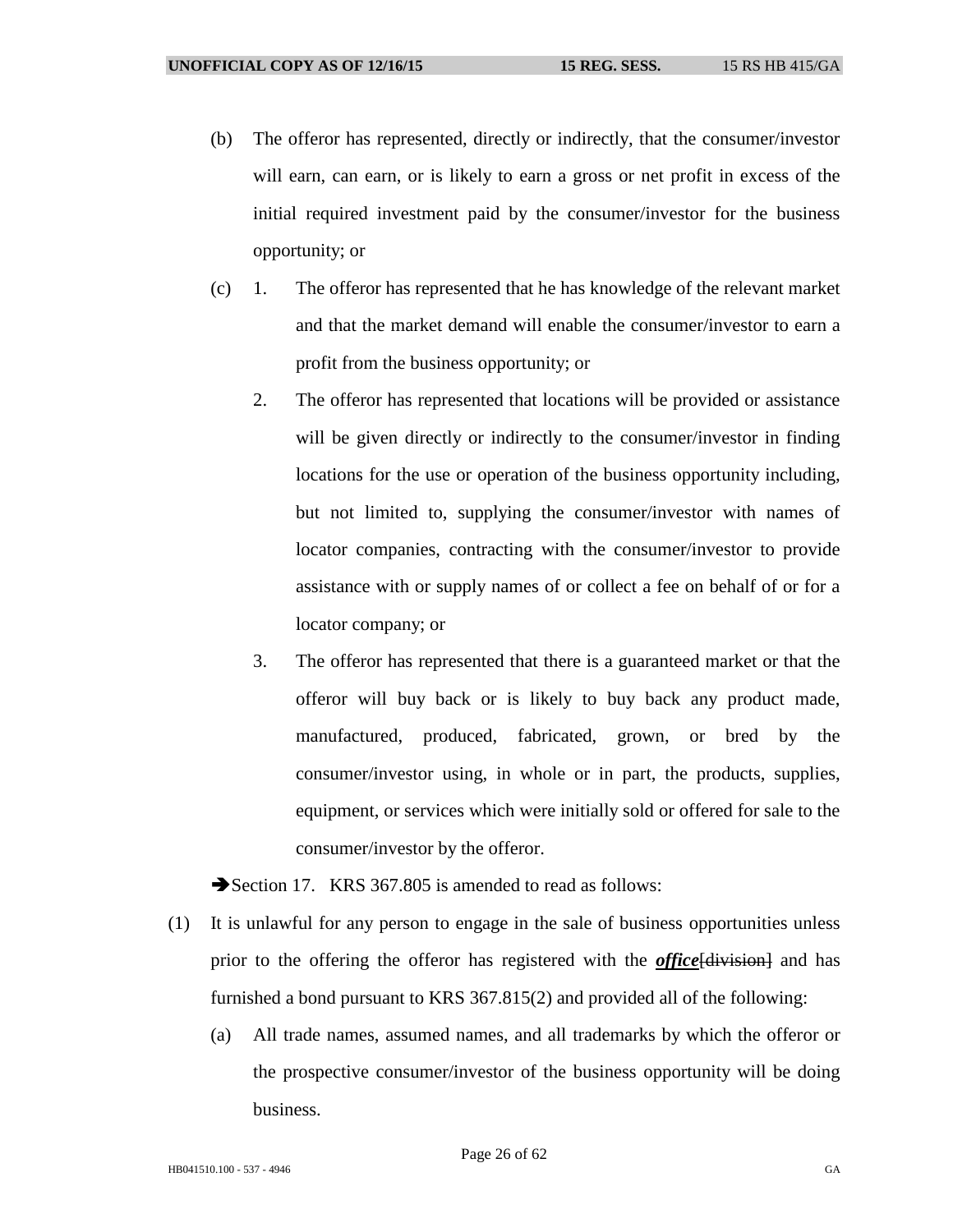(b) The offeror has represented, directly or indirectly, that the consumer/investor will earn, can earn, or is likely to earn a gross or net profit in excess of the initial required investment paid by the consumer/investor for the business opportunity; or

(c) 1. The offeror has represented that he has knowledge of the relevant market and that the market demand will enable the consumer/investor to earn a profit from the business opportunity; or

2. The offeror has represented that locations will be provided or assistance will be given directly or indirectly to the consumer/investor in finding locations for the use or operation of the business opportunity including, but not limited to, supplying the consumer/investor with names of locator companies, contracting with the consumer/investor to provide assistance with or supply names of or collect a fee on behalf of or for a locator company; or

3. The offeror has represented that there is a guaranteed market or that the offeror will buy back or is likely to buy back any product made, manufactured, produced, fabricated, grown, or bred by the consumer/investor using, in whole or in part, the products, supplies, equipment, or services which were initially sold or offered for sale to the consumer/investor by the offeror.

➔Section 17. KRS 367.805 is amended to read as follows:

(1) It is unlawful for any person to engage in the sale of business opportunities unless prior to the offering the offeror has registered with the ***office***~~[division]~~ and has furnished a bond pursuant to KRS 367.815(2) and provided all of the following:

(a) All trade names, assumed names, and all trademarks by which the offeror or the prospective consumer/investor of the business opportunity will be doing business.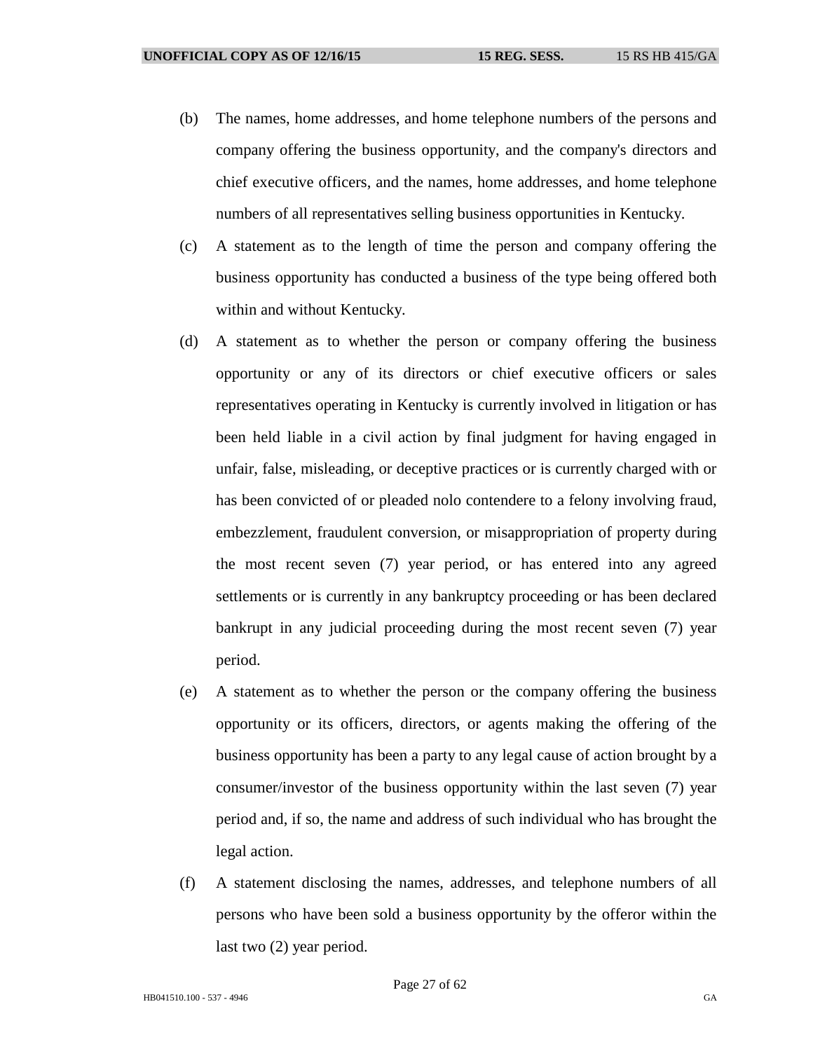(b) The names, home addresses, and home telephone numbers of the persons and company offering the business opportunity, and the company's directors and chief executive officers, and the names, home addresses, and home telephone numbers of all representatives selling business opportunities in Kentucky.

(c) A statement as to the length of time the person and company offering the business opportunity has conducted a business of the type being offered both within and without Kentucky.

(d) A statement as to whether the person or company offering the business opportunity or any of its directors or chief executive officers or sales representatives operating in Kentucky is currently involved in litigation or has been held liable in a civil action by final judgment for having engaged in unfair, false, misleading, or deceptive practices or is currently charged with or has been convicted of or pleaded nolo contendere to a felony involving fraud, embezzlement, fraudulent conversion, or misappropriation of property during the most recent seven (7) year period, or has entered into any agreed settlements or is currently in any bankruptcy proceeding or has been declared bankrupt in any judicial proceeding during the most recent seven (7) year period.

(e) A statement as to whether the person or the company offering the business opportunity or its officers, directors, or agents making the offering of the business opportunity has been a party to any legal cause of action brought by a consumer/investor of the business opportunity within the last seven (7) year period and, if so, the name and address of such individual who has brought the legal action.

(f) A statement disclosing the names, addresses, and telephone numbers of all persons who have been sold a business opportunity by the offeror within the last two (2) year period.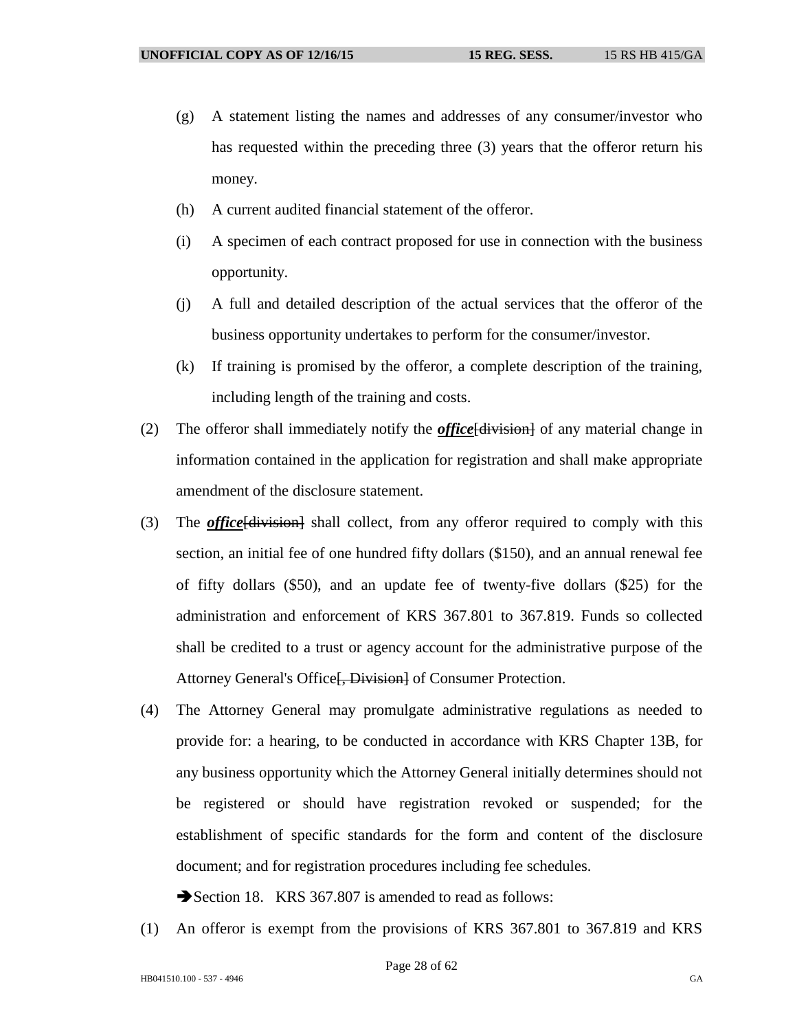(g) A statement listing the names and addresses of any consumer/investor who has requested within the preceding three (3) years that the offeror return his money.

(h) A current audited financial statement of the offeror.

(i) A specimen of each contract proposed for use in connection with the business opportunity.

(j) A full and detailed description of the actual services that the offeror of the business opportunity undertakes to perform for the consumer/investor.

(k) If training is promised by the offeror, a complete description of the training, including length of the training and costs.

(2) The offeror shall immediately notify the ***office***~~[division]~~ of any material change in information contained in the application for registration and shall make appropriate amendment of the disclosure statement.

(3) The ***office***~~[division]~~ shall collect, from any offeror required to comply with this section, an initial fee of one hundred fifty dollars ($150), and an annual renewal fee of fifty dollars ($50), and an update fee of twenty-five dollars ($25) for the administration and enforcement of KRS 367.801 to 367.819. Funds so collected shall be credited to a trust or agency account for the administrative purpose of the Attorney General's Office~~[, Division]~~ of Consumer Protection.

(4) The Attorney General may promulgate administrative regulations as needed to provide for: a hearing, to be conducted in accordance with KRS Chapter 13B, for any business opportunity which the Attorney General initially determines should not be registered or should have registration revoked or suspended; for the establishment of specific standards for the form and content of the disclosure document; and for registration procedures including fee schedules.

➔Section 18. KRS 367.807 is amended to read as follows:

(1) An offeror is exempt from the provisions of KRS 367.801 to 367.819 and KRS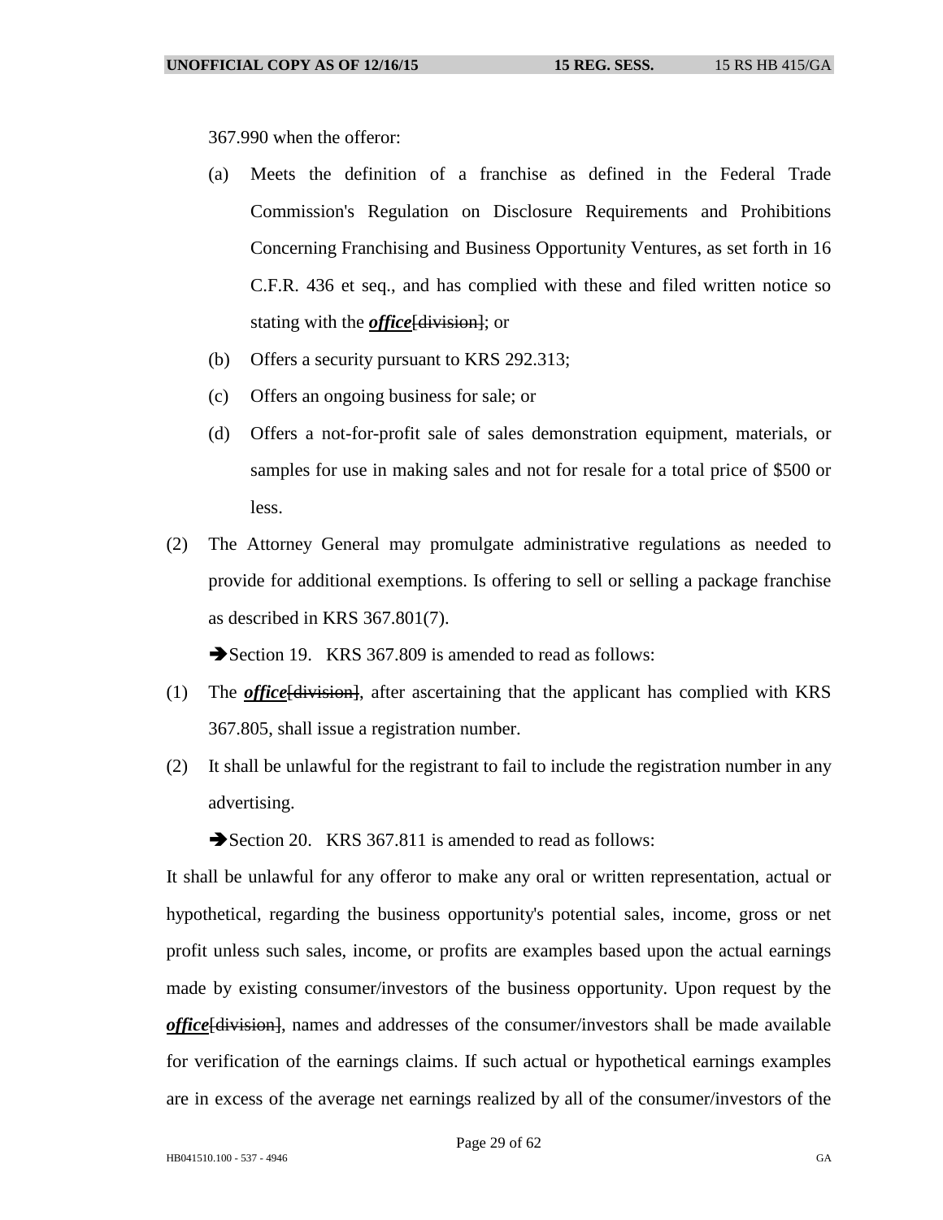367.990 when the offeror:

(a) Meets the definition of a franchise as defined in the Federal Trade Commission's Regulation on Disclosure Requirements and Prohibitions Concerning Franchising and Business Opportunity Ventures, as set forth in 16 C.F.R. 436 et seq., and has complied with these and filed written notice so stating with the ***office***~~[division]~~; or

(b) Offers a security pursuant to KRS 292.313;

(c) Offers an ongoing business for sale; or

(d) Offers a not-for-profit sale of sales demonstration equipment, materials, or samples for use in making sales and not for resale for a total price of $500 or less.

(2) The Attorney General may promulgate administrative regulations as needed to provide for additional exemptions. Is offering to sell or selling a package franchise as described in KRS 367.801(7).

➔Section 19. KRS 367.809 is amended to read as follows:

(1) The ***office***~~[division]~~, after ascertaining that the applicant has complied with KRS 367.805, shall issue a registration number.

(2) It shall be unlawful for the registrant to fail to include the registration number in any advertising.

➔Section 20. KRS 367.811 is amended to read as follows:

It shall be unlawful for any offeror to make any oral or written representation, actual or hypothetical, regarding the business opportunity's potential sales, income, gross or net profit unless such sales, income, or profits are examples based upon the actual earnings made by existing consumer/investors of the business opportunity. Upon request by the ***office***~~[division]~~, names and addresses of the consumer/investors shall be made available for verification of the earnings claims. If such actual or hypothetical earnings examples are in excess of the average net earnings realized by all of the consumer/investors of the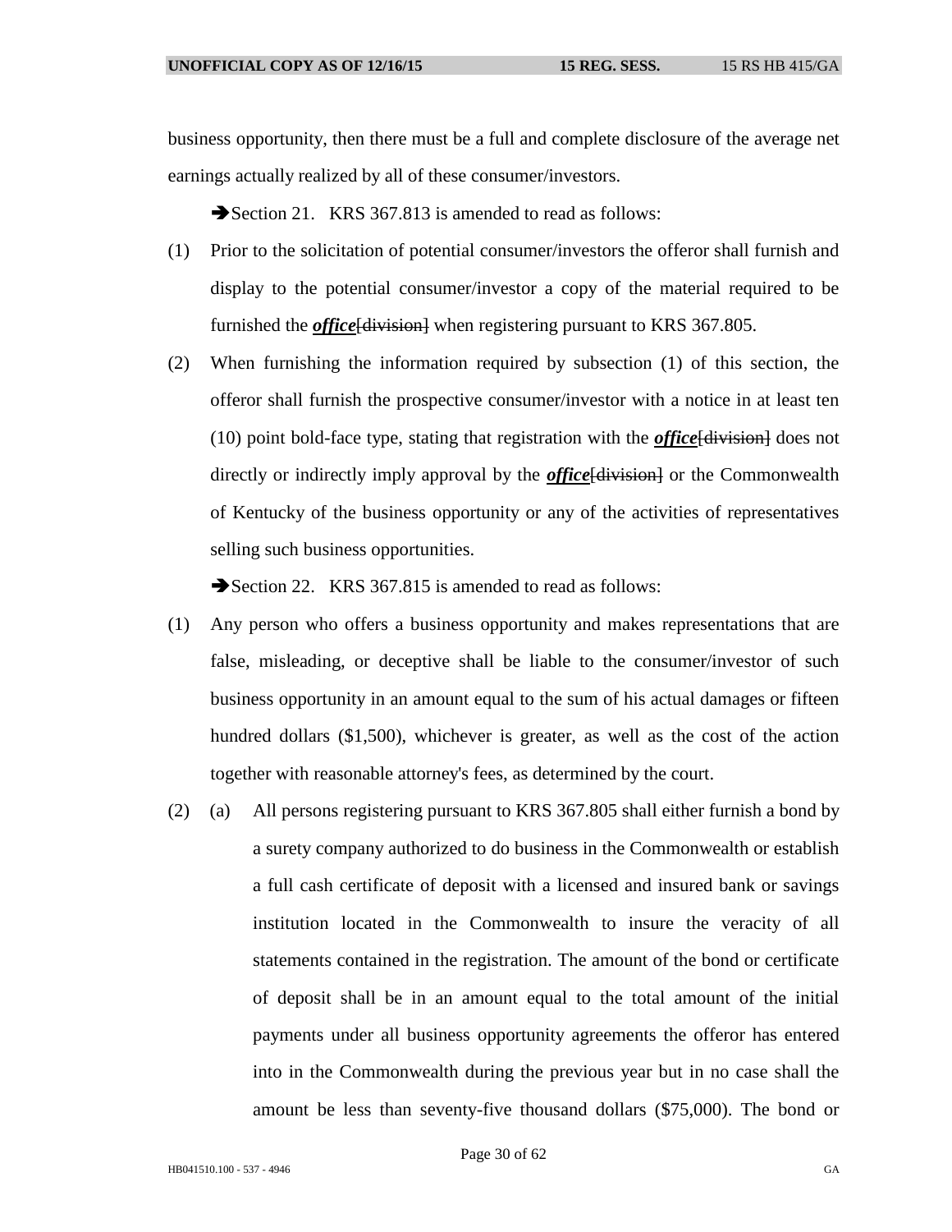business opportunity, then there must be a full and complete disclosure of the average net earnings actually realized by all of these consumer/investors.

➔Section 21. KRS 367.813 is amended to read as follows:

(1) Prior to the solicitation of potential consumer/investors the offeror shall furnish and display to the potential consumer/investor a copy of the material required to be furnished the ***office***[~~division~~] when registering pursuant to KRS 367.805.

(2) When furnishing the information required by subsection (1) of this section, the offeror shall furnish the prospective consumer/investor with a notice in at least ten (10) point bold-face type, stating that registration with the ***office***[~~division~~] does not directly or indirectly imply approval by the ***office***[~~division~~] or the Commonwealth of Kentucky of the business opportunity or any of the activities of representatives selling such business opportunities.

➔Section 22. KRS 367.815 is amended to read as follows:

(1) Any person who offers a business opportunity and makes representations that are false, misleading, or deceptive shall be liable to the consumer/investor of such business opportunity in an amount equal to the sum of his actual damages or fifteen hundred dollars ($1,500), whichever is greater, as well as the cost of the action together with reasonable attorney's fees, as determined by the court.

(2) (a) All persons registering pursuant to KRS 367.805 shall either furnish a bond by a surety company authorized to do business in the Commonwealth or establish a full cash certificate of deposit with a licensed and insured bank or savings institution located in the Commonwealth to insure the veracity of all statements contained in the registration. The amount of the bond or certificate of deposit shall be in an amount equal to the total amount of the initial payments under all business opportunity agreements the offeror has entered into in the Commonwealth during the previous year but in no case shall the amount be less than seventy-five thousand dollars ($75,000). The bond or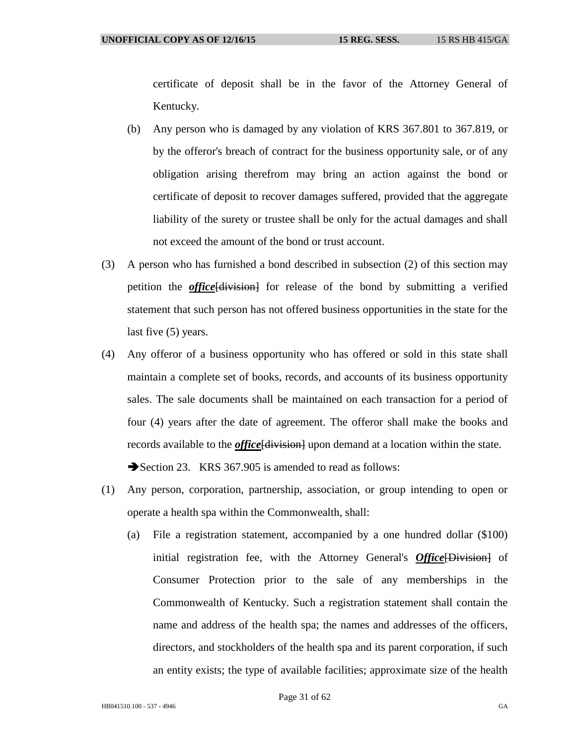certificate of deposit shall be in the favor of the Attorney General of Kentucky.

(b) Any person who is damaged by any violation of KRS 367.801 to 367.819, or by the offeror's breach of contract for the business opportunity sale, or of any obligation arising therefrom may bring an action against the bond or certificate of deposit to recover damages suffered, provided that the aggregate liability of the surety or trustee shall be only for the actual damages and shall not exceed the amount of the bond or trust account.

(3) A person who has furnished a bond described in subsection (2) of this section may petition the ***office***~~[division]~~ for release of the bond by submitting a verified statement that such person has not offered business opportunities in the state for the last five (5) years.

(4) Any offeror of a business opportunity who has offered or sold in this state shall maintain a complete set of books, records, and accounts of its business opportunity sales. The sale documents shall be maintained on each transaction for a period of four (4) years after the date of agreement. The offeror shall make the books and records available to the ***office***~~[division]~~ upon demand at a location within the state.

➔Section 23. KRS 367.905 is amended to read as follows:

(1) Any person, corporation, partnership, association, or group intending to open or operate a health spa within the Commonwealth, shall:

(a) File a registration statement, accompanied by a one hundred dollar ($100) initial registration fee, with the Attorney General's ***Office***~~[Division]~~ of Consumer Protection prior to the sale of any memberships in the Commonwealth of Kentucky. Such a registration statement shall contain the name and address of the health spa; the names and addresses of the officers, directors, and stockholders of the health spa and its parent corporation, if such an entity exists; the type of available facilities; approximate size of the health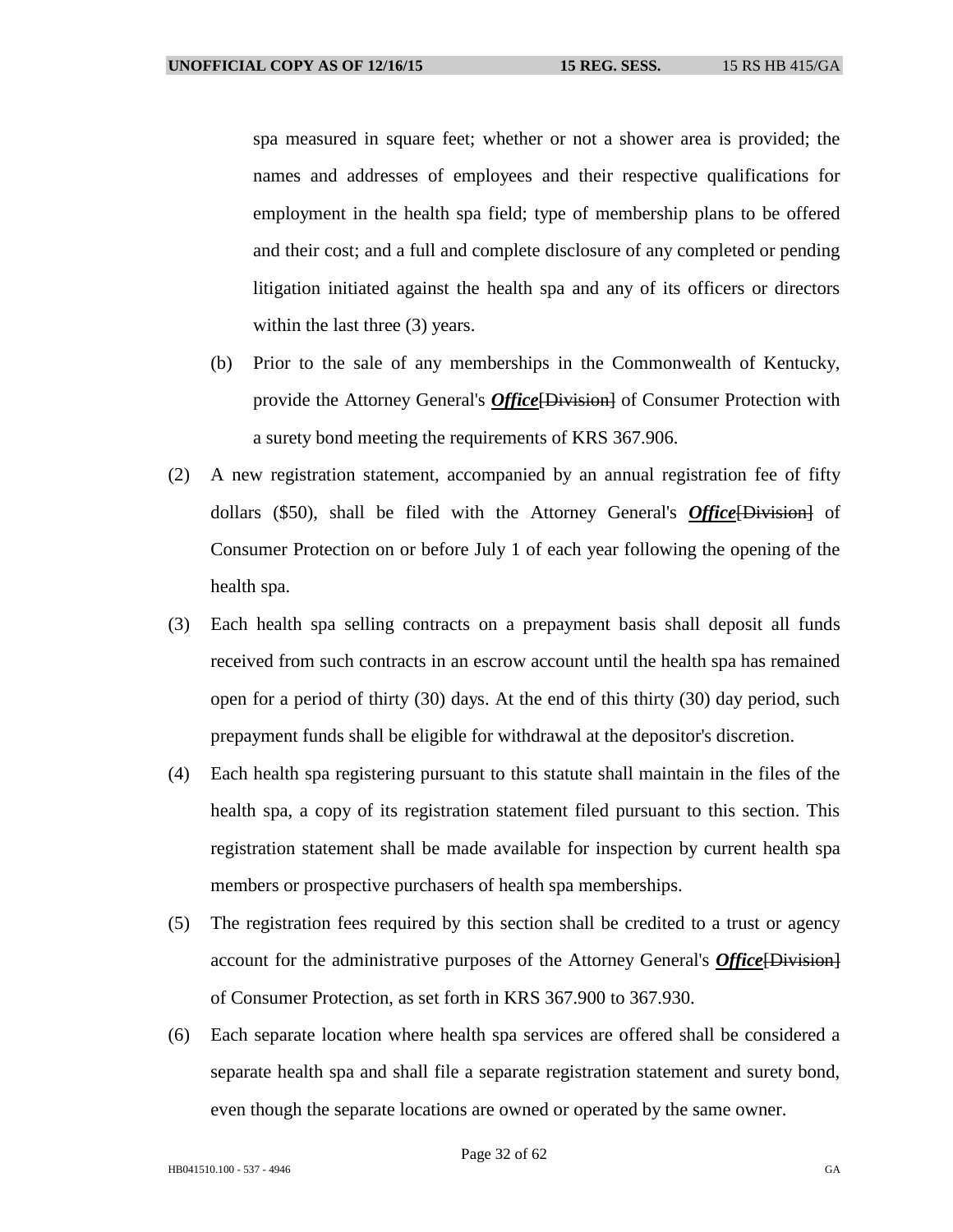spa measured in square feet; whether or not a shower area is provided; the names and addresses of employees and their respective qualifications for employment in the health spa field; type of membership plans to be offered and their cost; and a full and complete disclosure of any completed or pending litigation initiated against the health spa and any of its officers or directors within the last three (3) years.

(b) Prior to the sale of any memberships in the Commonwealth of Kentucky, provide the Attorney General's ***Office***~~[Division]~~ of Consumer Protection with a surety bond meeting the requirements of KRS 367.906.

(2) A new registration statement, accompanied by an annual registration fee of fifty dollars ($50), shall be filed with the Attorney General's ***Office***~~[Division]~~ of Consumer Protection on or before July 1 of each year following the opening of the health spa.

(3) Each health spa selling contracts on a prepayment basis shall deposit all funds received from such contracts in an escrow account until the health spa has remained open for a period of thirty (30) days. At the end of this thirty (30) day period, such prepayment funds shall be eligible for withdrawal at the depositor's discretion.

(4) Each health spa registering pursuant to this statute shall maintain in the files of the health spa, a copy of its registration statement filed pursuant to this section. This registration statement shall be made available for inspection by current health spa members or prospective purchasers of health spa memberships.

(5) The registration fees required by this section shall be credited to a trust or agency account for the administrative purposes of the Attorney General's ***Office***~~[Division]~~ of Consumer Protection, as set forth in KRS 367.900 to 367.930.

(6) Each separate location where health spa services are offered shall be considered a separate health spa and shall file a separate registration statement and surety bond, even though the separate locations are owned or operated by the same owner.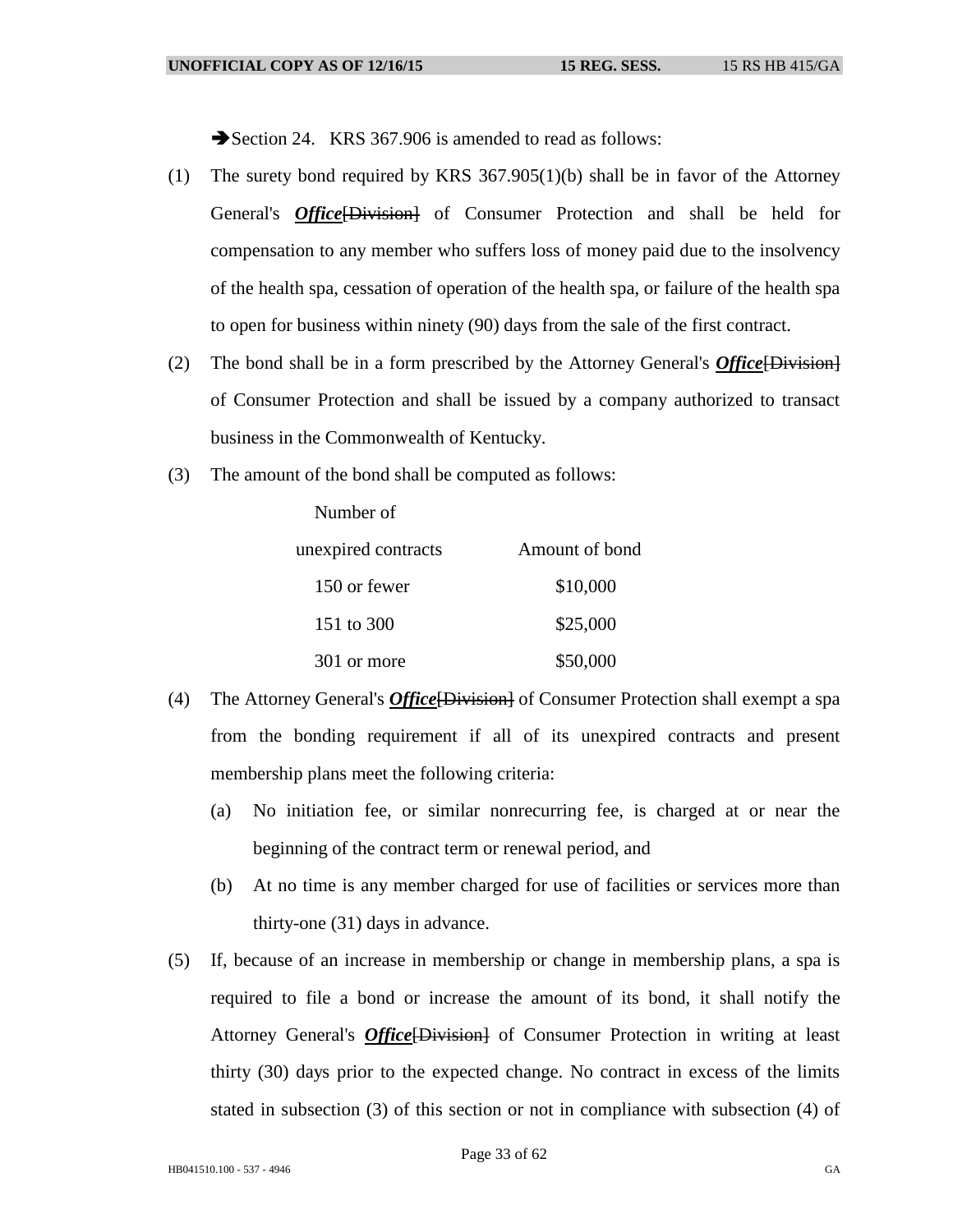➔Section 24. KRS 367.906 is amended to read as follows:

(1) The surety bond required by KRS 367.905(1)(b) shall be in favor of the Attorney General's ***Office***[~~Division~~] of Consumer Protection and shall be held for compensation to any member who suffers loss of money paid due to the insolvency of the health spa, cessation of operation of the health spa, or failure of the health spa to open for business within ninety (90) days from the sale of the first contract.

(2) The bond shall be in a form prescribed by the Attorney General's ***Office***[~~Division~~] of Consumer Protection and shall be issued by a company authorized to transact business in the Commonwealth of Kentucky.

(3) The amount of the bond shall be computed as follows:

| Number of unexpired contracts | Amount of bond |
|---|---|
| 150 or fewer | $10,000 |
| 151 to 300 | $25,000 |
| 301 or more | $50,000 |

(4) The Attorney General's ***Office***[~~Division~~] of Consumer Protection shall exempt a spa from the bonding requirement if all of its unexpired contracts and present membership plans meet the following criteria:

(a) No initiation fee, or similar nonrecurring fee, is charged at or near the beginning of the contract term or renewal period, and

(b) At no time is any member charged for use of facilities or services more than thirty-one (31) days in advance.

(5) If, because of an increase in membership or change in membership plans, a spa is required to file a bond or increase the amount of its bond, it shall notify the Attorney General's ***Office***[~~Division~~] of Consumer Protection in writing at least thirty (30) days prior to the expected change. No contract in excess of the limits stated in subsection (3) of this section or not in compliance with subsection (4) of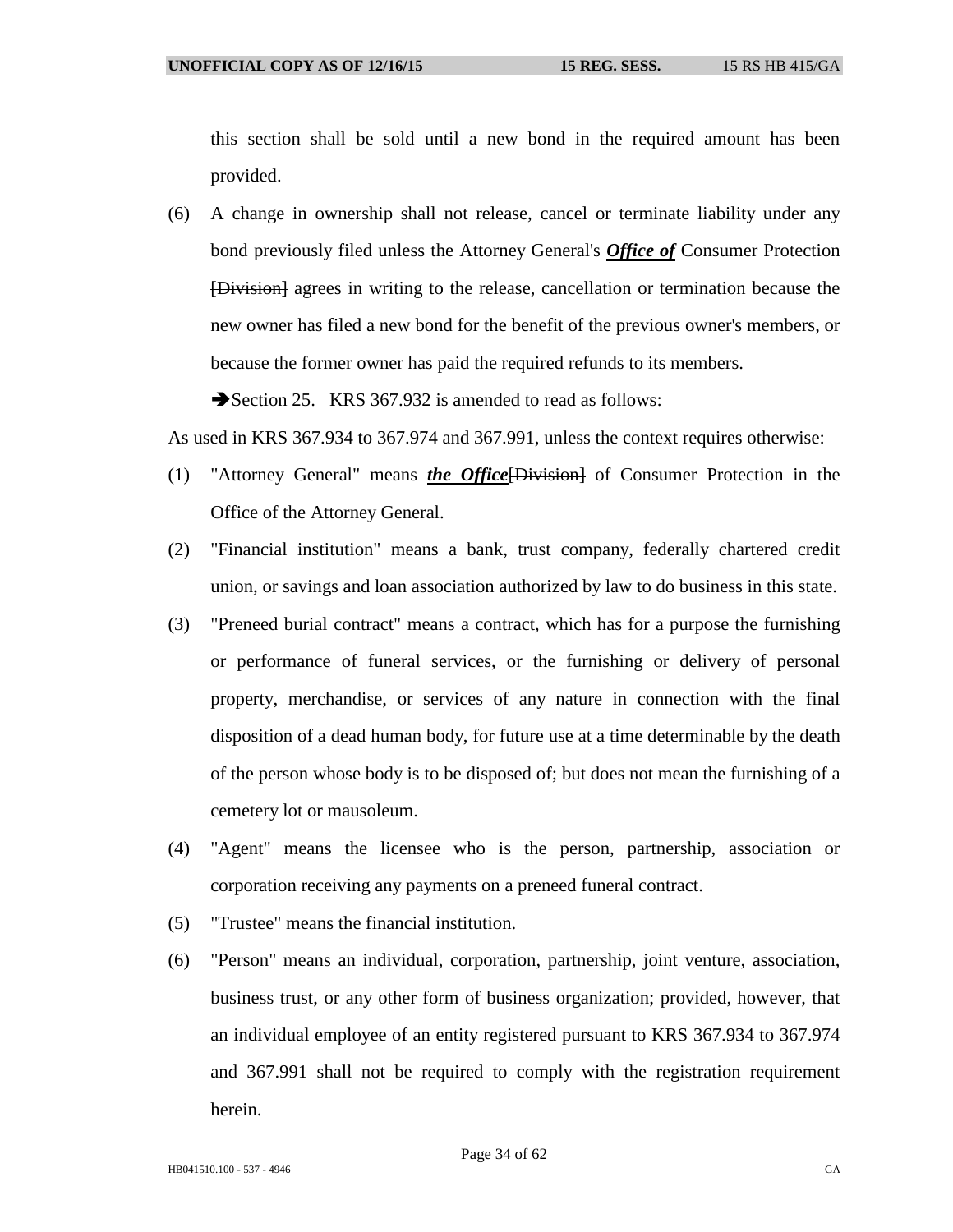this section shall be sold until a new bond in the required amount has been provided.

(6) A change in ownership shall not release, cancel or terminate liability under any bond previously filed unless the Attorney General's ***Office of*** Consumer Protection ~~[Division]~~ agrees in writing to the release, cancellation or termination because the new owner has filed a new bond for the benefit of the previous owner's members, or because the former owner has paid the required refunds to its members.

➔Section 25. KRS 367.932 is amended to read as follows:

As used in KRS 367.934 to 367.974 and 367.991, unless the context requires otherwise:

(1) "Attorney General" means ***the Office***~~[Division]~~ of Consumer Protection in the Office of the Attorney General.

(2) "Financial institution" means a bank, trust company, federally chartered credit union, or savings and loan association authorized by law to do business in this state.

(3) "Preneed burial contract" means a contract, which has for a purpose the furnishing or performance of funeral services, or the furnishing or delivery of personal property, merchandise, or services of any nature in connection with the final disposition of a dead human body, for future use at a time determinable by the death of the person whose body is to be disposed of; but does not mean the furnishing of a cemetery lot or mausoleum.

(4) "Agent" means the licensee who is the person, partnership, association or corporation receiving any payments on a preneed funeral contract.

(5) "Trustee" means the financial institution.

(6) "Person" means an individual, corporation, partnership, joint venture, association, business trust, or any other form of business organization; provided, however, that an individual employee of an entity registered pursuant to KRS 367.934 to 367.974 and 367.991 shall not be required to comply with the registration requirement herein.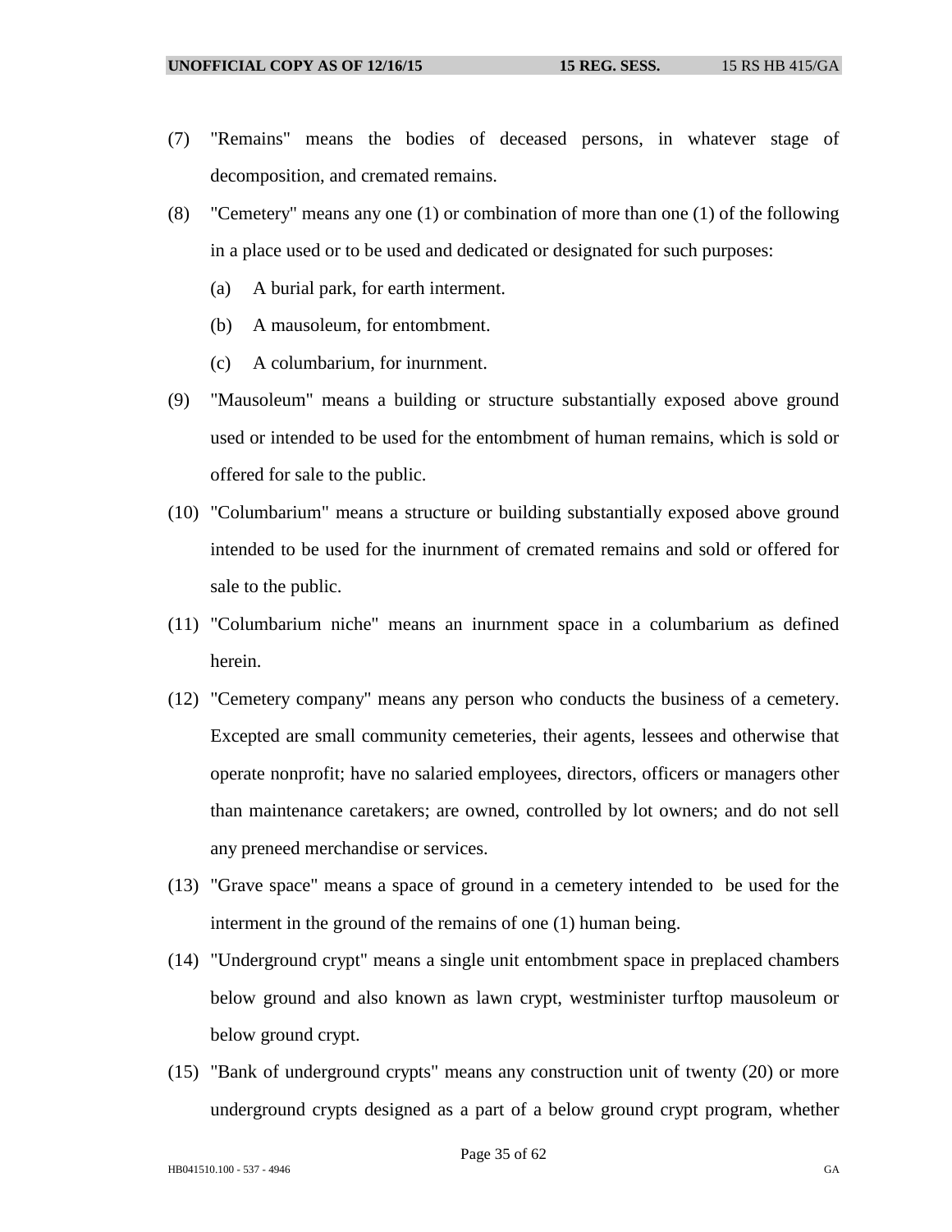(7) "Remains" means the bodies of deceased persons, in whatever stage of decomposition, and cremated remains.

(8) "Cemetery" means any one (1) or combination of more than one (1) of the following in a place used or to be used and dedicated or designated for such purposes:

  (a) A burial park, for earth interment.

  (b) A mausoleum, for entombment.

  (c) A columbarium, for inurnment.

(9) "Mausoleum" means a building or structure substantially exposed above ground used or intended to be used for the entombment of human remains, which is sold or offered for sale to the public.

(10) "Columbarium" means a structure or building substantially exposed above ground intended to be used for the inurnment of cremated remains and sold or offered for sale to the public.

(11) "Columbarium niche" means an inurnment space in a columbarium as defined herein.

(12) "Cemetery company" means any person who conducts the business of a cemetery. Excepted are small community cemeteries, their agents, lessees and otherwise that operate nonprofit; have no salaried employees, directors, officers or managers other than maintenance caretakers; are owned, controlled by lot owners; and do not sell any preneed merchandise or services.

(13) "Grave space" means a space of ground in a cemetery intended to be used for the interment in the ground of the remains of one (1) human being.

(14) "Underground crypt" means a single unit entombment space in preplaced chambers below ground and also known as lawn crypt, westminister turftop mausoleum or below ground crypt.

(15) "Bank of underground crypts" means any construction unit of twenty (20) or more underground crypts designed as a part of a below ground crypt program, whether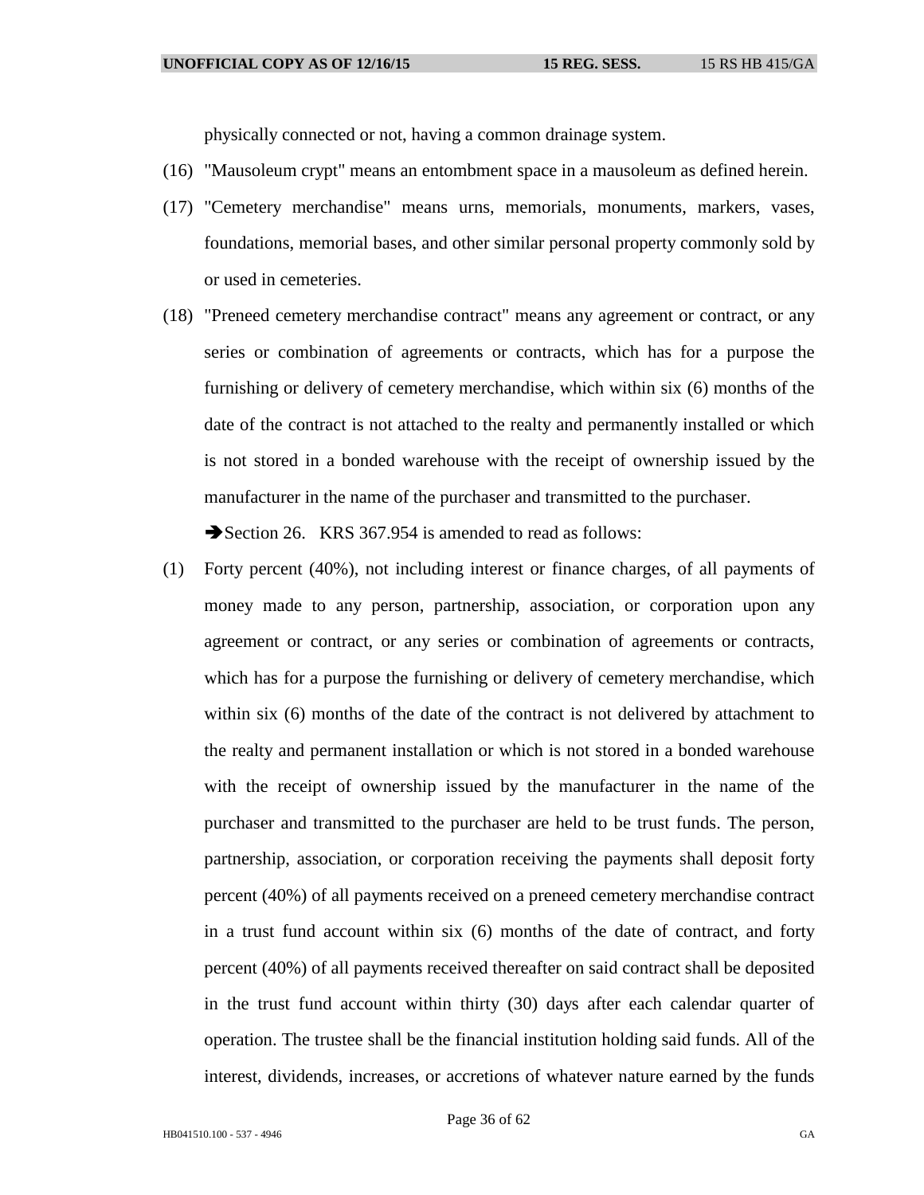physically connected or not, having a common drainage system.

(16) "Mausoleum crypt" means an entombment space in a mausoleum as defined herein.

(17) "Cemetery merchandise" means urns, memorials, monuments, markers, vases, foundations, memorial bases, and other similar personal property commonly sold by or used in cemeteries.

(18) "Preneed cemetery merchandise contract" means any agreement or contract, or any series or combination of agreements or contracts, which has for a purpose the furnishing or delivery of cemetery merchandise, which within six (6) months of the date of the contract is not attached to the realty and permanently installed or which is not stored in a bonded warehouse with the receipt of ownership issued by the manufacturer in the name of the purchaser and transmitted to the purchaser.

➔Section 26. KRS 367.954 is amended to read as follows:

(1) Forty percent (40%), not including interest or finance charges, of all payments of money made to any person, partnership, association, or corporation upon any agreement or contract, or any series or combination of agreements or contracts, which has for a purpose the furnishing or delivery of cemetery merchandise, which within six (6) months of the date of the contract is not delivered by attachment to the realty and permanent installation or which is not stored in a bonded warehouse with the receipt of ownership issued by the manufacturer in the name of the purchaser and transmitted to the purchaser are held to be trust funds. The person, partnership, association, or corporation receiving the payments shall deposit forty percent (40%) of all payments received on a preneed cemetery merchandise contract in a trust fund account within six (6) months of the date of contract, and forty percent (40%) of all payments received thereafter on said contract shall be deposited in the trust fund account within thirty (30) days after each calendar quarter of operation. The trustee shall be the financial institution holding said funds. All of the interest, dividends, increases, or accretions of whatever nature earned by the funds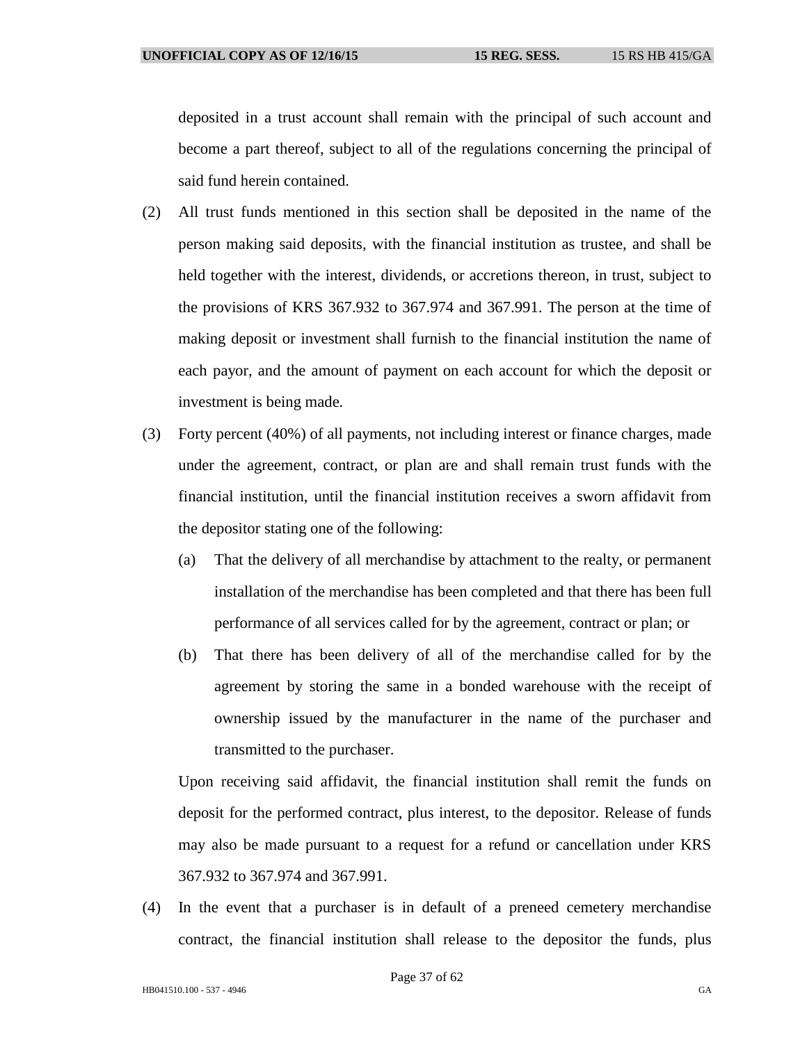deposited in a trust account shall remain with the principal of such account and become a part thereof, subject to all of the regulations concerning the principal of said fund herein contained.

(2) All trust funds mentioned in this section shall be deposited in the name of the person making said deposits, with the financial institution as trustee, and shall be held together with the interest, dividends, or accretions thereon, in trust, subject to the provisions of KRS 367.932 to 367.974 and 367.991. The person at the time of making deposit or investment shall furnish to the financial institution the name of each payor, and the amount of payment on each account for which the deposit or investment is being made.

(3) Forty percent (40%) of all payments, not including interest or finance charges, made under the agreement, contract, or plan are and shall remain trust funds with the financial institution, until the financial institution receives a sworn affidavit from the depositor stating one of the following:

   (a) That the delivery of all merchandise by attachment to the realty, or permanent installation of the merchandise has been completed and that there has been full performance of all services called for by the agreement, contract or plan; or

   (b) That there has been delivery of all of the merchandise called for by the agreement by storing the same in a bonded warehouse with the receipt of ownership issued by the manufacturer in the name of the purchaser and transmitted to the purchaser.

   Upon receiving said affidavit, the financial institution shall remit the funds on deposit for the performed contract, plus interest, to the depositor. Release of funds may also be made pursuant to a request for a refund or cancellation under KRS 367.932 to 367.974 and 367.991.

(4) In the event that a purchaser is in default of a preneed cemetery merchandise contract, the financial institution shall release to the depositor the funds, plus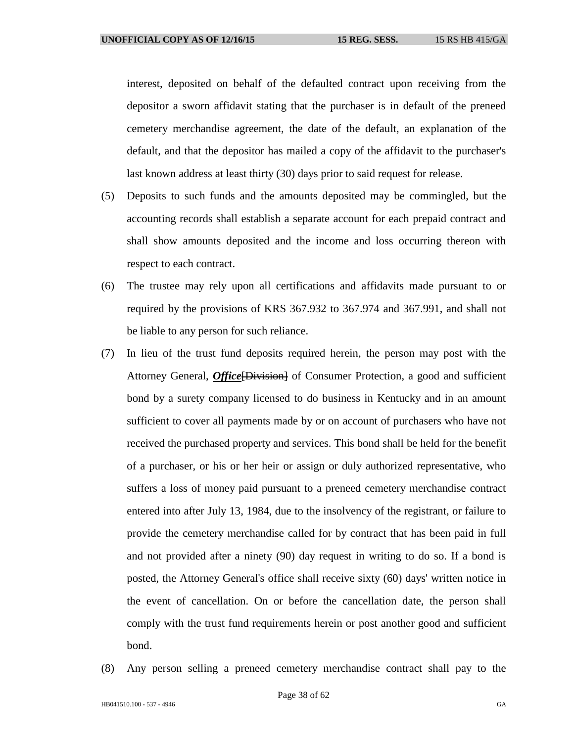interest, deposited on behalf of the defaulted contract upon receiving from the depositor a sworn affidavit stating that the purchaser is in default of the preneed cemetery merchandise agreement, the date of the default, an explanation of the default, and that the depositor has mailed a copy of the affidavit to the purchaser's last known address at least thirty (30) days prior to said request for release.

(5) Deposits to such funds and the amounts deposited may be commingled, but the accounting records shall establish a separate account for each prepaid contract and shall show amounts deposited and the income and loss occurring thereon with respect to each contract.

(6) The trustee may rely upon all certifications and affidavits made pursuant to or required by the provisions of KRS 367.932 to 367.974 and 367.991, and shall not be liable to any person for such reliance.

(7) In lieu of the trust fund deposits required herein, the person may post with the Attorney General, ***Office***~~[Division]~~ of Consumer Protection, a good and sufficient bond by a surety company licensed to do business in Kentucky and in an amount sufficient to cover all payments made by or on account of purchasers who have not received the purchased property and services. This bond shall be held for the benefit of a purchaser, or his or her heir or assign or duly authorized representative, who suffers a loss of money paid pursuant to a preneed cemetery merchandise contract entered into after July 13, 1984, due to the insolvency of the registrant, or failure to provide the cemetery merchandise called for by contract that has been paid in full and not provided after a ninety (90) day request in writing to do so. If a bond is posted, the Attorney General's office shall receive sixty (60) days' written notice in the event of cancellation. On or before the cancellation date, the person shall comply with the trust fund requirements herein or post another good and sufficient bond.

(8) Any person selling a preneed cemetery merchandise contract shall pay to the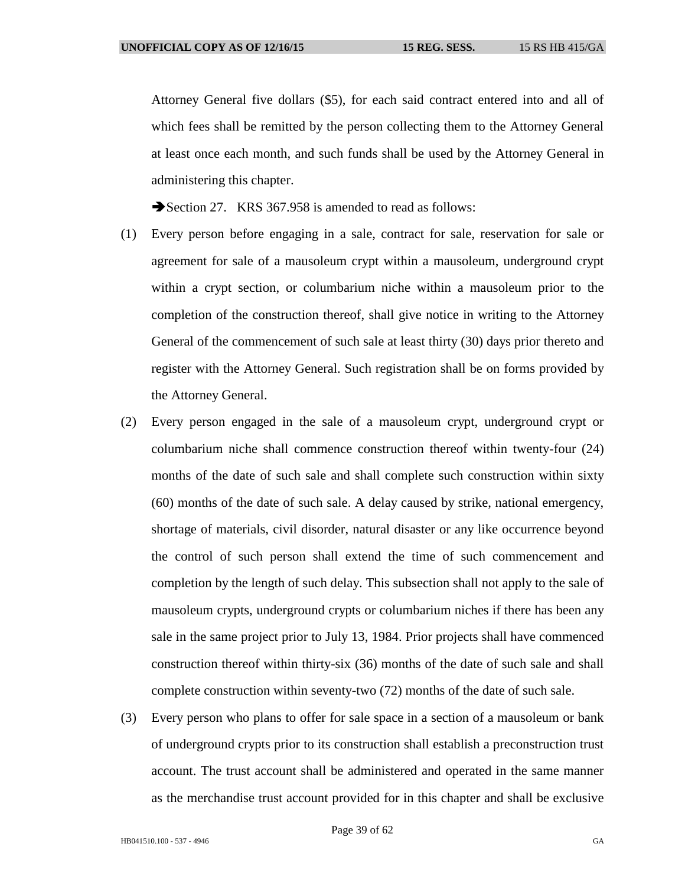Attorney General five dollars ($5), for each said contract entered into and all of which fees shall be remitted by the person collecting them to the Attorney General at least once each month, and such funds shall be used by the Attorney General in administering this chapter.

➔Section 27. KRS 367.958 is amended to read as follows:

(1) Every person before engaging in a sale, contract for sale, reservation for sale or agreement for sale of a mausoleum crypt within a mausoleum, underground crypt within a crypt section, or columbarium niche within a mausoleum prior to the completion of the construction thereof, shall give notice in writing to the Attorney General of the commencement of such sale at least thirty (30) days prior thereto and register with the Attorney General. Such registration shall be on forms provided by the Attorney General.

(2) Every person engaged in the sale of a mausoleum crypt, underground crypt or columbarium niche shall commence construction thereof within twenty-four (24) months of the date of such sale and shall complete such construction within sixty (60) months of the date of such sale. A delay caused by strike, national emergency, shortage of materials, civil disorder, natural disaster or any like occurrence beyond the control of such person shall extend the time of such commencement and completion by the length of such delay. This subsection shall not apply to the sale of mausoleum crypts, underground crypts or columbarium niches if there has been any sale in the same project prior to July 13, 1984. Prior projects shall have commenced construction thereof within thirty-six (36) months of the date of such sale and shall complete construction within seventy-two (72) months of the date of such sale.

(3) Every person who plans to offer for sale space in a section of a mausoleum or bank of underground crypts prior to its construction shall establish a preconstruction trust account. The trust account shall be administered and operated in the same manner as the merchandise trust account provided for in this chapter and shall be exclusive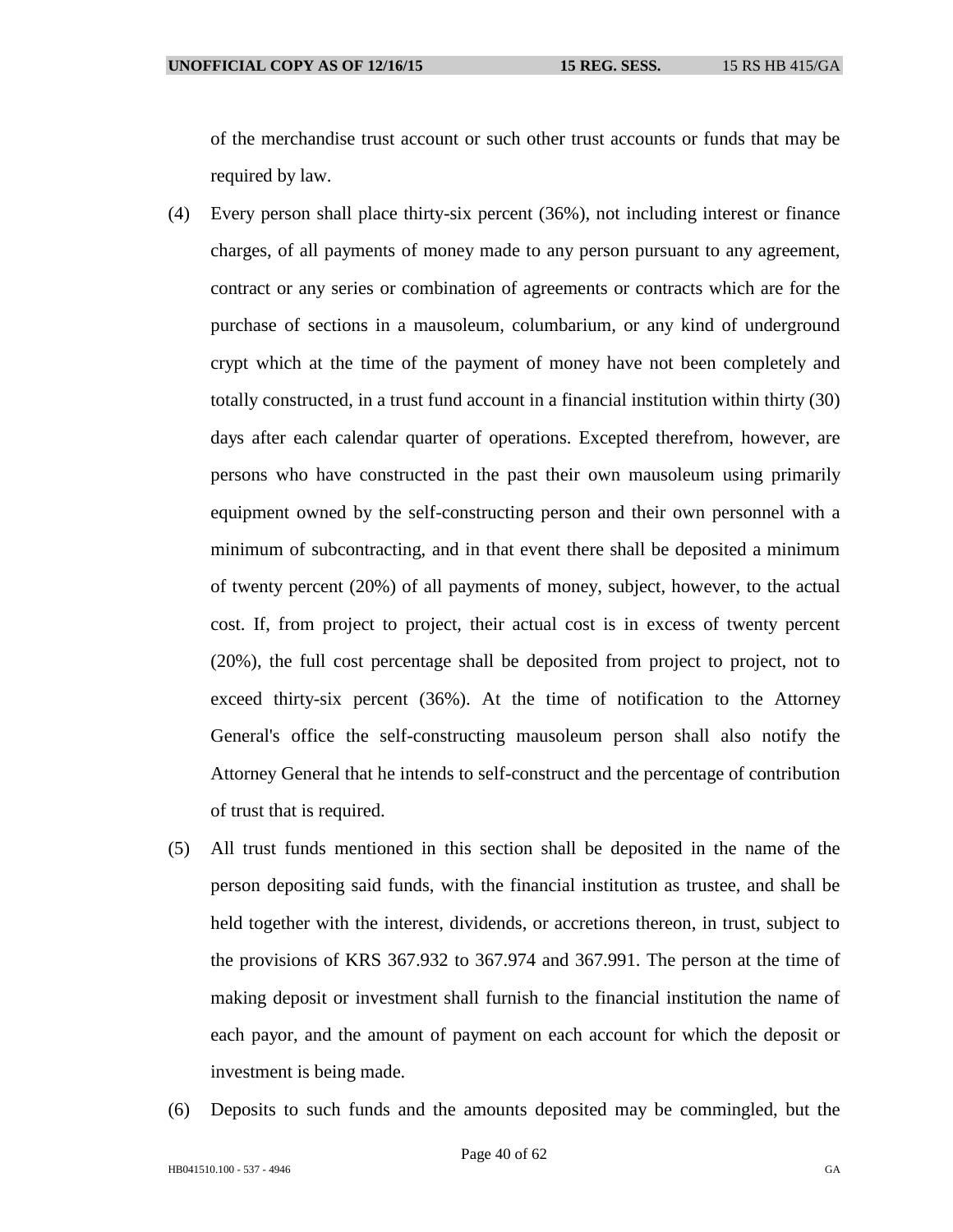of the merchandise trust account or such other trust accounts or funds that may be required by law.

(4) Every person shall place thirty-six percent (36%), not including interest or finance charges, of all payments of money made to any person pursuant to any agreement, contract or any series or combination of agreements or contracts which are for the purchase of sections in a mausoleum, columbarium, or any kind of underground crypt which at the time of the payment of money have not been completely and totally constructed, in a trust fund account in a financial institution within thirty (30) days after each calendar quarter of operations. Excepted therefrom, however, are persons who have constructed in the past their own mausoleum using primarily equipment owned by the self-constructing person and their own personnel with a minimum of subcontracting, and in that event there shall be deposited a minimum of twenty percent (20%) of all payments of money, subject, however, to the actual cost. If, from project to project, their actual cost is in excess of twenty percent (20%), the full cost percentage shall be deposited from project to project, not to exceed thirty-six percent (36%). At the time of notification to the Attorney General's office the self-constructing mausoleum person shall also notify the Attorney General that he intends to self-construct and the percentage of contribution of trust that is required.

(5) All trust funds mentioned in this section shall be deposited in the name of the person depositing said funds, with the financial institution as trustee, and shall be held together with the interest, dividends, or accretions thereon, in trust, subject to the provisions of KRS 367.932 to 367.974 and 367.991. The person at the time of making deposit or investment shall furnish to the financial institution the name of each payor, and the amount of payment on each account for which the deposit or investment is being made.

(6) Deposits to such funds and the amounts deposited may be commingled, but the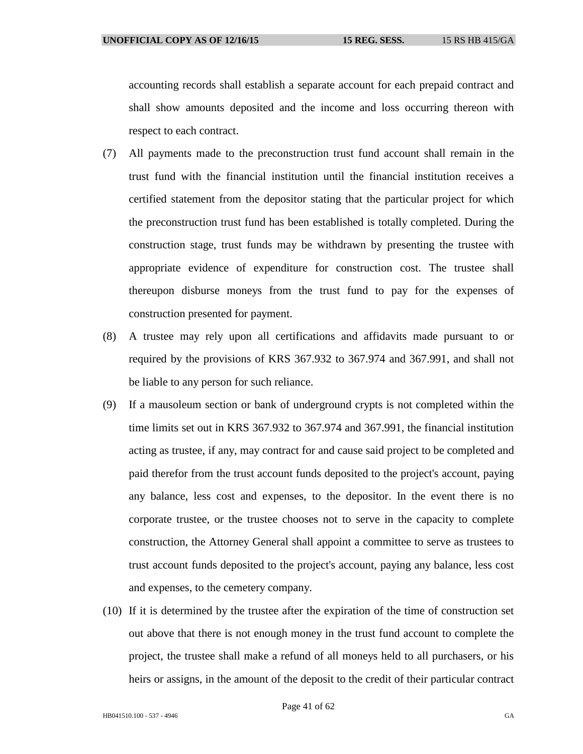accounting records shall establish a separate account for each prepaid contract and shall show amounts deposited and the income and loss occurring thereon with respect to each contract.

(7) All payments made to the preconstruction trust fund account shall remain in the trust fund with the financial institution until the financial institution receives a certified statement from the depositor stating that the particular project for which the preconstruction trust fund has been established is totally completed. During the construction stage, trust funds may be withdrawn by presenting the trustee with appropriate evidence of expenditure for construction cost. The trustee shall thereupon disburse moneys from the trust fund to pay for the expenses of construction presented for payment.

(8) A trustee may rely upon all certifications and affidavits made pursuant to or required by the provisions of KRS 367.932 to 367.974 and 367.991, and shall not be liable to any person for such reliance.

(9) If a mausoleum section or bank of underground crypts is not completed within the time limits set out in KRS 367.932 to 367.974 and 367.991, the financial institution acting as trustee, if any, may contract for and cause said project to be completed and paid therefor from the trust account funds deposited to the project's account, paying any balance, less cost and expenses, to the depositor. In the event there is no corporate trustee, or the trustee chooses not to serve in the capacity to complete construction, the Attorney General shall appoint a committee to serve as trustees to trust account funds deposited to the project's account, paying any balance, less cost and expenses, to the cemetery company.

(10) If it is determined by the trustee after the expiration of the time of construction set out above that there is not enough money in the trust fund account to complete the project, the trustee shall make a refund of all moneys held to all purchasers, or his heirs or assigns, in the amount of the deposit to the credit of their particular contract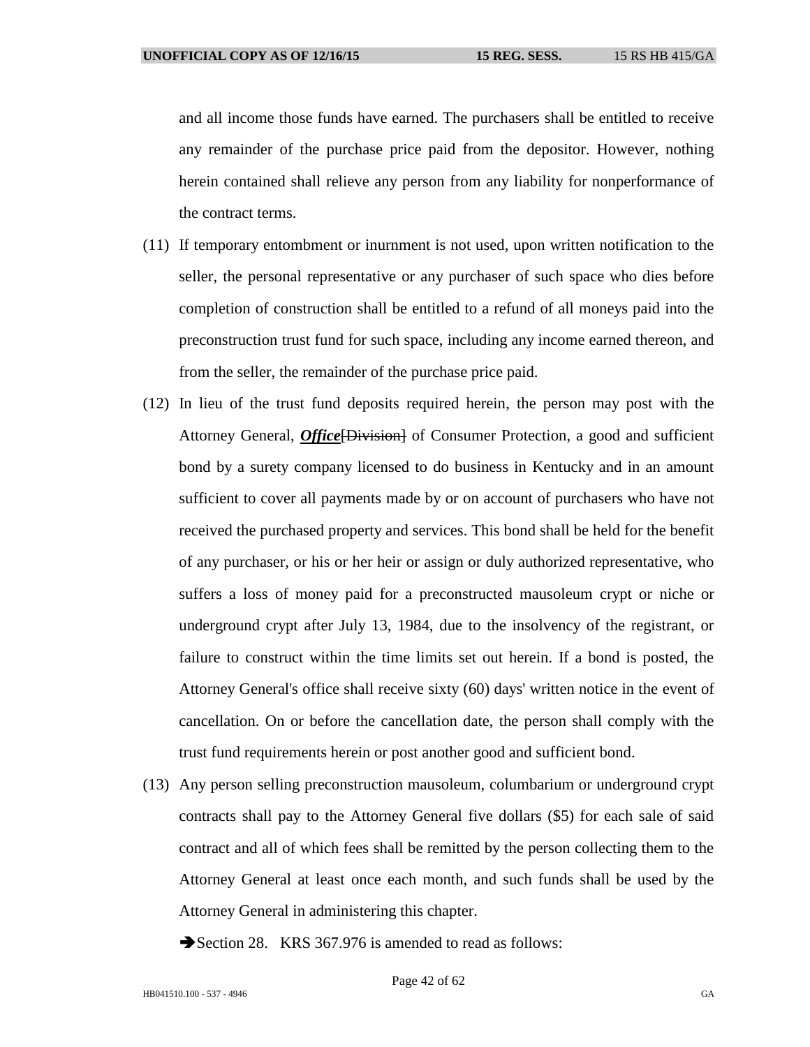and all income those funds have earned. The purchasers shall be entitled to receive any remainder of the purchase price paid from the depositor. However, nothing herein contained shall relieve any person from any liability for nonperformance of the contract terms.

(11) If temporary entombment or inurnment is not used, upon written notification to the seller, the personal representative or any purchaser of such space who dies before completion of construction shall be entitled to a refund of all moneys paid into the preconstruction trust fund for such space, including any income earned thereon, and from the seller, the remainder of the purchase price paid.

(12) In lieu of the trust fund deposits required herein, the person may post with the Attorney General, ***Office***~~[Division]~~ of Consumer Protection, a good and sufficient bond by a surety company licensed to do business in Kentucky and in an amount sufficient to cover all payments made by or on account of purchasers who have not received the purchased property and services. This bond shall be held for the benefit of any purchaser, or his or her heir or assign or duly authorized representative, who suffers a loss of money paid for a preconstructed mausoleum crypt or niche or underground crypt after July 13, 1984, due to the insolvency of the registrant, or failure to construct within the time limits set out herein. If a bond is posted, the Attorney General's office shall receive sixty (60) days' written notice in the event of cancellation. On or before the cancellation date, the person shall comply with the trust fund requirements herein or post another good and sufficient bond.

(13) Any person selling preconstruction mausoleum, columbarium or underground crypt contracts shall pay to the Attorney General five dollars ($5) for each sale of said contract and all of which fees shall be remitted by the person collecting them to the Attorney General at least once each month, and such funds shall be used by the Attorney General in administering this chapter.

➔Section 28. KRS 367.976 is amended to read as follows: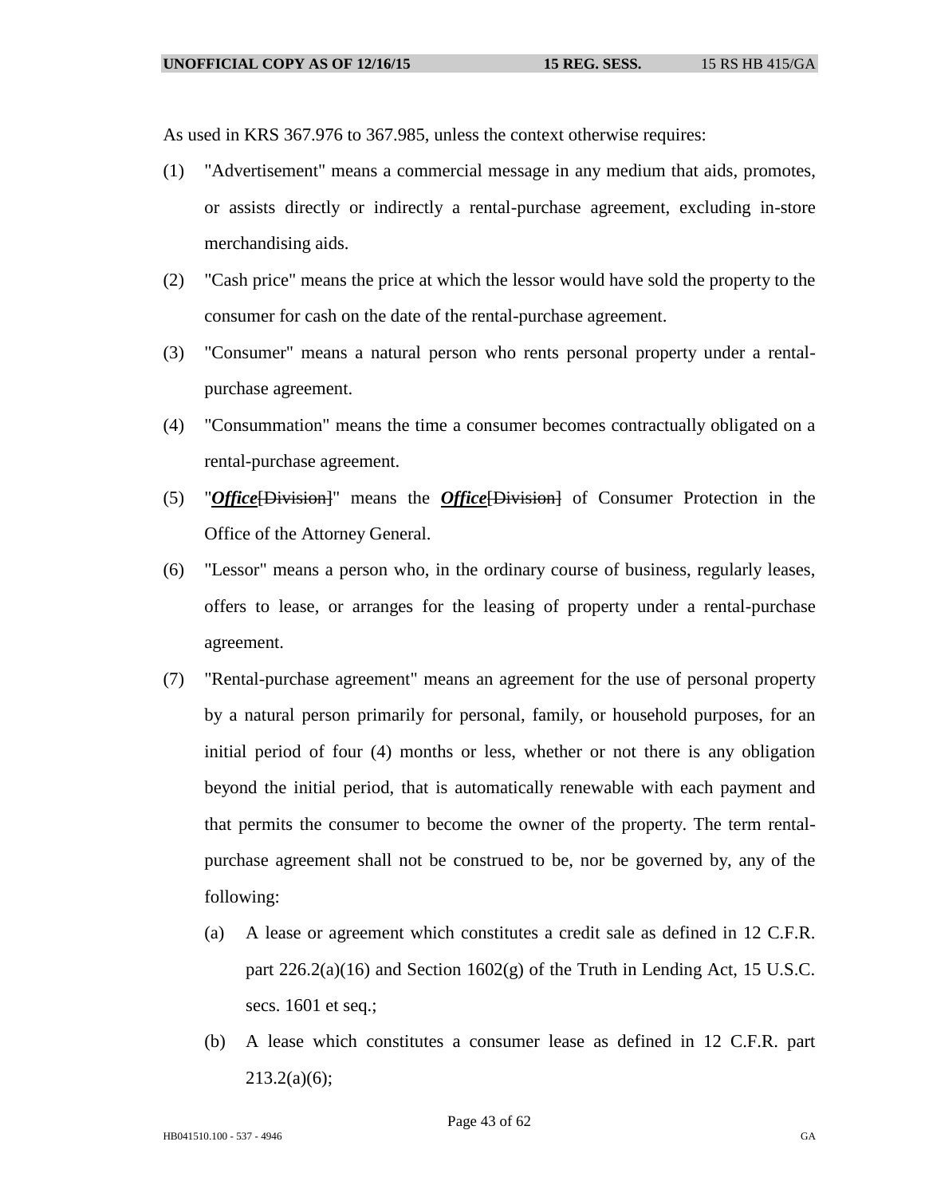As used in KRS 367.976 to 367.985, unless the context otherwise requires:

(1) "Advertisement" means a commercial message in any medium that aids, promotes, or assists directly or indirectly a rental-purchase agreement, excluding in-store merchandising aids.

(2) "Cash price" means the price at which the lessor would have sold the property to the consumer for cash on the date of the rental-purchase agreement.

(3) "Consumer" means a natural person who rents personal property under a rental-purchase agreement.

(4) "Consummation" means the time a consumer becomes contractually obligated on a rental-purchase agreement.

(5) "***Office***~~[Division]~~" means the ***Office***~~[Division]~~ of Consumer Protection in the Office of the Attorney General.

(6) "Lessor" means a person who, in the ordinary course of business, regularly leases, offers to lease, or arranges for the leasing of property under a rental-purchase agreement.

(7) "Rental-purchase agreement" means an agreement for the use of personal property by a natural person primarily for personal, family, or household purposes, for an initial period of four (4) months or less, whether or not there is any obligation beyond the initial period, that is automatically renewable with each payment and that permits the consumer to become the owner of the property. The term rental-purchase agreement shall not be construed to be, nor be governed by, any of the following:

   (a) A lease or agreement which constitutes a credit sale as defined in 12 C.F.R. part 226.2(a)(16) and Section 1602(g) of the Truth in Lending Act, 15 U.S.C. secs. 1601 et seq.;

   (b) A lease which constitutes a consumer lease as defined in 12 C.F.R. part 213.2(a)(6);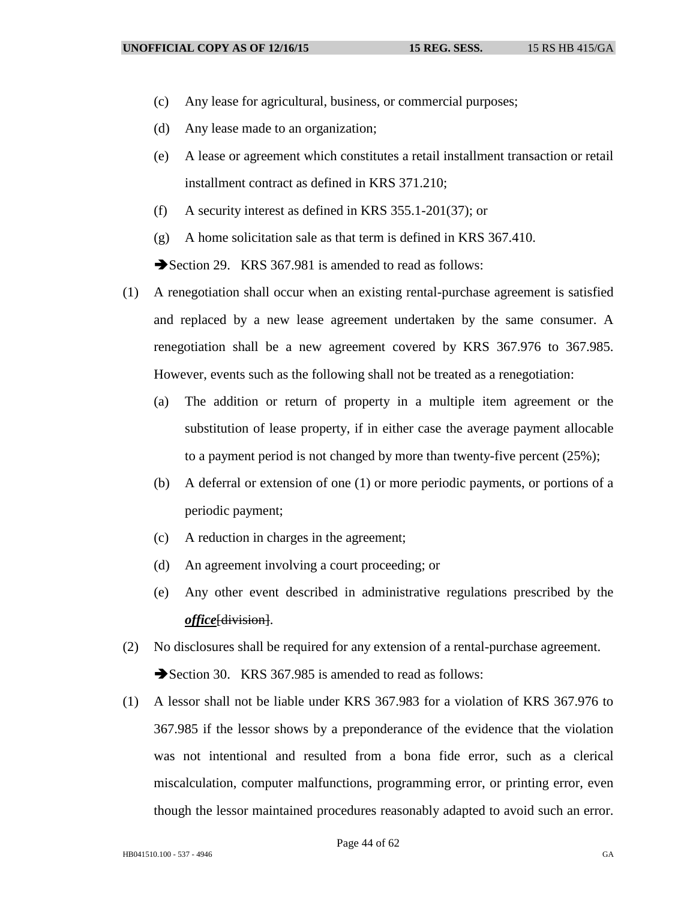(c) Any lease for agricultural, business, or commercial purposes;

(d) Any lease made to an organization;

(e) A lease or agreement which constitutes a retail installment transaction or retail installment contract as defined in KRS 371.210;

(f) A security interest as defined in KRS 355.1-201(37); or

(g) A home solicitation sale as that term is defined in KRS 367.410.

➔Section 29. KRS 367.981 is amended to read as follows:

(1) A renegotiation shall occur when an existing rental-purchase agreement is satisfied and replaced by a new lease agreement undertaken by the same consumer. A renegotiation shall be a new agreement covered by KRS 367.976 to 367.985. However, events such as the following shall not be treated as a renegotiation:

   (a) The addition or return of property in a multiple item agreement or the substitution of lease property, if in either case the average payment allocable to a payment period is not changed by more than twenty-five percent (25%);

   (b) A deferral or extension of one (1) or more periodic payments, or portions of a periodic payment;

   (c) A reduction in charges in the agreement;

   (d) An agreement involving a court proceeding; or

   (e) Any other event described in administrative regulations prescribed by the ***office***[~~division~~].

(2) No disclosures shall be required for any extension of a rental-purchase agreement.

➔Section 30. KRS 367.985 is amended to read as follows:

(1) A lessor shall not be liable under KRS 367.983 for a violation of KRS 367.976 to 367.985 if the lessor shows by a preponderance of the evidence that the violation was not intentional and resulted from a bona fide error, such as a clerical miscalculation, computer malfunctions, programming error, or printing error, even though the lessor maintained procedures reasonably adapted to avoid such an error.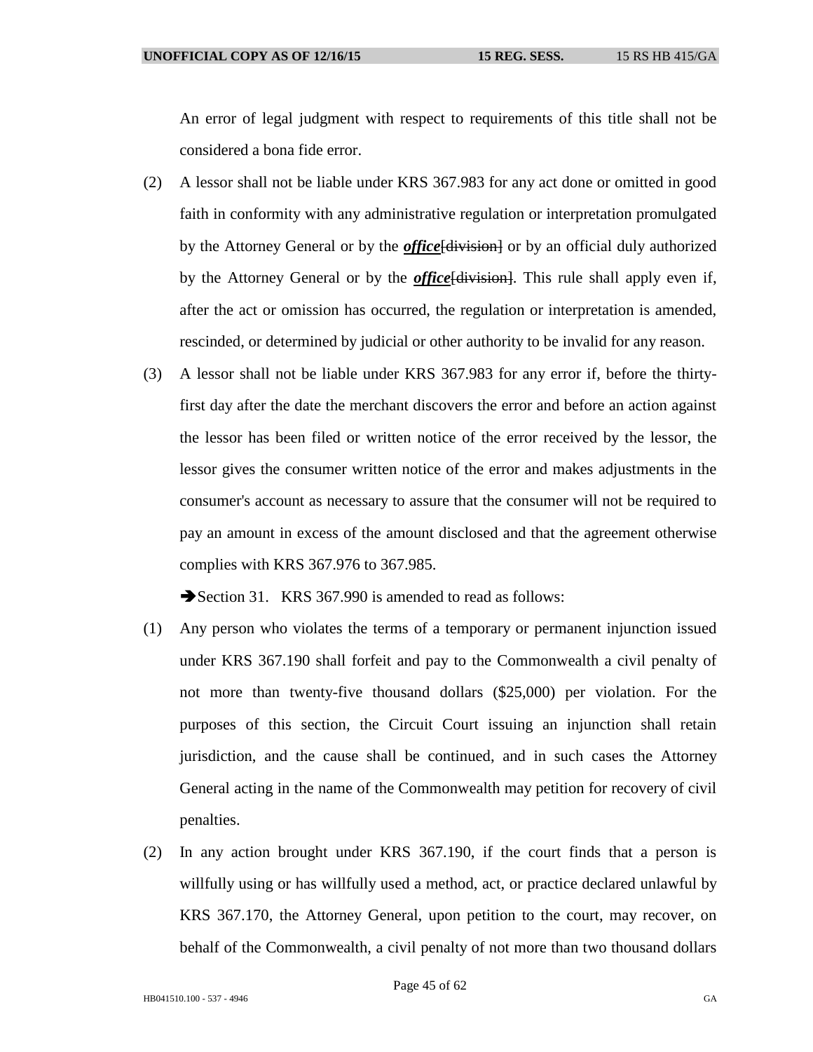An error of legal judgment with respect to requirements of this title shall not be considered a bona fide error.

(2) A lessor shall not be liable under KRS 367.983 for any act done or omitted in good faith in conformity with any administrative regulation or interpretation promulgated by the Attorney General or by the ***office***~~[division]~~ or by an official duly authorized by the Attorney General or by the ***office***~~[division]~~. This rule shall apply even if, after the act or omission has occurred, the regulation or interpretation is amended, rescinded, or determined by judicial or other authority to be invalid for any reason.

(3) A lessor shall not be liable under KRS 367.983 for any error if, before the thirty-first day after the date the merchant discovers the error and before an action against the lessor has been filed or written notice of the error received by the lessor, the lessor gives the consumer written notice of the error and makes adjustments in the consumer's account as necessary to assure that the consumer will not be required to pay an amount in excess of the amount disclosed and that the agreement otherwise complies with KRS 367.976 to 367.985.

➔Section 31. KRS 367.990 is amended to read as follows:

(1) Any person who violates the terms of a temporary or permanent injunction issued under KRS 367.190 shall forfeit and pay to the Commonwealth a civil penalty of not more than twenty-five thousand dollars ($25,000) per violation. For the purposes of this section, the Circuit Court issuing an injunction shall retain jurisdiction, and the cause shall be continued, and in such cases the Attorney General acting in the name of the Commonwealth may petition for recovery of civil penalties.

(2) In any action brought under KRS 367.190, if the court finds that a person is willfully using or has willfully used a method, act, or practice declared unlawful by KRS 367.170, the Attorney General, upon petition to the court, may recover, on behalf of the Commonwealth, a civil penalty of not more than two thousand dollars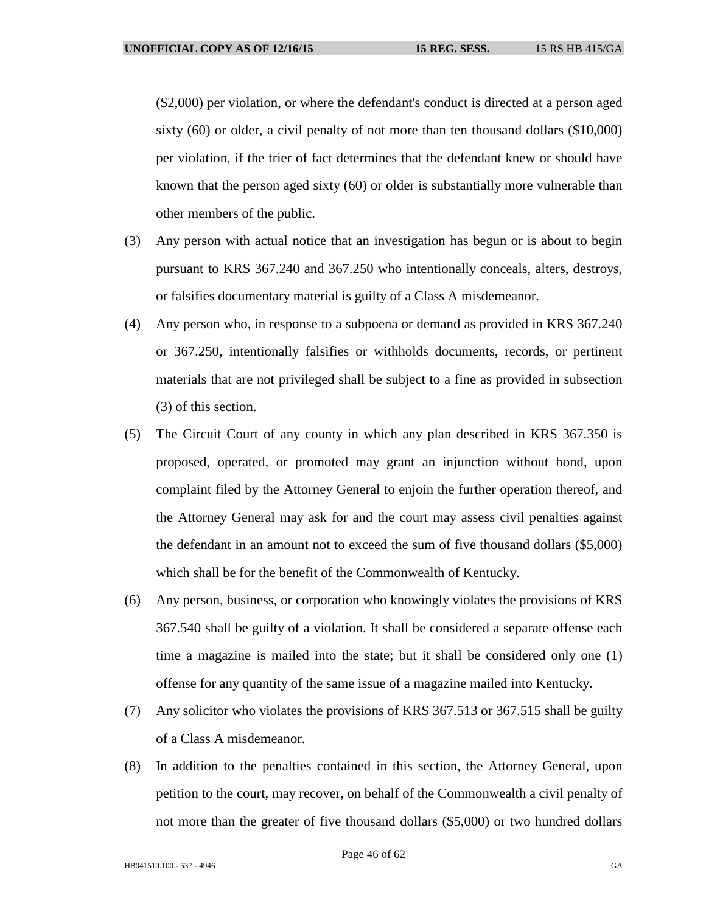($2,000) per violation, or where the defendant's conduct is directed at a person aged sixty (60) or older, a civil penalty of not more than ten thousand dollars ($10,000) per violation, if the trier of fact determines that the defendant knew or should have known that the person aged sixty (60) or older is substantially more vulnerable than other members of the public.

(3) Any person with actual notice that an investigation has begun or is about to begin pursuant to KRS 367.240 and 367.250 who intentionally conceals, alters, destroys, or falsifies documentary material is guilty of a Class A misdemeanor.

(4) Any person who, in response to a subpoena or demand as provided in KRS 367.240 or 367.250, intentionally falsifies or withholds documents, records, or pertinent materials that are not privileged shall be subject to a fine as provided in subsection (3) of this section.

(5) The Circuit Court of any county in which any plan described in KRS 367.350 is proposed, operated, or promoted may grant an injunction without bond, upon complaint filed by the Attorney General to enjoin the further operation thereof, and the Attorney General may ask for and the court may assess civil penalties against the defendant in an amount not to exceed the sum of five thousand dollars ($5,000) which shall be for the benefit of the Commonwealth of Kentucky.

(6) Any person, business, or corporation who knowingly violates the provisions of KRS 367.540 shall be guilty of a violation. It shall be considered a separate offense each time a magazine is mailed into the state; but it shall be considered only one (1) offense for any quantity of the same issue of a magazine mailed into Kentucky.

(7) Any solicitor who violates the provisions of KRS 367.513 or 367.515 shall be guilty of a Class A misdemeanor.

(8) In addition to the penalties contained in this section, the Attorney General, upon petition to the court, may recover, on behalf of the Commonwealth a civil penalty of not more than the greater of five thousand dollars ($5,000) or two hundred dollars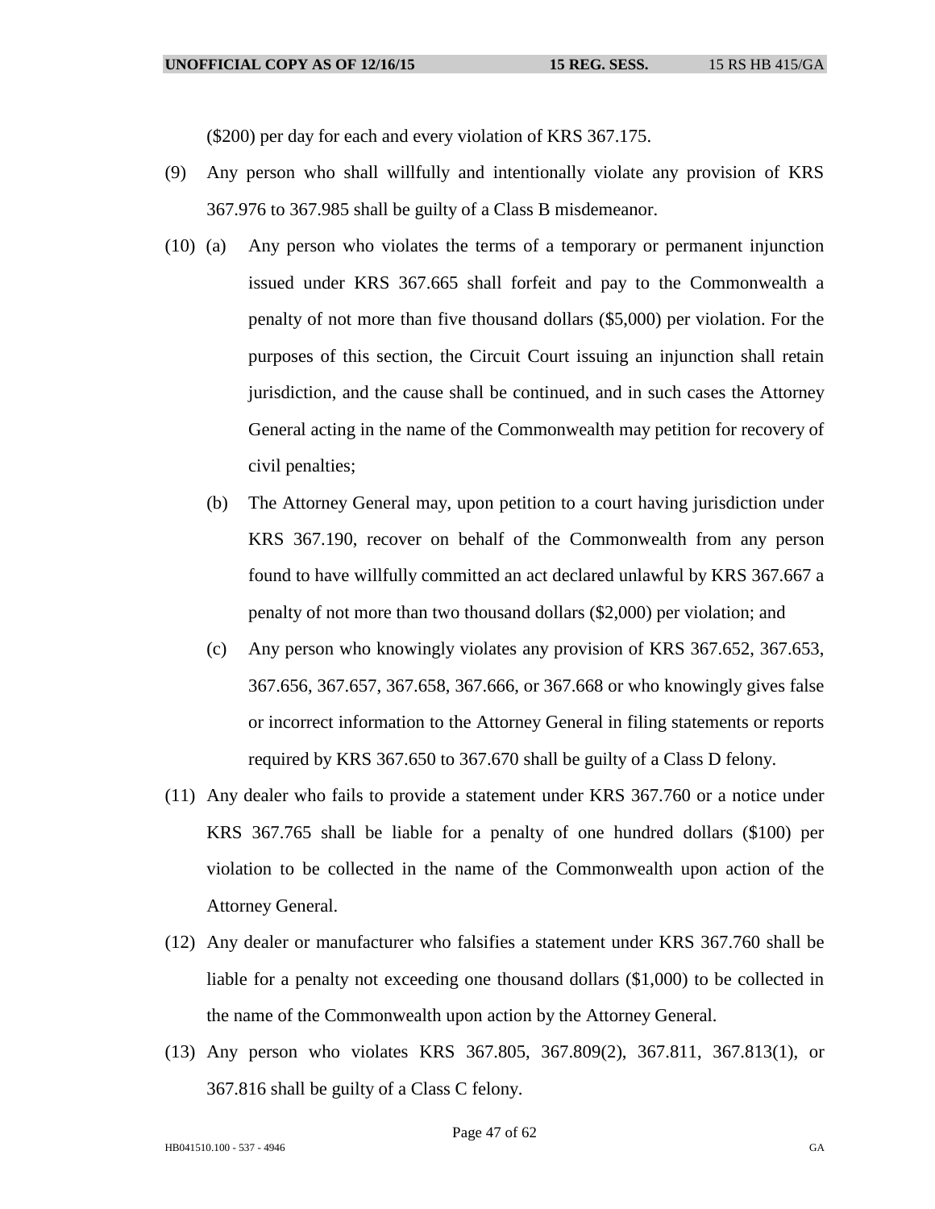($200) per day for each and every violation of KRS 367.175.

(9) Any person who shall willfully and intentionally violate any provision of KRS 367.976 to 367.985 shall be guilty of a Class B misdemeanor.

(10) (a) Any person who violates the terms of a temporary or permanent injunction issued under KRS 367.665 shall forfeit and pay to the Commonwealth a penalty of not more than five thousand dollars ($5,000) per violation. For the purposes of this section, the Circuit Court issuing an injunction shall retain jurisdiction, and the cause shall be continued, and in such cases the Attorney General acting in the name of the Commonwealth may petition for recovery of civil penalties;

(b) The Attorney General may, upon petition to a court having jurisdiction under KRS 367.190, recover on behalf of the Commonwealth from any person found to have willfully committed an act declared unlawful by KRS 367.667 a penalty of not more than two thousand dollars ($2,000) per violation; and

(c) Any person who knowingly violates any provision of KRS 367.652, 367.653, 367.656, 367.657, 367.658, 367.666, or 367.668 or who knowingly gives false or incorrect information to the Attorney General in filing statements or reports required by KRS 367.650 to 367.670 shall be guilty of a Class D felony.

(11) Any dealer who fails to provide a statement under KRS 367.760 or a notice under KRS 367.765 shall be liable for a penalty of one hundred dollars ($100) per violation to be collected in the name of the Commonwealth upon action of the Attorney General.

(12) Any dealer or manufacturer who falsifies a statement under KRS 367.760 shall be liable for a penalty not exceeding one thousand dollars ($1,000) to be collected in the name of the Commonwealth upon action by the Attorney General.

(13) Any person who violates KRS 367.805, 367.809(2), 367.811, 367.813(1), or 367.816 shall be guilty of a Class C felony.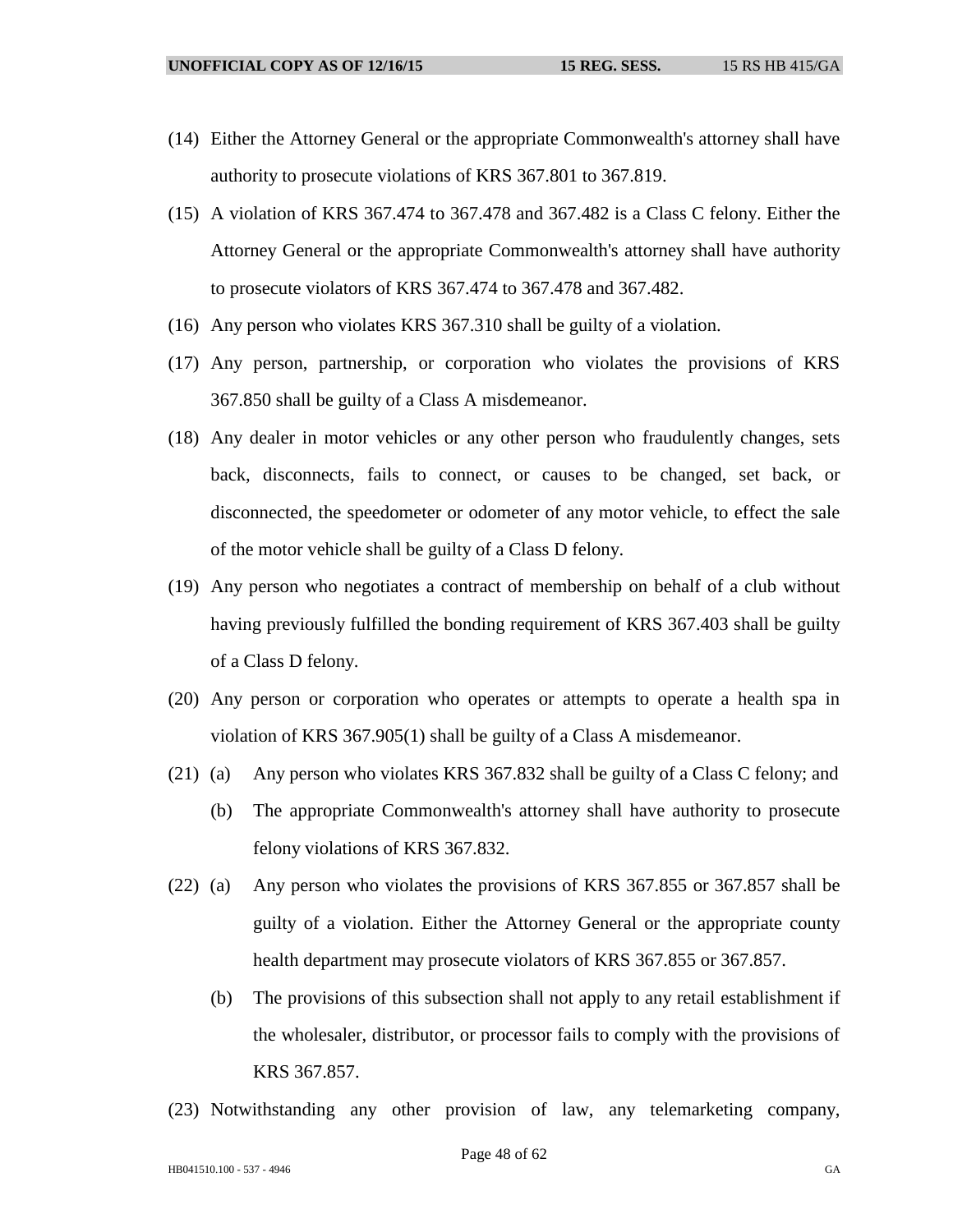(14) Either the Attorney General or the appropriate Commonwealth's attorney shall have authority to prosecute violations of KRS 367.801 to 367.819.

(15) A violation of KRS 367.474 to 367.478 and 367.482 is a Class C felony. Either the Attorney General or the appropriate Commonwealth's attorney shall have authority to prosecute violators of KRS 367.474 to 367.478 and 367.482.

(16) Any person who violates KRS 367.310 shall be guilty of a violation.

(17) Any person, partnership, or corporation who violates the provisions of KRS 367.850 shall be guilty of a Class A misdemeanor.

(18) Any dealer in motor vehicles or any other person who fraudulently changes, sets back, disconnects, fails to connect, or causes to be changed, set back, or disconnected, the speedometer or odometer of any motor vehicle, to effect the sale of the motor vehicle shall be guilty of a Class D felony.

(19) Any person who negotiates a contract of membership on behalf of a club without having previously fulfilled the bonding requirement of KRS 367.403 shall be guilty of a Class D felony.

(20) Any person or corporation who operates or attempts to operate a health spa in violation of KRS 367.905(1) shall be guilty of a Class A misdemeanor.

(21) (a) Any person who violates KRS 367.832 shall be guilty of a Class C felony; and

(b) The appropriate Commonwealth's attorney shall have authority to prosecute felony violations of KRS 367.832.

(22) (a) Any person who violates the provisions of KRS 367.855 or 367.857 shall be guilty of a violation. Either the Attorney General or the appropriate county health department may prosecute violators of KRS 367.855 or 367.857.

(b) The provisions of this subsection shall not apply to any retail establishment if the wholesaler, distributor, or processor fails to comply with the provisions of KRS 367.857.

(23) Notwithstanding any other provision of law, any telemarketing company,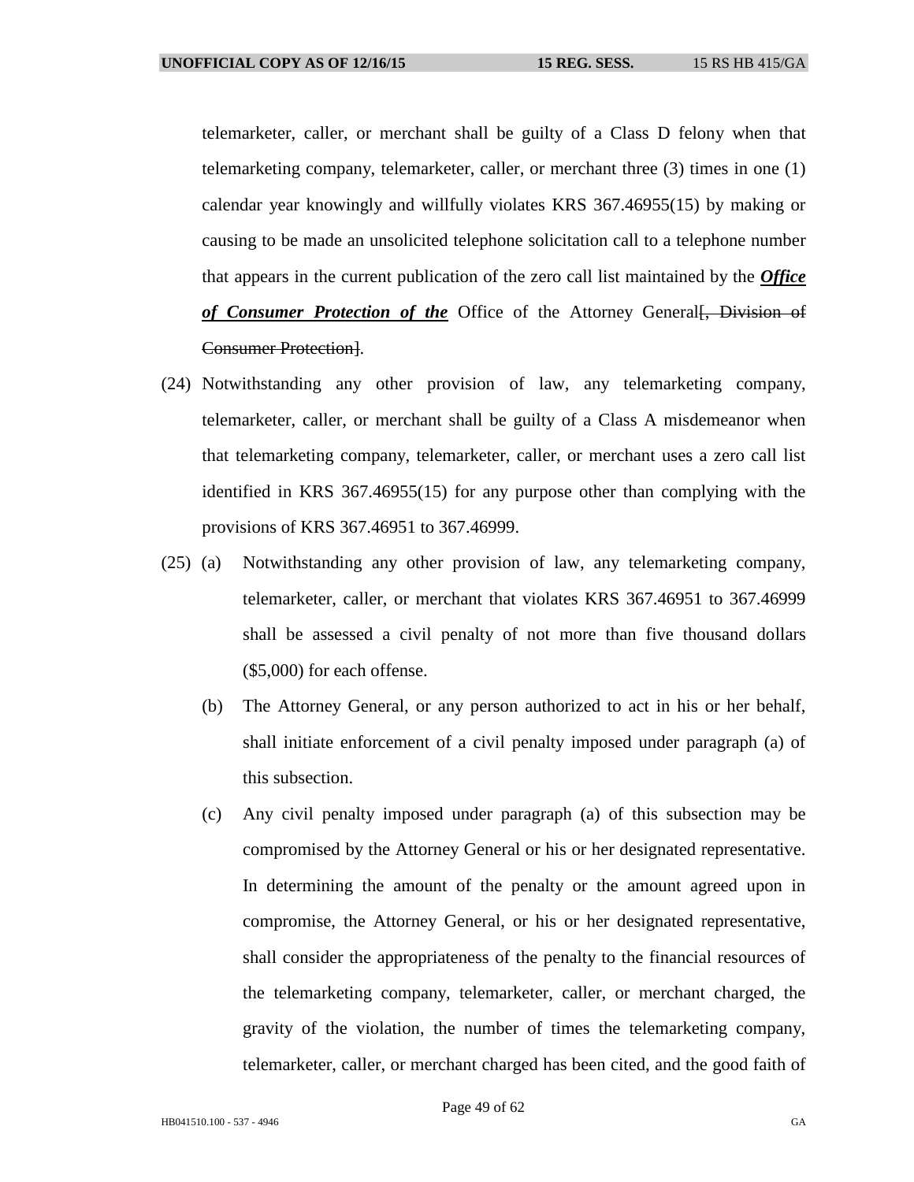telemarketer, caller, or merchant shall be guilty of a Class D felony when that telemarketing company, telemarketer, caller, or merchant three (3) times in one (1) calendar year knowingly and willfully violates KRS 367.46955(15) by making or causing to be made an unsolicited telephone solicitation call to a telephone number that appears in the current publication of the zero call list maintained by the ***Office of Consumer Protection of the*** Office of the Attorney General~~[, Division of Consumer Protection]~~.

(24) Notwithstanding any other provision of law, any telemarketing company, telemarketer, caller, or merchant shall be guilty of a Class A misdemeanor when that telemarketing company, telemarketer, caller, or merchant uses a zero call list identified in KRS 367.46955(15) for any purpose other than complying with the provisions of KRS 367.46951 to 367.46999.

(25) (a) Notwithstanding any other provision of law, any telemarketing company, telemarketer, caller, or merchant that violates KRS 367.46951 to 367.46999 shall be assessed a civil penalty of not more than five thousand dollars ($5,000) for each offense.

(b) The Attorney General, or any person authorized to act in his or her behalf, shall initiate enforcement of a civil penalty imposed under paragraph (a) of this subsection.

(c) Any civil penalty imposed under paragraph (a) of this subsection may be compromised by the Attorney General or his or her designated representative. In determining the amount of the penalty or the amount agreed upon in compromise, the Attorney General, or his or her designated representative, shall consider the appropriateness of the penalty to the financial resources of the telemarketing company, telemarketer, caller, or merchant charged, the gravity of the violation, the number of times the telemarketing company, telemarketer, caller, or merchant charged has been cited, and the good faith of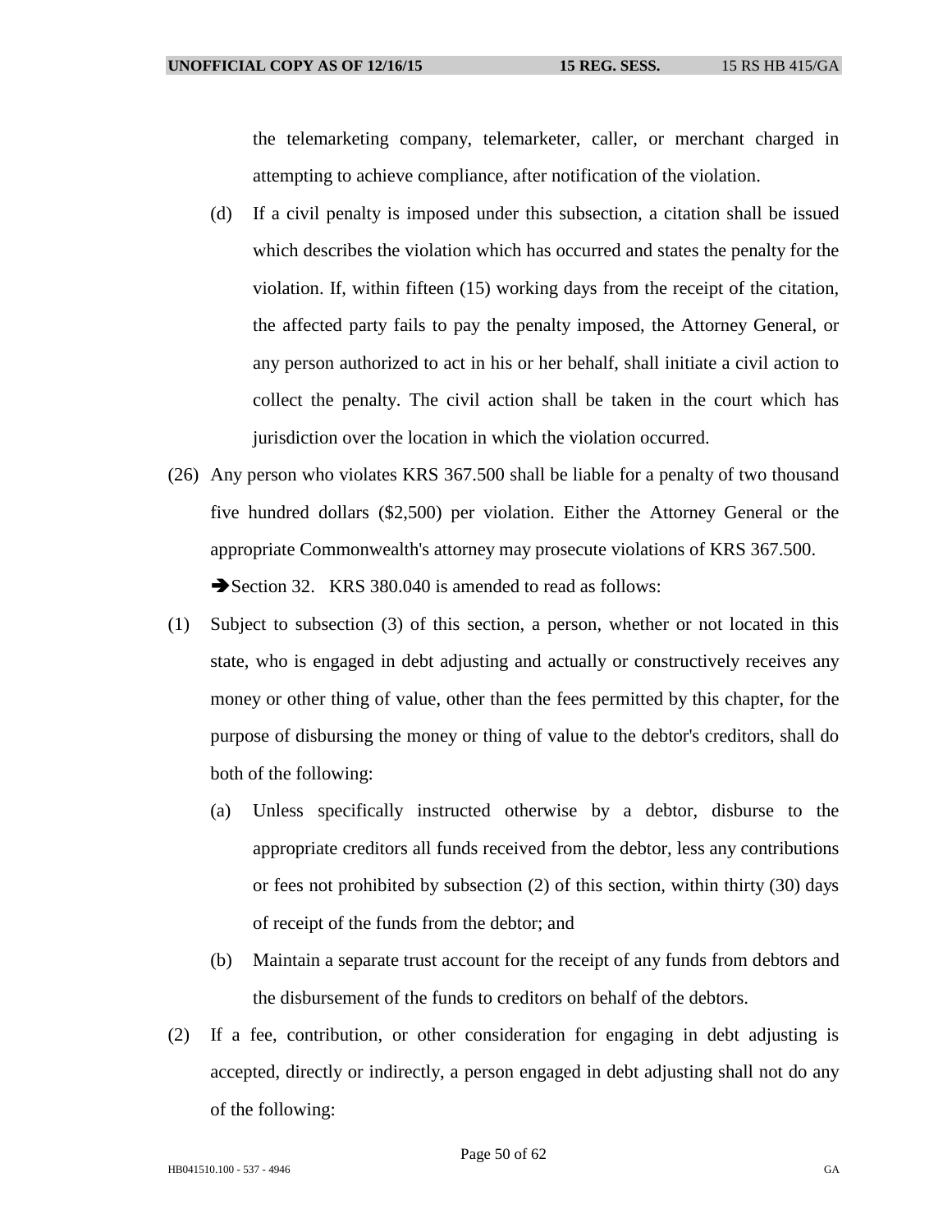the telemarketing company, telemarketer, caller, or merchant charged in attempting to achieve compliance, after notification of the violation.

(d) If a civil penalty is imposed under this subsection, a citation shall be issued which describes the violation which has occurred and states the penalty for the violation. If, within fifteen (15) working days from the receipt of the citation, the affected party fails to pay the penalty imposed, the Attorney General, or any person authorized to act in his or her behalf, shall initiate a civil action to collect the penalty. The civil action shall be taken in the court which has jurisdiction over the location in which the violation occurred.

(26) Any person who violates KRS 367.500 shall be liable for a penalty of two thousand five hundred dollars ($2,500) per violation. Either the Attorney General or the appropriate Commonwealth's attorney may prosecute violations of KRS 367.500.

➔Section 32. KRS 380.040 is amended to read as follows:

(1) Subject to subsection (3) of this section, a person, whether or not located in this state, who is engaged in debt adjusting and actually or constructively receives any money or other thing of value, other than the fees permitted by this chapter, for the purpose of disbursing the money or thing of value to the debtor's creditors, shall do both of the following:

(a) Unless specifically instructed otherwise by a debtor, disburse to the appropriate creditors all funds received from the debtor, less any contributions or fees not prohibited by subsection (2) of this section, within thirty (30) days of receipt of the funds from the debtor; and

(b) Maintain a separate trust account for the receipt of any funds from debtors and the disbursement of the funds to creditors on behalf of the debtors.

(2) If a fee, contribution, or other consideration for engaging in debt adjusting is accepted, directly or indirectly, a person engaged in debt adjusting shall not do any of the following: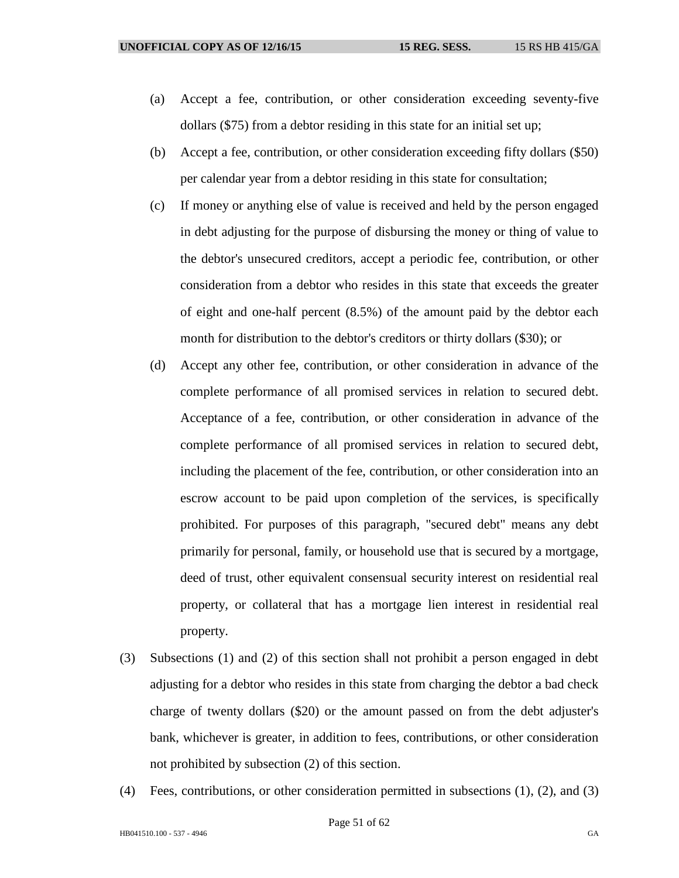(a) Accept a fee, contribution, or other consideration exceeding seventy-five dollars ($75) from a debtor residing in this state for an initial set up;

(b) Accept a fee, contribution, or other consideration exceeding fifty dollars ($50) per calendar year from a debtor residing in this state for consultation;

(c) If money or anything else of value is received and held by the person engaged in debt adjusting for the purpose of disbursing the money or thing of value to the debtor's unsecured creditors, accept a periodic fee, contribution, or other consideration from a debtor who resides in this state that exceeds the greater of eight and one-half percent (8.5%) of the amount paid by the debtor each month for distribution to the debtor's creditors or thirty dollars ($30); or

(d) Accept any other fee, contribution, or other consideration in advance of the complete performance of all promised services in relation to secured debt. Acceptance of a fee, contribution, or other consideration in advance of the complete performance of all promised services in relation to secured debt, including the placement of the fee, contribution, or other consideration into an escrow account to be paid upon completion of the services, is specifically prohibited. For purposes of this paragraph, "secured debt" means any debt primarily for personal, family, or household use that is secured by a mortgage, deed of trust, other equivalent consensual security interest on residential real property, or collateral that has a mortgage lien interest in residential real property.

(3) Subsections (1) and (2) of this section shall not prohibit a person engaged in debt adjusting for a debtor who resides in this state from charging the debtor a bad check charge of twenty dollars ($20) or the amount passed on from the debt adjuster's bank, whichever is greater, in addition to fees, contributions, or other consideration not prohibited by subsection (2) of this section.

(4) Fees, contributions, or other consideration permitted in subsections (1), (2), and (3)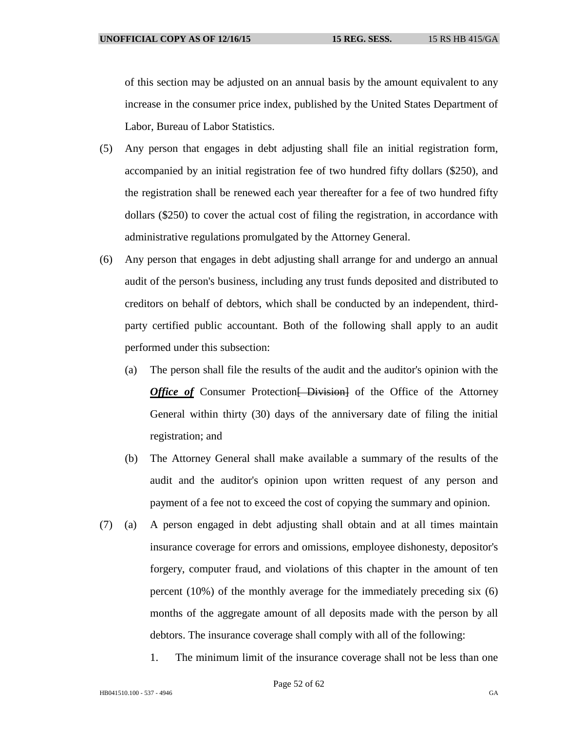of this section may be adjusted on an annual basis by the amount equivalent to any increase in the consumer price index, published by the United States Department of Labor, Bureau of Labor Statistics.

(5) Any person that engages in debt adjusting shall file an initial registration form, accompanied by an initial registration fee of two hundred fifty dollars ($250), and the registration shall be renewed each year thereafter for a fee of two hundred fifty dollars ($250) to cover the actual cost of filing the registration, in accordance with administrative regulations promulgated by the Attorney General.

(6) Any person that engages in debt adjusting shall arrange for and undergo an annual audit of the person's business, including any trust funds deposited and distributed to creditors on behalf of debtors, which shall be conducted by an independent, third-party certified public accountant. Both of the following shall apply to an audit performed under this subsection:

(a) The person shall file the results of the audit and the auditor's opinion with the ***Office of*** Consumer Protection~~[ Division]~~ of the Office of the Attorney General within thirty (30) days of the anniversary date of filing the initial registration; and

(b) The Attorney General shall make available a summary of the results of the audit and the auditor's opinion upon written request of any person and payment of a fee not to exceed the cost of copying the summary and opinion.

(7) (a) A person engaged in debt adjusting shall obtain and at all times maintain insurance coverage for errors and omissions, employee dishonesty, depositor's forgery, computer fraud, and violations of this chapter in the amount of ten percent (10%) of the monthly average for the immediately preceding six (6) months of the aggregate amount of all deposits made with the person by all debtors. The insurance coverage shall comply with all of the following:

1. The minimum limit of the insurance coverage shall not be less than one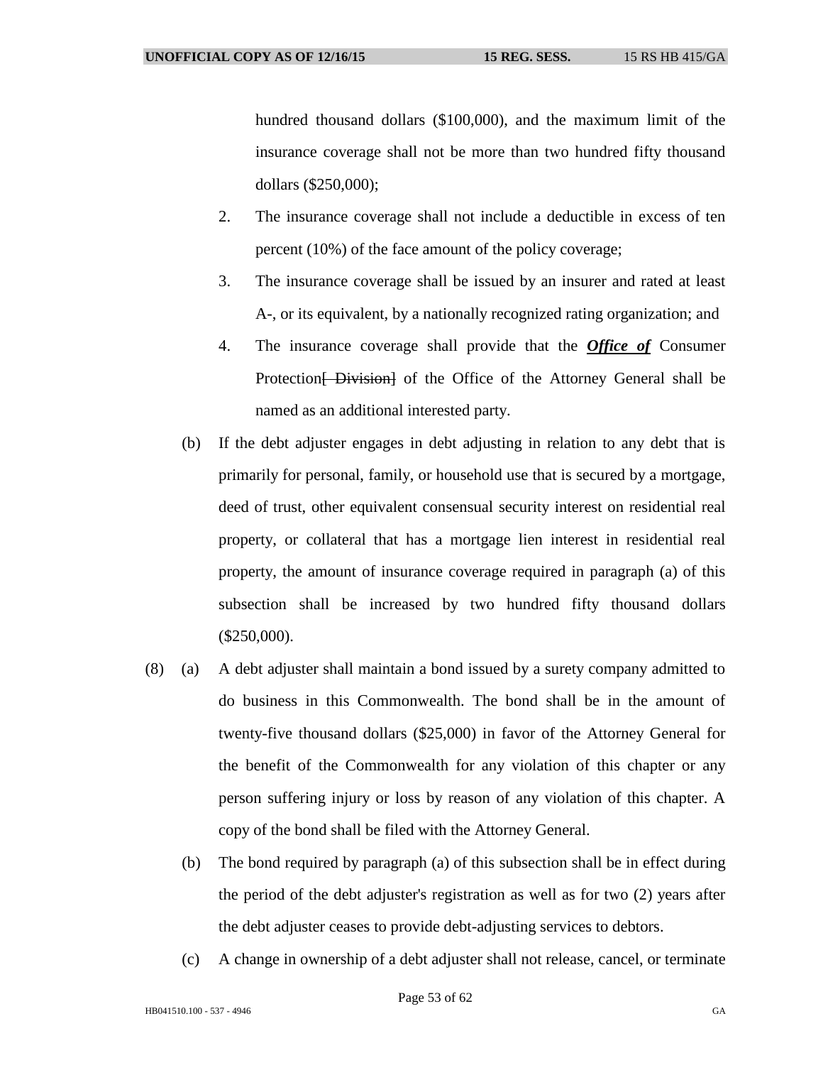hundred thousand dollars ($100,000), and the maximum limit of the insurance coverage shall not be more than two hundred fifty thousand dollars ($250,000);

2. The insurance coverage shall not include a deductible in excess of ten percent (10%) of the face amount of the policy coverage;

3. The insurance coverage shall be issued by an insurer and rated at least A-, or its equivalent, by a nationally recognized rating organization; and

4. The insurance coverage shall provide that the ***Office of*** Consumer Protection~~[ Division]~~ of the Office of the Attorney General shall be named as an additional interested party.

(b) If the debt adjuster engages in debt adjusting in relation to any debt that is primarily for personal, family, or household use that is secured by a mortgage, deed of trust, other equivalent consensual security interest on residential real property, or collateral that has a mortgage lien interest in residential real property, the amount of insurance coverage required in paragraph (a) of this subsection shall be increased by two hundred fifty thousand dollars ($250,000).

(8) (a) A debt adjuster shall maintain a bond issued by a surety company admitted to do business in this Commonwealth. The bond shall be in the amount of twenty-five thousand dollars ($25,000) in favor of the Attorney General for the benefit of the Commonwealth for any violation of this chapter or any person suffering injury or loss by reason of any violation of this chapter. A copy of the bond shall be filed with the Attorney General.

(b) The bond required by paragraph (a) of this subsection shall be in effect during the period of the debt adjuster's registration as well as for two (2) years after the debt adjuster ceases to provide debt-adjusting services to debtors.

(c) A change in ownership of a debt adjuster shall not release, cancel, or terminate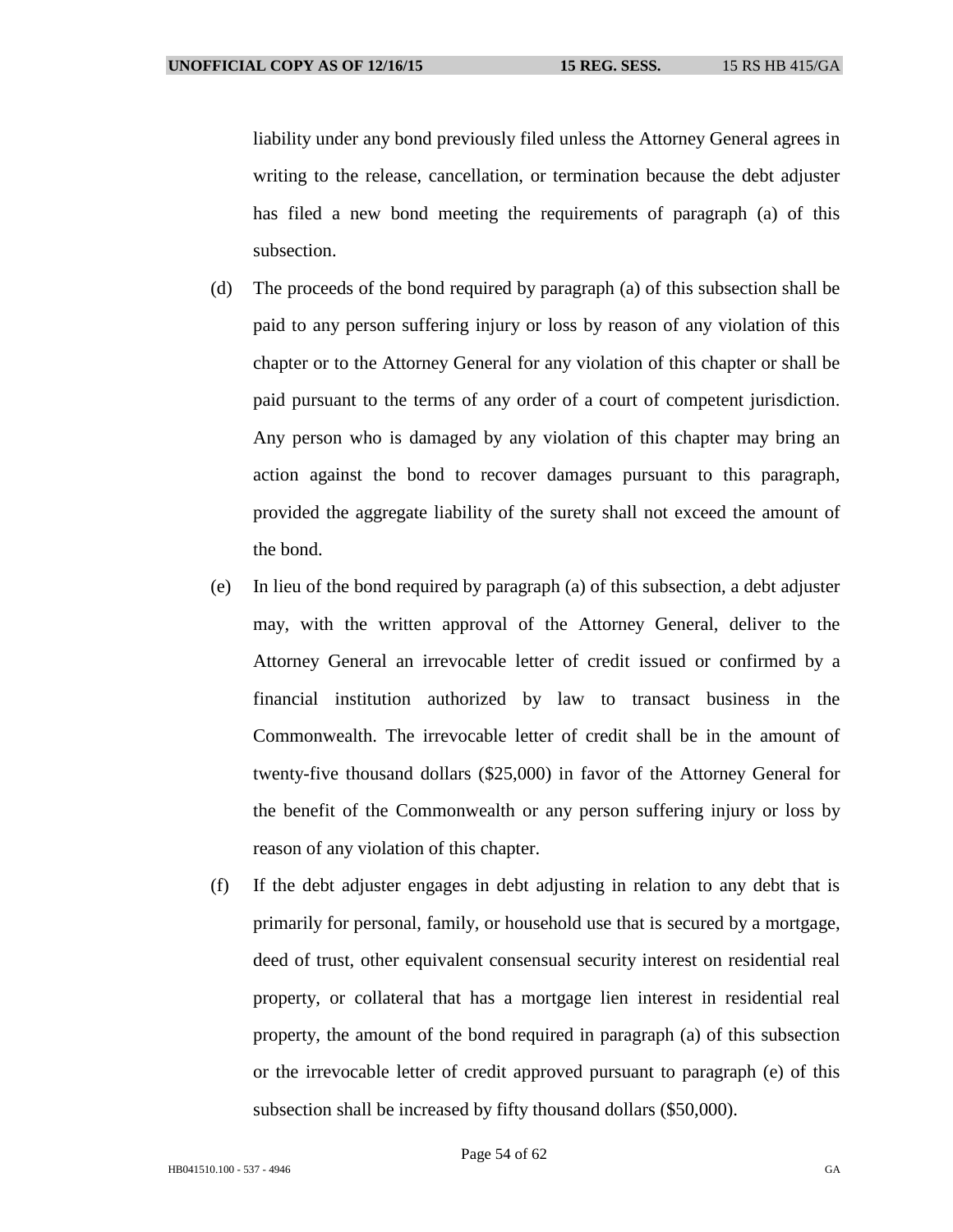liability under any bond previously filed unless the Attorney General agrees in writing to the release, cancellation, or termination because the debt adjuster has filed a new bond meeting the requirements of paragraph (a) of this subsection.

(d) The proceeds of the bond required by paragraph (a) of this subsection shall be paid to any person suffering injury or loss by reason of any violation of this chapter or to the Attorney General for any violation of this chapter or shall be paid pursuant to the terms of any order of a court of competent jurisdiction. Any person who is damaged by any violation of this chapter may bring an action against the bond to recover damages pursuant to this paragraph, provided the aggregate liability of the surety shall not exceed the amount of the bond.

(e) In lieu of the bond required by paragraph (a) of this subsection, a debt adjuster may, with the written approval of the Attorney General, deliver to the Attorney General an irrevocable letter of credit issued or confirmed by a financial institution authorized by law to transact business in the Commonwealth. The irrevocable letter of credit shall be in the amount of twenty-five thousand dollars ($25,000) in favor of the Attorney General for the benefit of the Commonwealth or any person suffering injury or loss by reason of any violation of this chapter.

(f) If the debt adjuster engages in debt adjusting in relation to any debt that is primarily for personal, family, or household use that is secured by a mortgage, deed of trust, other equivalent consensual security interest on residential real property, or collateral that has a mortgage lien interest in residential real property, the amount of the bond required in paragraph (a) of this subsection or the irrevocable letter of credit approved pursuant to paragraph (e) of this subsection shall be increased by fifty thousand dollars ($50,000).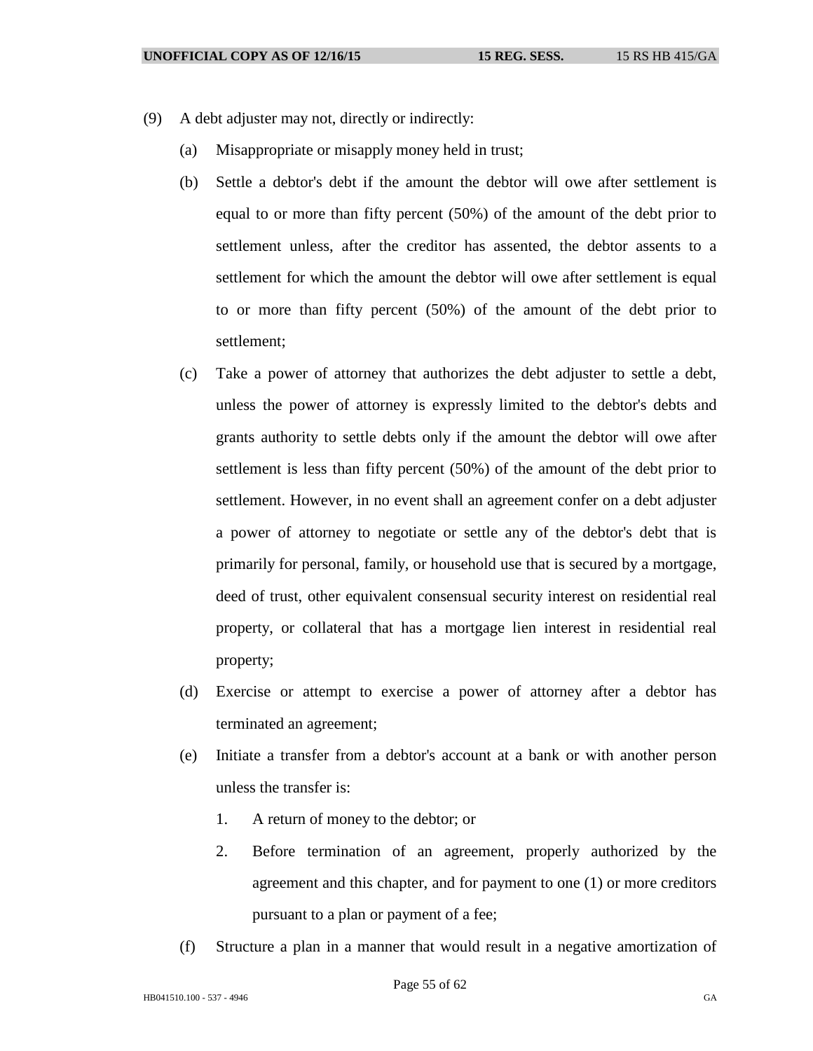(9) A debt adjuster may not, directly or indirectly:

(a) Misappropriate or misapply money held in trust;

(b) Settle a debtor's debt if the amount the debtor will owe after settlement is equal to or more than fifty percent (50%) of the amount of the debt prior to settlement unless, after the creditor has assented, the debtor assents to a settlement for which the amount the debtor will owe after settlement is equal to or more than fifty percent (50%) of the amount of the debt prior to settlement;

(c) Take a power of attorney that authorizes the debt adjuster to settle a debt, unless the power of attorney is expressly limited to the debtor's debts and grants authority to settle debts only if the amount the debtor will owe after settlement is less than fifty percent (50%) of the amount of the debt prior to settlement. However, in no event shall an agreement confer on a debt adjuster a power of attorney to negotiate or settle any of the debtor's debt that is primarily for personal, family, or household use that is secured by a mortgage, deed of trust, other equivalent consensual security interest on residential real property, or collateral that has a mortgage lien interest in residential real property;

(d) Exercise or attempt to exercise a power of attorney after a debtor has terminated an agreement;

(e) Initiate a transfer from a debtor's account at a bank or with another person unless the transfer is:

1. A return of money to the debtor; or

2. Before termination of an agreement, properly authorized by the agreement and this chapter, and for payment to one (1) or more creditors pursuant to a plan or payment of a fee;

(f) Structure a plan in a manner that would result in a negative amortization of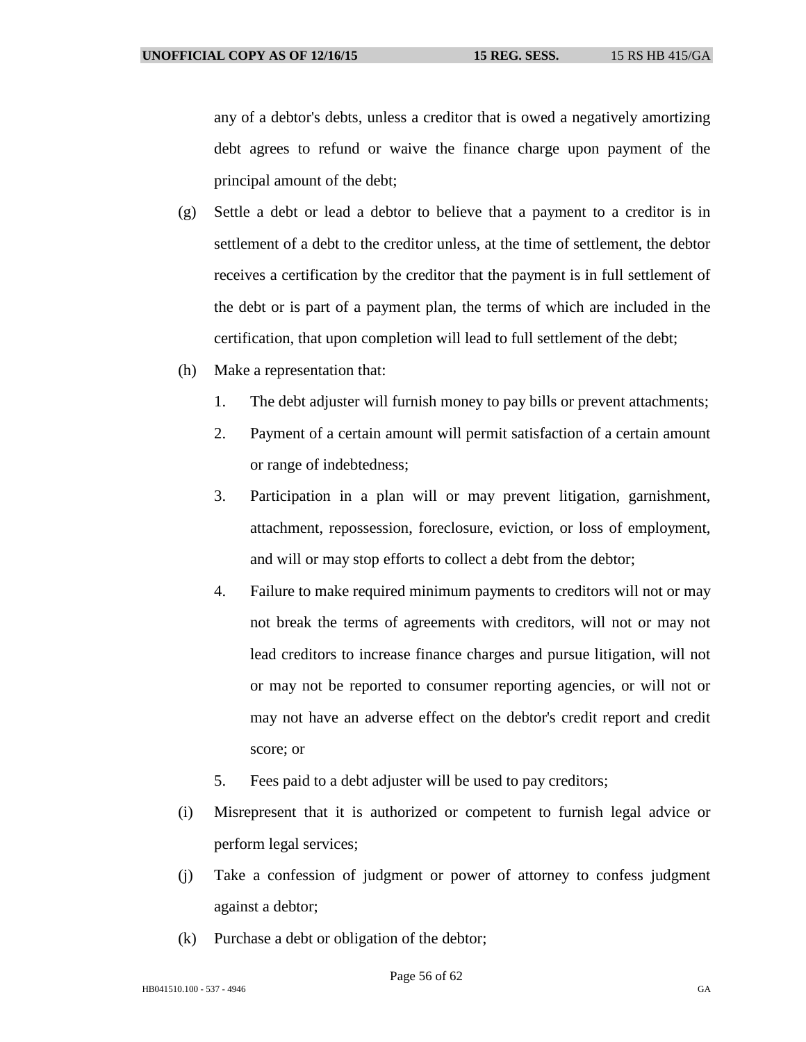any of a debtor's debts, unless a creditor that is owed a negatively amortizing debt agrees to refund or waive the finance charge upon payment of the principal amount of the debt;

(g) Settle a debt or lead a debtor to believe that a payment to a creditor is in settlement of a debt to the creditor unless, at the time of settlement, the debtor receives a certification by the creditor that the payment is in full settlement of the debt or is part of a payment plan, the terms of which are included in the certification, that upon completion will lead to full settlement of the debt;

(h) Make a representation that:

1. The debt adjuster will furnish money to pay bills or prevent attachments;
2. Payment of a certain amount will permit satisfaction of a certain amount or range of indebtedness;
3. Participation in a plan will or may prevent litigation, garnishment, attachment, repossession, foreclosure, eviction, or loss of employment, and will or may stop efforts to collect a debt from the debtor;
4. Failure to make required minimum payments to creditors will not or may not break the terms of agreements with creditors, will not or may not lead creditors to increase finance charges and pursue litigation, will not or may not be reported to consumer reporting agencies, or will not or may not have an adverse effect on the debtor's credit report and credit score; or
5. Fees paid to a debt adjuster will be used to pay creditors;

(i) Misrepresent that it is authorized or competent to furnish legal advice or perform legal services;

(j) Take a confession of judgment or power of attorney to confess judgment against a debtor;

(k) Purchase a debt or obligation of the debtor;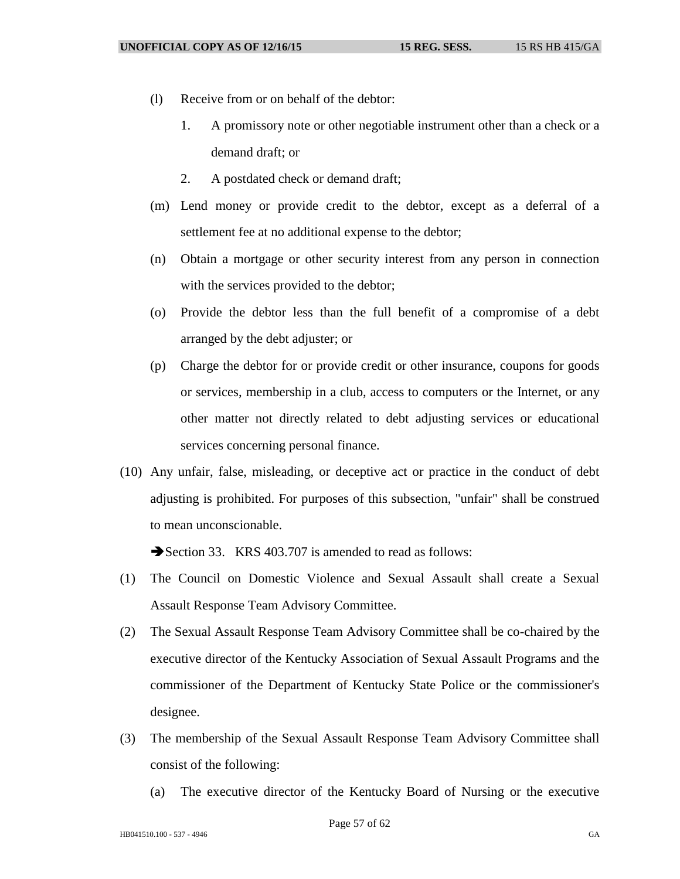(l) Receive from or on behalf of the debtor:

1. A promissory note or other negotiable instrument other than a check or a demand draft; or
2. A postdated check or demand draft;

(m) Lend money or provide credit to the debtor, except as a deferral of a settlement fee at no additional expense to the debtor;

(n) Obtain a mortgage or other security interest from any person in connection with the services provided to the debtor;

(o) Provide the debtor less than the full benefit of a compromise of a debt arranged by the debt adjuster; or

(p) Charge the debtor for or provide credit or other insurance, coupons for goods or services, membership in a club, access to computers or the Internet, or any other matter not directly related to debt adjusting services or educational services concerning personal finance.

(10) Any unfair, false, misleading, or deceptive act or practice in the conduct of debt adjusting is prohibited. For purposes of this subsection, "unfair" shall be construed to mean unconscionable.

➔Section 33. KRS 403.707 is amended to read as follows:

(1) The Council on Domestic Violence and Sexual Assault shall create a Sexual Assault Response Team Advisory Committee.

(2) The Sexual Assault Response Team Advisory Committee shall be co-chaired by the executive director of the Kentucky Association of Sexual Assault Programs and the commissioner of the Department of Kentucky State Police or the commissioner's designee.

(3) The membership of the Sexual Assault Response Team Advisory Committee shall consist of the following:

(a) The executive director of the Kentucky Board of Nursing or the executive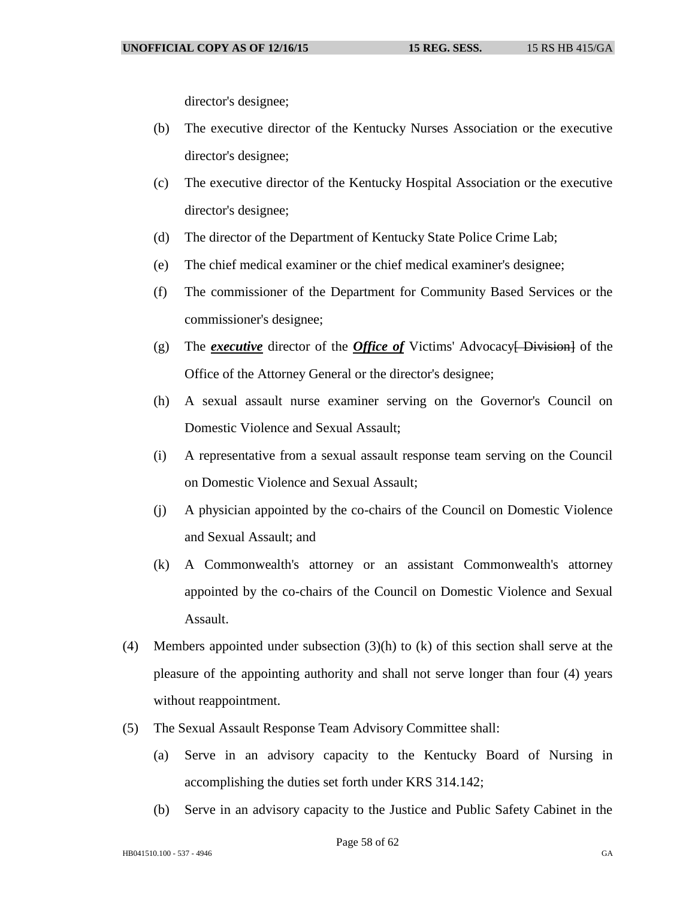director's designee;

(b) The executive director of the Kentucky Nurses Association or the executive director's designee;

(c) The executive director of the Kentucky Hospital Association or the executive director's designee;

(d) The director of the Department of Kentucky State Police Crime Lab;

(e) The chief medical examiner or the chief medical examiner's designee;

(f) The commissioner of the Department for Community Based Services or the commissioner's designee;

(g) The ***executive*** director of the ***Office of*** Victims' Advocacy~~[ Division]~~ of the Office of the Attorney General or the director's designee;

(h) A sexual assault nurse examiner serving on the Governor's Council on Domestic Violence and Sexual Assault;

(i) A representative from a sexual assault response team serving on the Council on Domestic Violence and Sexual Assault;

(j) A physician appointed by the co-chairs of the Council on Domestic Violence and Sexual Assault; and

(k) A Commonwealth's attorney or an assistant Commonwealth's attorney appointed by the co-chairs of the Council on Domestic Violence and Sexual Assault.

(4) Members appointed under subsection (3)(h) to (k) of this section shall serve at the pleasure of the appointing authority and shall not serve longer than four (4) years without reappointment.

(5) The Sexual Assault Response Team Advisory Committee shall:

(a) Serve in an advisory capacity to the Kentucky Board of Nursing in accomplishing the duties set forth under KRS 314.142;

(b) Serve in an advisory capacity to the Justice and Public Safety Cabinet in the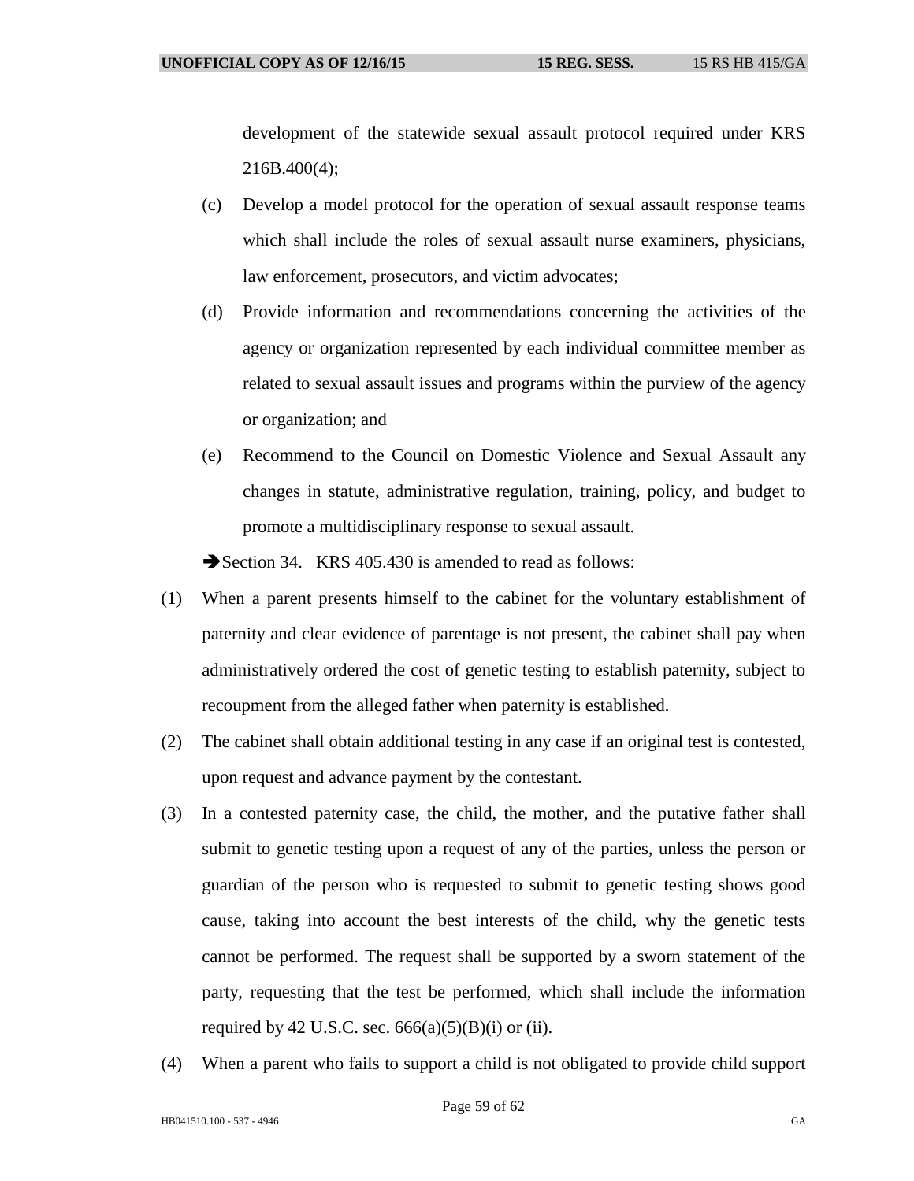development of the statewide sexual assault protocol required under KRS 216B.400(4);

(c) Develop a model protocol for the operation of sexual assault response teams which shall include the roles of sexual assault nurse examiners, physicians, law enforcement, prosecutors, and victim advocates;

(d) Provide information and recommendations concerning the activities of the agency or organization represented by each individual committee member as related to sexual assault issues and programs within the purview of the agency or organization; and

(e) Recommend to the Council on Domestic Violence and Sexual Assault any changes in statute, administrative regulation, training, policy, and budget to promote a multidisciplinary response to sexual assault.

➔Section 34. KRS 405.430 is amended to read as follows:

(1) When a parent presents himself to the cabinet for the voluntary establishment of paternity and clear evidence of parentage is not present, the cabinet shall pay when administratively ordered the cost of genetic testing to establish paternity, subject to recoupment from the alleged father when paternity is established.

(2) The cabinet shall obtain additional testing in any case if an original test is contested, upon request and advance payment by the contestant.

(3) In a contested paternity case, the child, the mother, and the putative father shall submit to genetic testing upon a request of any of the parties, unless the person or guardian of the person who is requested to submit to genetic testing shows good cause, taking into account the best interests of the child, why the genetic tests cannot be performed. The request shall be supported by a sworn statement of the party, requesting that the test be performed, which shall include the information required by 42 U.S.C. sec. 666(a)(5)(B)(i) or (ii).

(4) When a parent who fails to support a child is not obligated to provide child support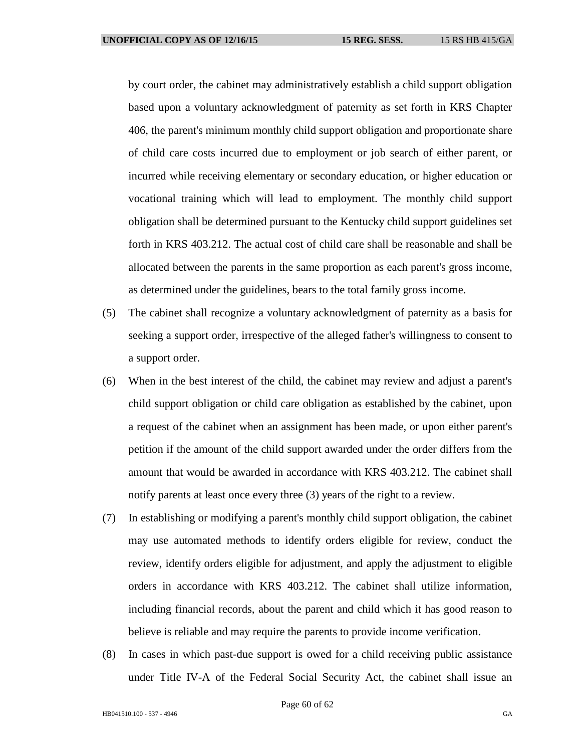by court order, the cabinet may administratively establish a child support obligation based upon a voluntary acknowledgment of paternity as set forth in KRS Chapter 406, the parent's minimum monthly child support obligation and proportionate share of child care costs incurred due to employment or job search of either parent, or incurred while receiving elementary or secondary education, or higher education or vocational training which will lead to employment. The monthly child support obligation shall be determined pursuant to the Kentucky child support guidelines set forth in KRS 403.212. The actual cost of child care shall be reasonable and shall be allocated between the parents in the same proportion as each parent's gross income, as determined under the guidelines, bears to the total family gross income.

(5) The cabinet shall recognize a voluntary acknowledgment of paternity as a basis for seeking a support order, irrespective of the alleged father's willingness to consent to a support order.

(6) When in the best interest of the child, the cabinet may review and adjust a parent's child support obligation or child care obligation as established by the cabinet, upon a request of the cabinet when an assignment has been made, or upon either parent's petition if the amount of the child support awarded under the order differs from the amount that would be awarded in accordance with KRS 403.212. The cabinet shall notify parents at least once every three (3) years of the right to a review.

(7) In establishing or modifying a parent's monthly child support obligation, the cabinet may use automated methods to identify orders eligible for review, conduct the review, identify orders eligible for adjustment, and apply the adjustment to eligible orders in accordance with KRS 403.212. The cabinet shall utilize information, including financial records, about the parent and child which it has good reason to believe is reliable and may require the parents to provide income verification.

(8) In cases in which past-due support is owed for a child receiving public assistance under Title IV-A of the Federal Social Security Act, the cabinet shall issue an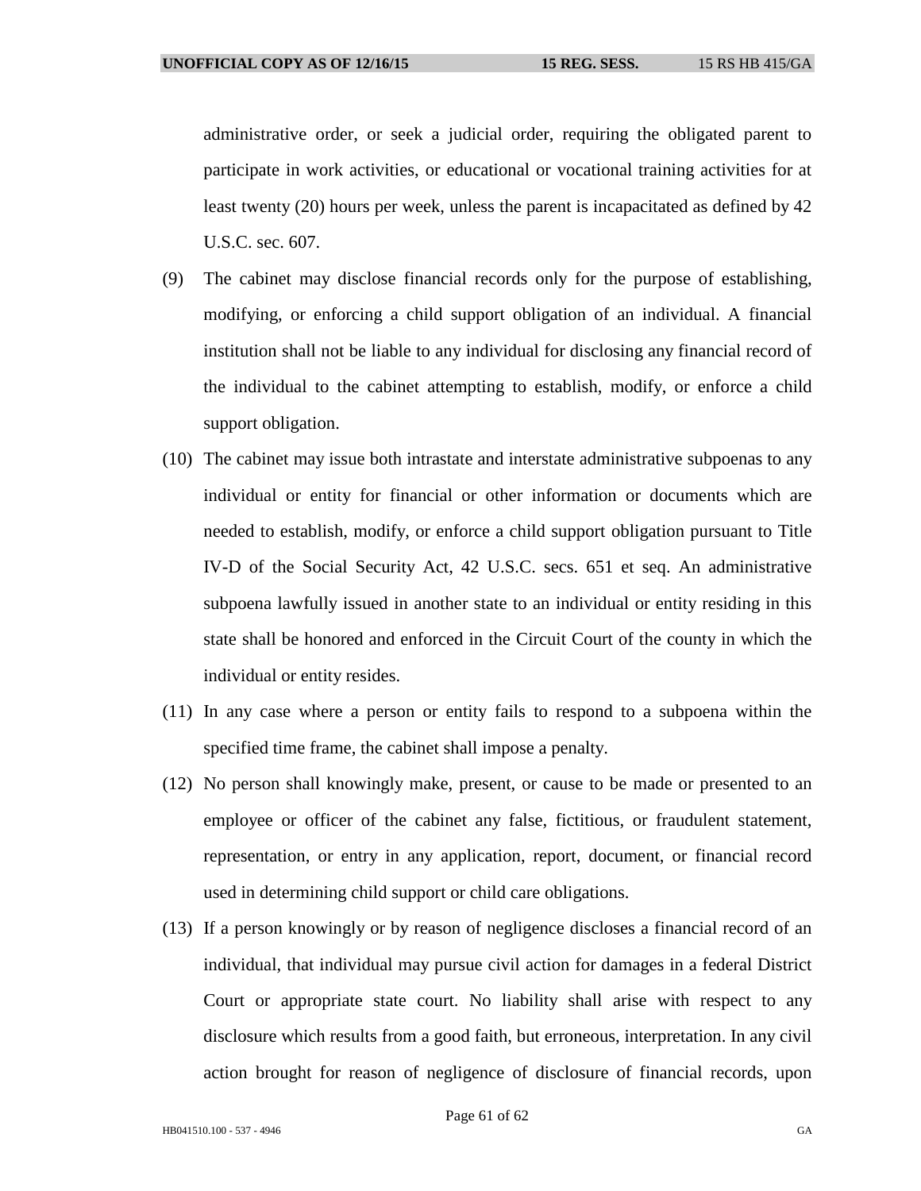administrative order, or seek a judicial order, requiring the obligated parent to participate in work activities, or educational or vocational training activities for at least twenty (20) hours per week, unless the parent is incapacitated as defined by 42 U.S.C. sec. 607.

(9) The cabinet may disclose financial records only for the purpose of establishing, modifying, or enforcing a child support obligation of an individual. A financial institution shall not be liable to any individual for disclosing any financial record of the individual to the cabinet attempting to establish, modify, or enforce a child support obligation.

(10) The cabinet may issue both intrastate and interstate administrative subpoenas to any individual or entity for financial or other information or documents which are needed to establish, modify, or enforce a child support obligation pursuant to Title IV-D of the Social Security Act, 42 U.S.C. secs. 651 et seq. An administrative subpoena lawfully issued in another state to an individual or entity residing in this state shall be honored and enforced in the Circuit Court of the county in which the individual or entity resides.

(11) In any case where a person or entity fails to respond to a subpoena within the specified time frame, the cabinet shall impose a penalty.

(12) No person shall knowingly make, present, or cause to be made or presented to an employee or officer of the cabinet any false, fictitious, or fraudulent statement, representation, or entry in any application, report, document, or financial record used in determining child support or child care obligations.

(13) If a person knowingly or by reason of negligence discloses a financial record of an individual, that individual may pursue civil action for damages in a federal District Court or appropriate state court. No liability shall arise with respect to any disclosure which results from a good faith, but erroneous, interpretation. In any civil action brought for reason of negligence of disclosure of financial records, upon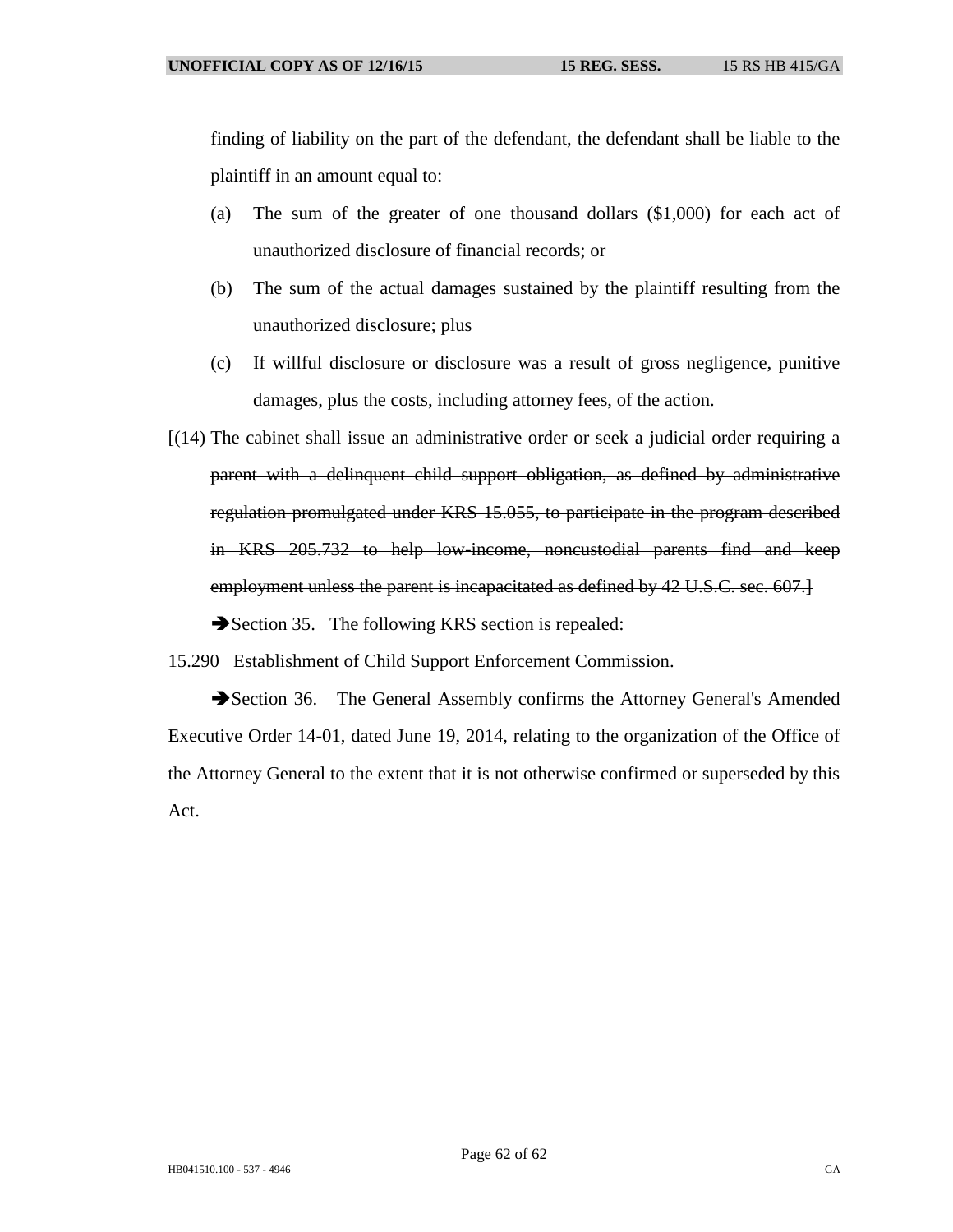finding of liability on the part of the defendant, the defendant shall be liable to the plaintiff in an amount equal to:

(a) The sum of the greater of one thousand dollars ($1,000) for each act of unauthorized disclosure of financial records; or

(b) The sum of the actual damages sustained by the plaintiff resulting from the unauthorized disclosure; plus

(c) If willful disclosure or disclosure was a result of gross negligence, punitive damages, plus the costs, including attorney fees, of the action.

~~[(14) The cabinet shall issue an administrative order or seek a judicial order requiring a parent with a delinquent child support obligation, as defined by administrative regulation promulgated under KRS 15.055, to participate in the program described in KRS 205.732 to help low-income, noncustodial parents find and keep employment unless the parent is incapacitated as defined by 42 U.S.C. sec. 607.]~~

➔Section 35. The following KRS section is repealed:

15.290 Establishment of Child Support Enforcement Commission.

➔Section 36. The General Assembly confirms the Attorney General's Amended Executive Order 14-01, dated June 19, 2014, relating to the organization of the Office of the Attorney General to the extent that it is not otherwise confirmed or superseded by this Act.